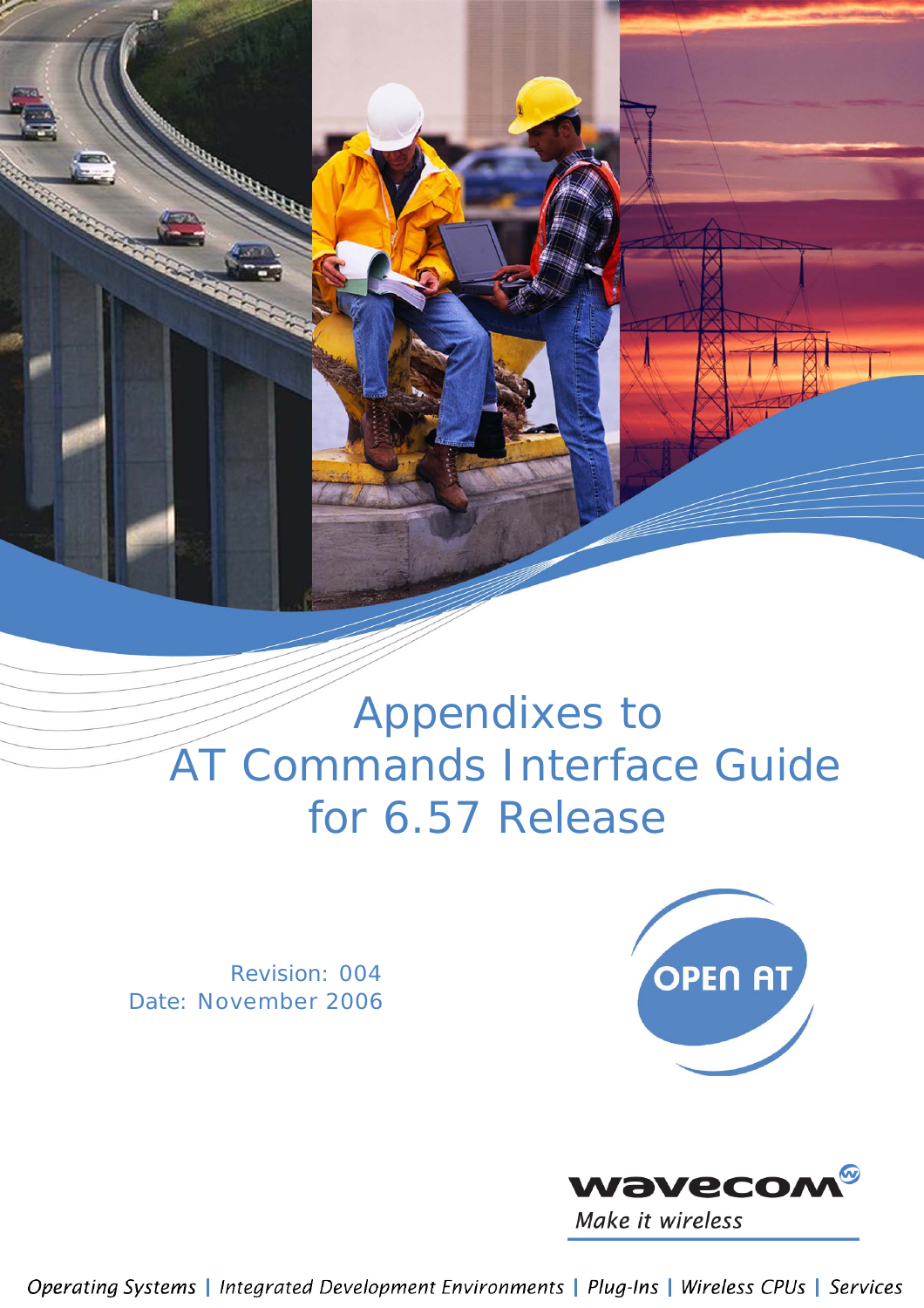# Appendixes to AT Commands Interface Guide for 6.57 Release

Revision: 004
Date: November 2006

OPEN AT

wavecom
*Make it wireless*

*Operating Systems | Integrated Development Environments | Plug-Ins | Wireless CPUs | Services*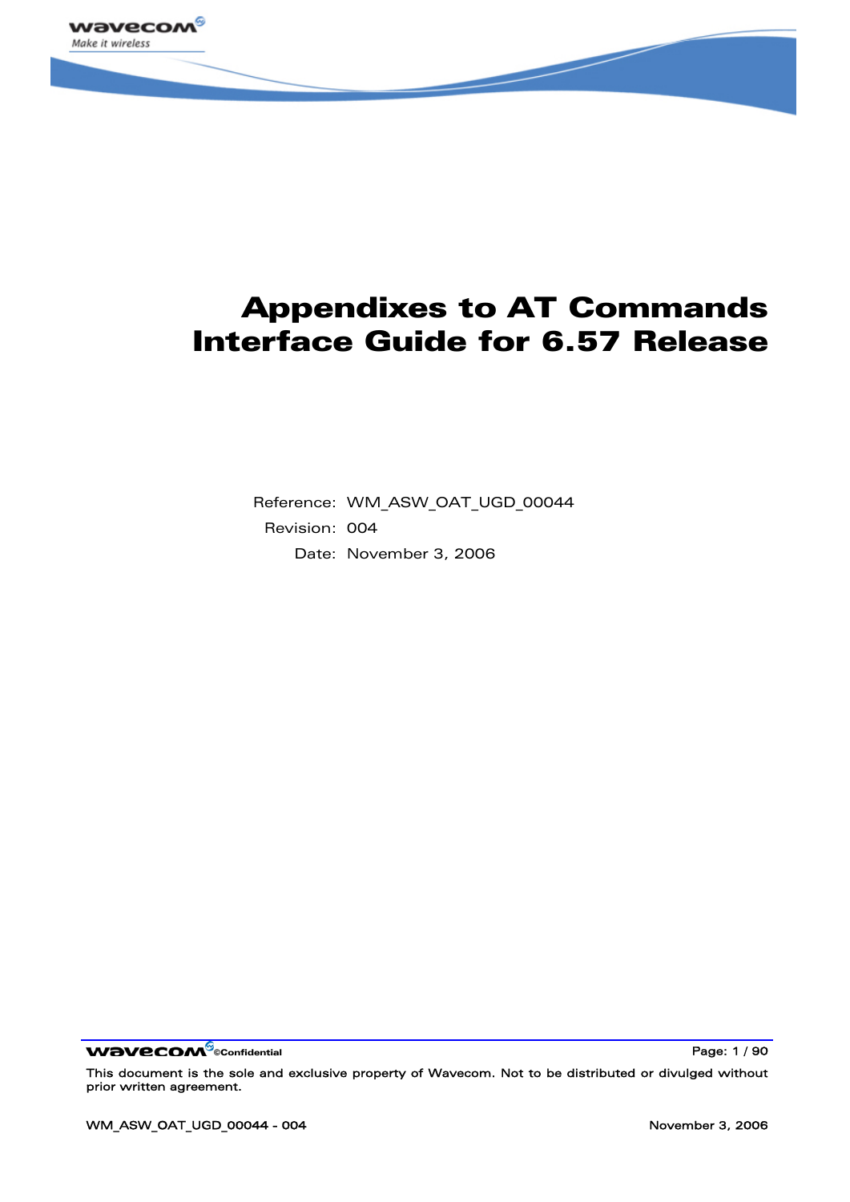# Appendixes to AT Commands Interface Guide for 6.57 Release

Reference: WM_ASW_OAT_UGD_00044

Revision: 004

Date: November 3, 2006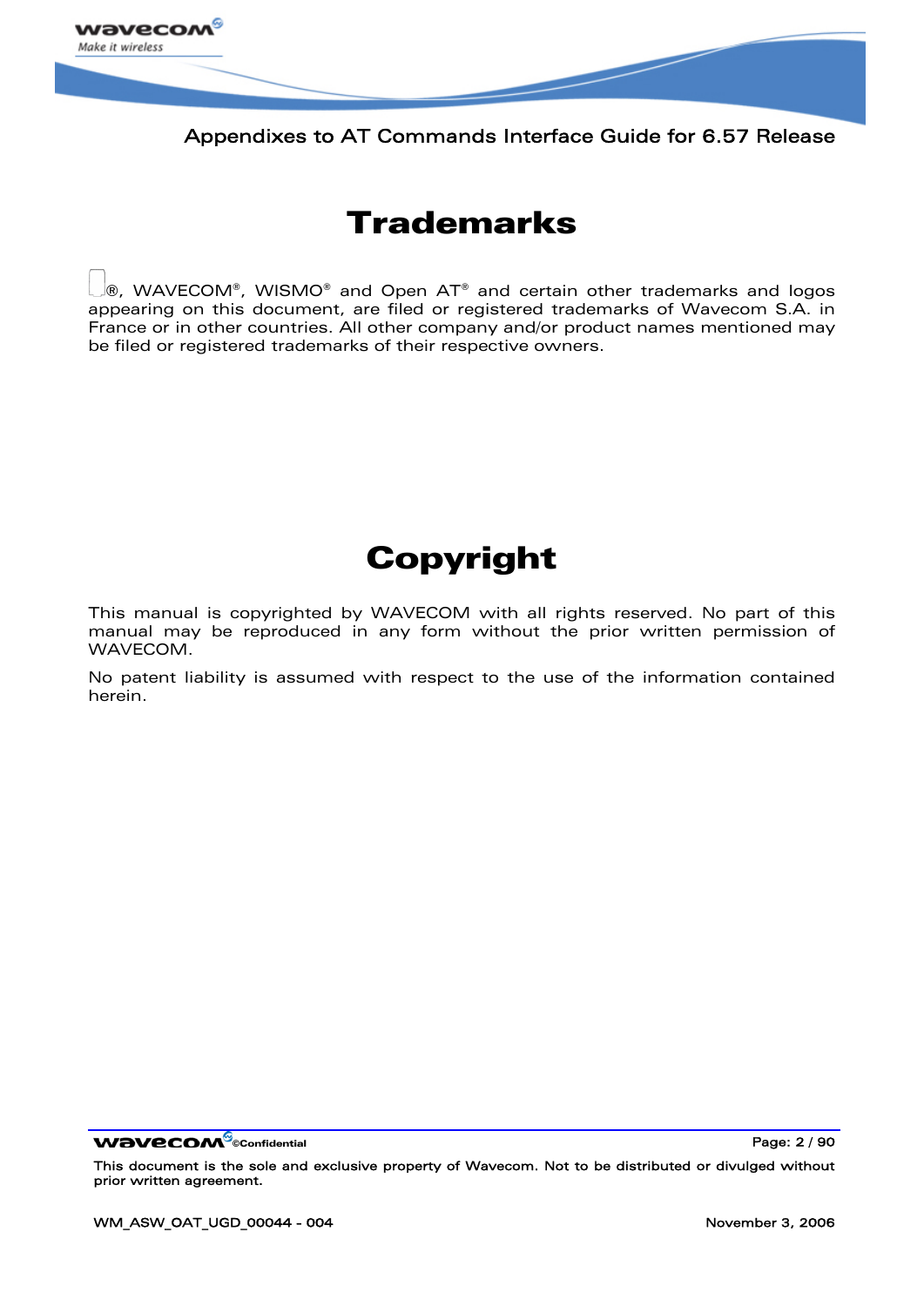# Trademarks

®, WAVECOM®, WISMO® and Open AT® and certain other trademarks and logos appearing on this document, are filed or registered trademarks of Wavecom S.A. in France or in other countries. All other company and/or product names mentioned may be filed or registered trademarks of their respective owners.

# Copyright

This manual is copyrighted by WAVECOM with all rights reserved. No part of this manual may be reproduced in any form without the prior written permission of WAVECOM.

No patent liability is assumed with respect to the use of the information contained herein.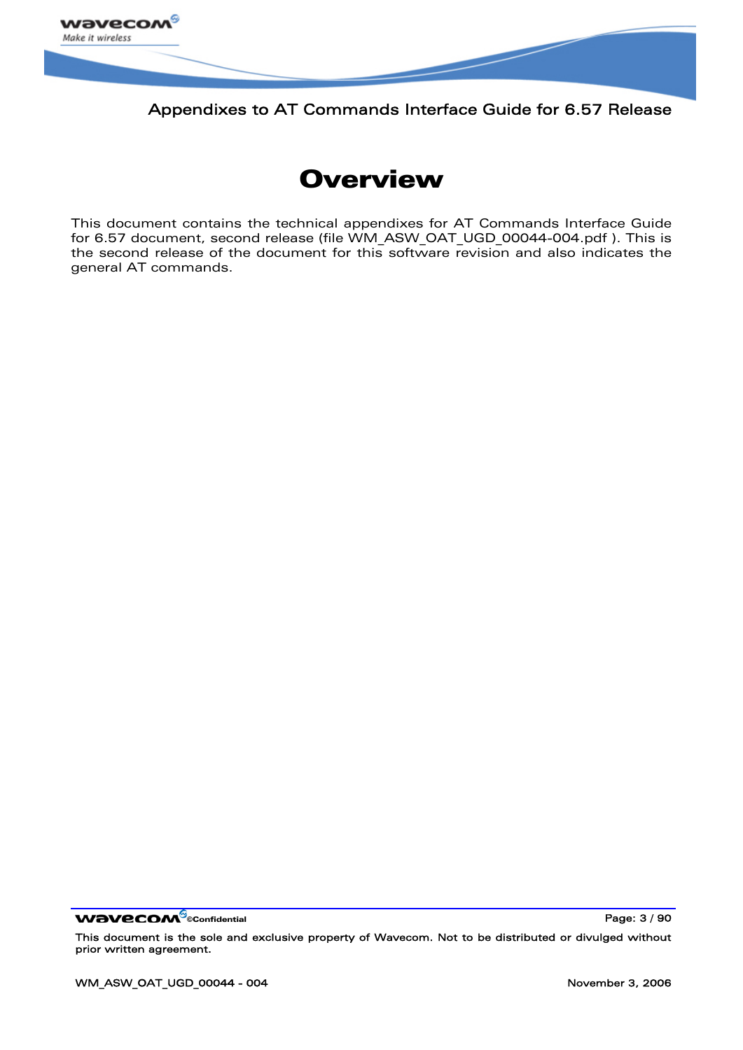# Overview

This document contains the technical appendixes for AT Commands Interface Guide for 6.57 document, second release (file WM_ASW_OAT_UGD_00044-004.pdf ). This is the second release of the document for this software revision and also indicates the general AT commands.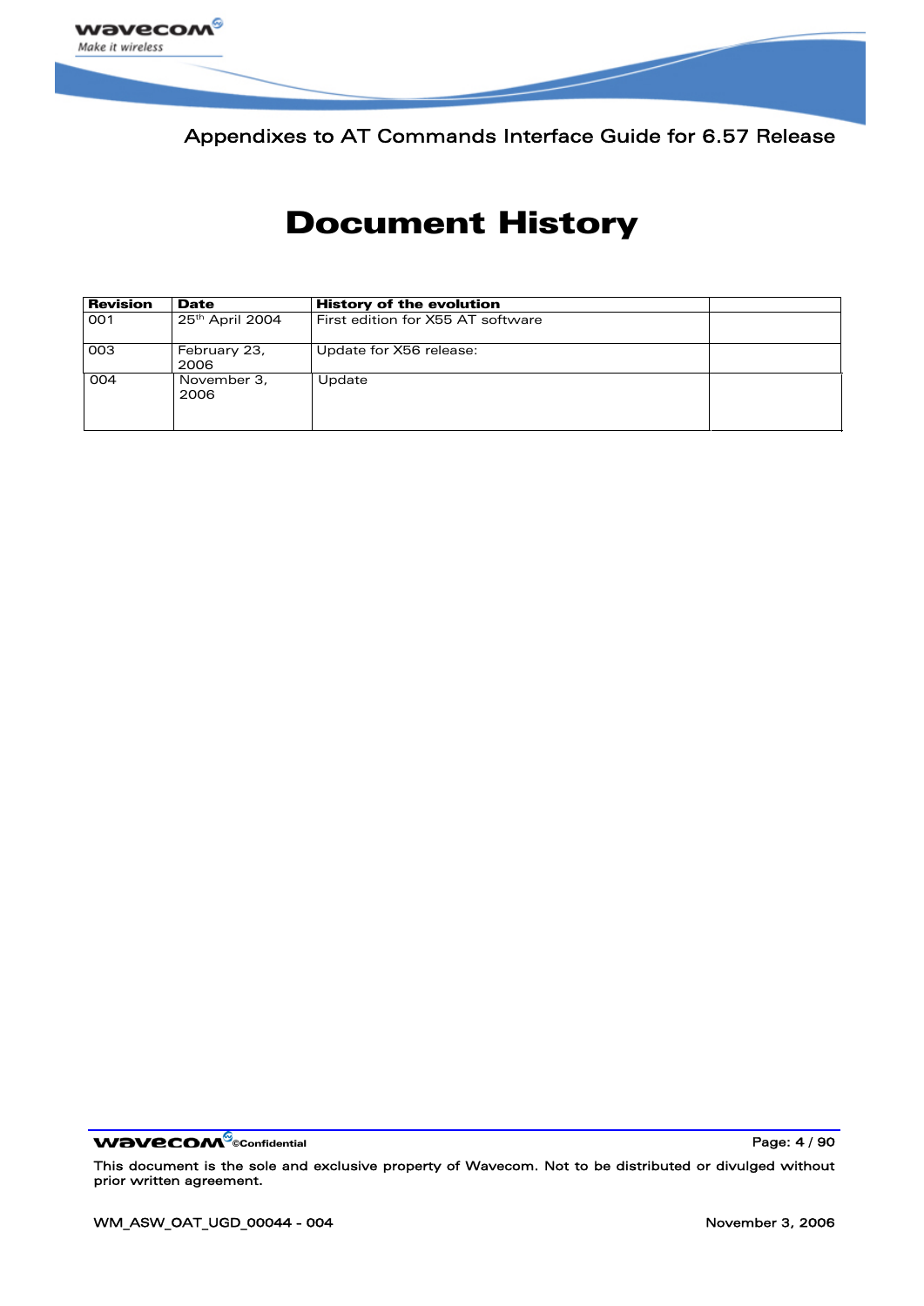# Document History

| Revision | Date | History of the evolution | |
|---|---|---|---|
| 001 | 25th April 2004 | First edition for X55 AT software | |
| 003 | February 23, 2006 | Update for X56 release: | |
| 004 | November 3, 2006 | Update | |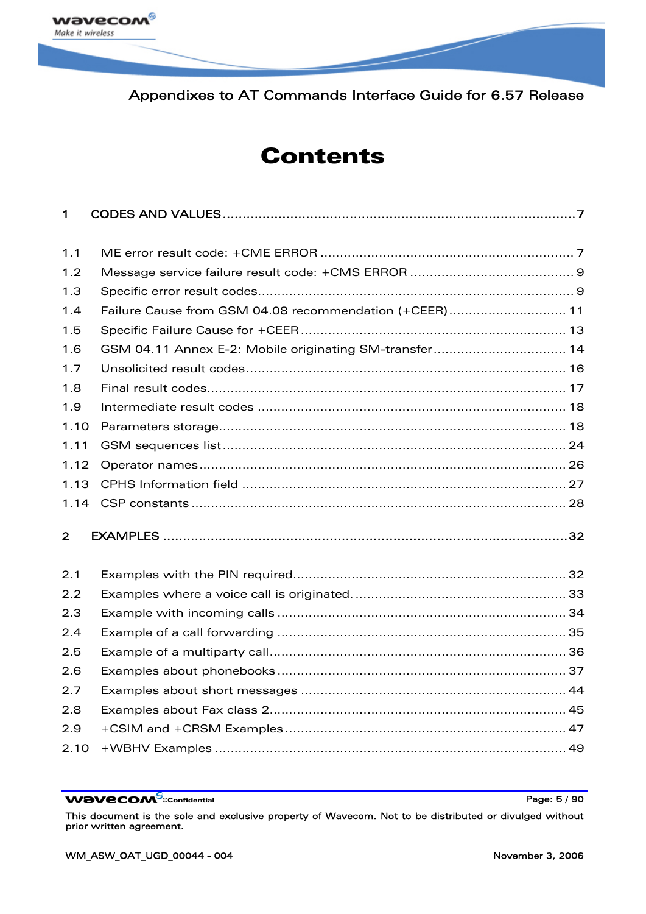# Contents

1 CODES AND VALUES ........................................................................................7

1.1 ME error result code: +CME ERROR ................................................................ 7
1.2 Message service failure result code: +CMS ERROR .......................................... 9
1.3 Specific error result codes................................................................................ 9
1.4 Failure Cause from GSM 04.08 recommendation (+CEER)............................. 11
1.5 Specific Failure Cause for +CEER .................................................................... 13
1.6 GSM 04.11 Annex E-2: Mobile originating SM-transfer.................................. 14
1.7 Unsolicited result codes................................................................................. 16
1.8 Final result codes.......................................................................................... 17
1.9 Intermediate result codes .............................................................................. 18
1.10 Parameters storage........................................................................................ 18
1.11 GSM sequences list....................................................................................... 24
1.12 Operator names............................................................................................. 26
1.13 CPHS Information field .................................................................................. 27
1.14 CSP constants ............................................................................................... 28

2 EXAMPLES ...................................................................................................32

2.1 Examples with the PIN required..................................................................... 32
2.2 Examples where a voice call is originated. ..................................................... 33
2.3 Example with incoming calls ......................................................................... 34
2.4 Example of a call forwarding ......................................................................... 35
2.5 Example of a multiparty call........................................................................... 36
2.6 Examples about phonebooks ......................................................................... 37
2.7 Examples about short messages .................................................................... 44
2.8 Examples about Fax class 2........................................................................... 45
2.9 +CSIM and +CRSM Examples ....................................................................... 47
2.10 +WBHV Examples ......................................................................................... 49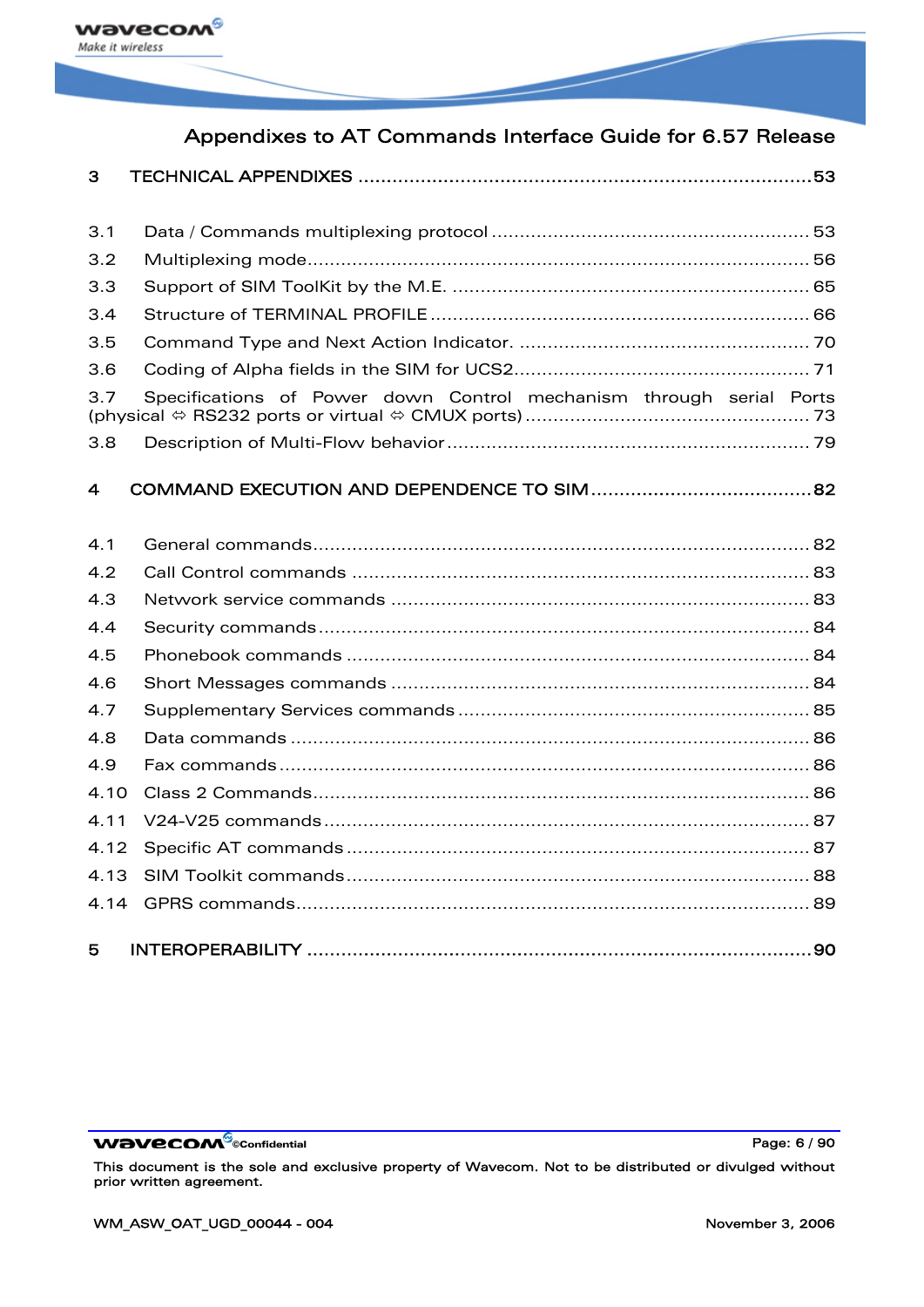3 TECHNICAL APPENDIXES ....................................................................................53

3.1 Data / Commands multiplexing protocol ........................................................ 53

3.2 Multiplexing mode.......................................................................................... 56

3.3 Support of SIM ToolKit by the M.E. ............................................................... 65

3.4 Structure of TERMINAL PROFILE .................................................................... 66

3.5 Command Type and Next Action Indicator. .................................................... 70

3.6 Coding of Alpha fields in the SIM for UCS2.................................................... 71

3.7 Specifications of Power down Control mechanism through serial Ports (physical ⇔ RS232 ports or virtual ⇔ CMUX ports) ................................................. 73

3.8 Description of Multi-Flow behavior ................................................................ 79

4 COMMAND EXECUTION AND DEPENDENCE TO SIM .......................................82

4.1 General commands......................................................................................... 82

4.2 Call Control commands .................................................................................. 83

4.3 Network service commands ........................................................................... 83

4.4 Security commands ........................................................................................ 84

4.5 Phonebook commands ................................................................................... 84

4.6 Short Messages commands ........................................................................... 84

4.7 Supplementary Services commands .............................................................. 85

4.8 Data commands ............................................................................................. 86

4.9 Fax commands ............................................................................................... 86

4.10 Class 2 Commands......................................................................................... 86

4.11 V24-V25 commands ....................................................................................... 87

4.12 Specific AT commands ................................................................................... 87

4.13 SIM Toolkit commands ................................................................................... 88

4.14 GPRS commands............................................................................................ 89

5 INTEROPERABILITY ..........................................................................................90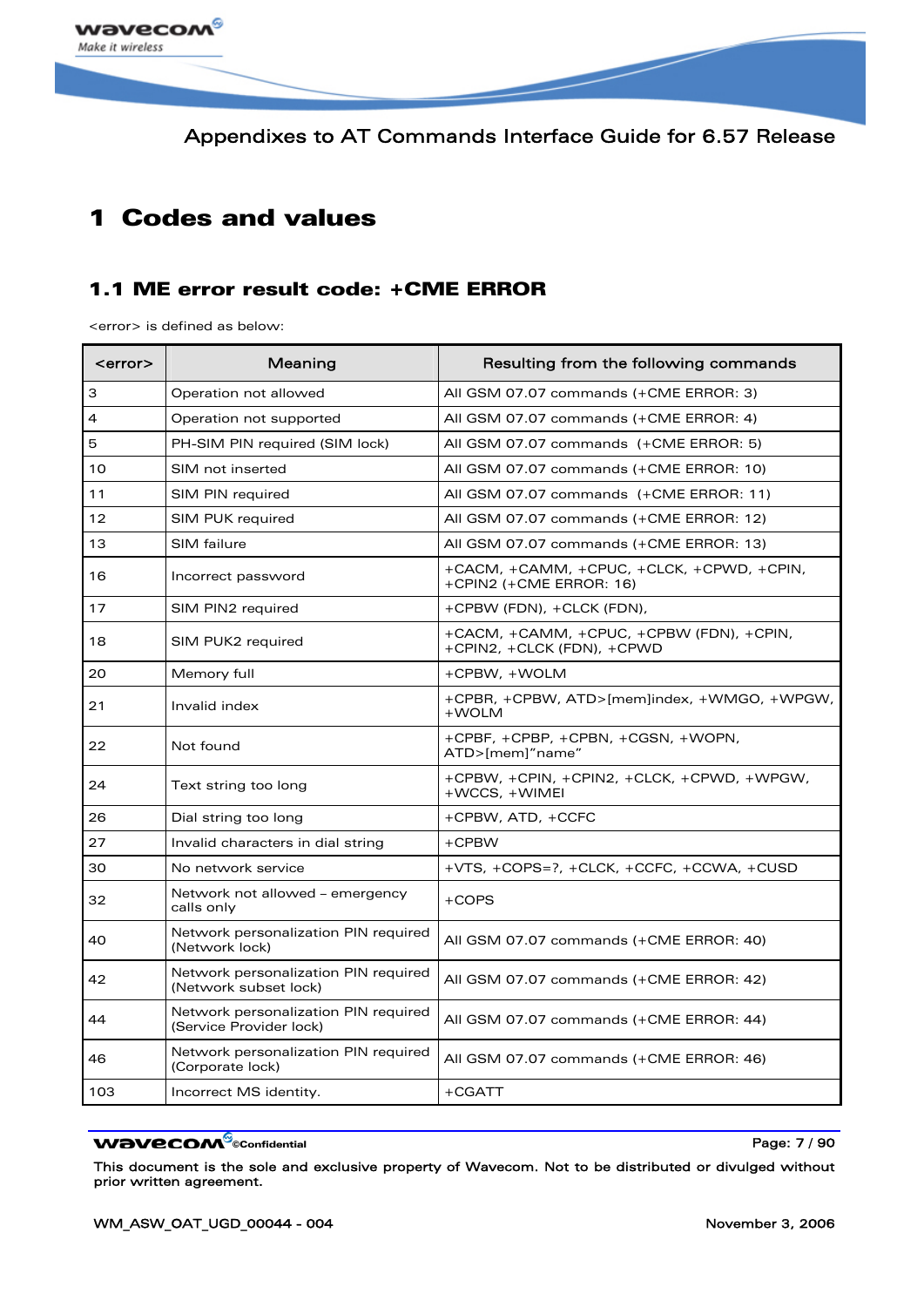# 1 Codes and values

## 1.1 ME error result code: +CME ERROR

<error> is defined as below:

| <error> | Meaning | Resulting from the following commands |
|---|---|---|
| 3 | Operation not allowed | All GSM 07.07 commands (+CME ERROR: 3) |
| 4 | Operation not supported | All GSM 07.07 commands (+CME ERROR: 4) |
| 5 | PH-SIM PIN required (SIM lock) | All GSM 07.07 commands (+CME ERROR: 5) |
| 10 | SIM not inserted | All GSM 07.07 commands (+CME ERROR: 10) |
| 11 | SIM PIN required | All GSM 07.07 commands (+CME ERROR: 11) |
| 12 | SIM PUK required | All GSM 07.07 commands (+CME ERROR: 12) |
| 13 | SIM failure | All GSM 07.07 commands (+CME ERROR: 13) |
| 16 | Incorrect password | +CACM, +CAMM, +CPUC, +CLCK, +CPWD, +CPIN, +CPIN2 (+CME ERROR: 16) |
| 17 | SIM PIN2 required | +CPBW (FDN), +CLCK (FDN), |
| 18 | SIM PUK2 required | +CACM, +CAMM, +CPUC, +CPBW (FDN), +CPIN, +CPIN2, +CLCK (FDN), +CPWD |
| 20 | Memory full | +CPBW, +WOLM |
| 21 | Invalid index | +CPBR, +CPBW, ATD>[mem]index, +WMGO, +WPGW, +WOLM |
| 22 | Not found | +CPBF, +CPBP, +CPBN, +CGSN, +WOPN, ATD>[mem]"name" |
| 24 | Text string too long | +CPBW, +CPIN, +CPIN2, +CLCK, +CPWD, +WPGW, +WCCS, +WIMEI |
| 26 | Dial string too long | +CPBW, ATD, +CCFC |
| 27 | Invalid characters in dial string | +CPBW |
| 30 | No network service | +VTS, +COPS=?, +CLCK, +CCFC, +CCWA, +CUSD |
| 32 | Network not allowed – emergency calls only | +COPS |
| 40 | Network personalization PIN required (Network lock) | All GSM 07.07 commands (+CME ERROR: 40) |
| 42 | Network personalization PIN required (Network subset lock) | All GSM 07.07 commands (+CME ERROR: 42) |
| 44 | Network personalization PIN required (Service Provider lock) | All GSM 07.07 commands (+CME ERROR: 44) |
| 46 | Network personalization PIN required (Corporate lock) | All GSM 07.07 commands (+CME ERROR: 46) |
| 103 | Incorrect MS identity. | +CGATT |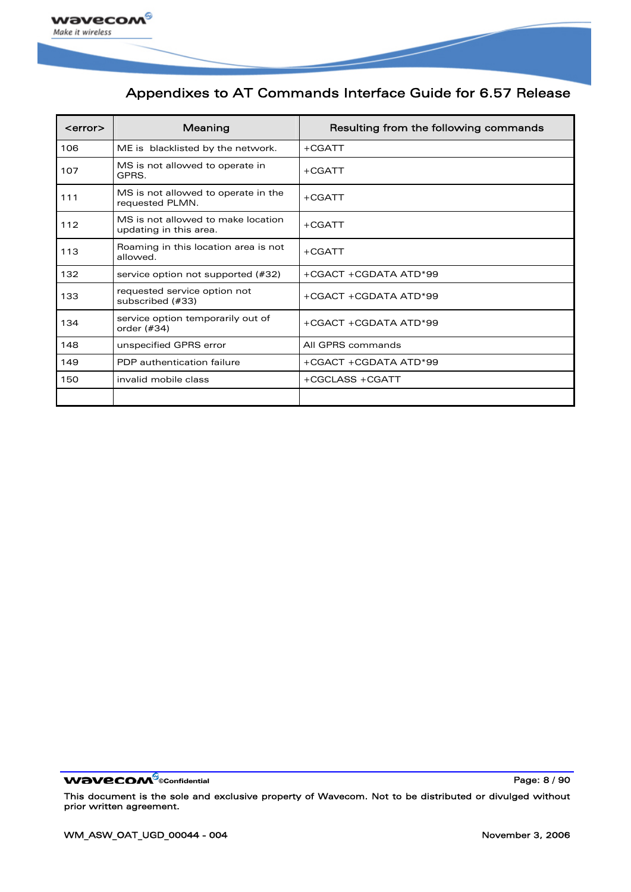| <error> | Meaning | Resulting from the following commands |
| --- | --- | --- |
| 106 | ME is blacklisted by the network. | +CGATT |
| 107 | MS is not allowed to operate in GPRS. | +CGATT |
| 111 | MS is not allowed to operate in the requested PLMN. | +CGATT |
| 112 | MS is not allowed to make location updating in this area. | +CGATT |
| 113 | Roaming in this location area is not allowed. | +CGATT |
| 132 | service option not supported (#32) | +CGACT +CGDATA ATD*99 |
| 133 | requested service option not subscribed (#33) | +CGACT +CGDATA ATD*99 |
| 134 | service option temporarily out of order (#34) | +CGACT +CGDATA ATD*99 |
| 148 | unspecified GPRS error | All GPRS commands |
| 149 | PDP authentication failure | +CGACT +CGDATA ATD*99 |
| 150 | invalid mobile class | +CGCLASS +CGATT |
| | | |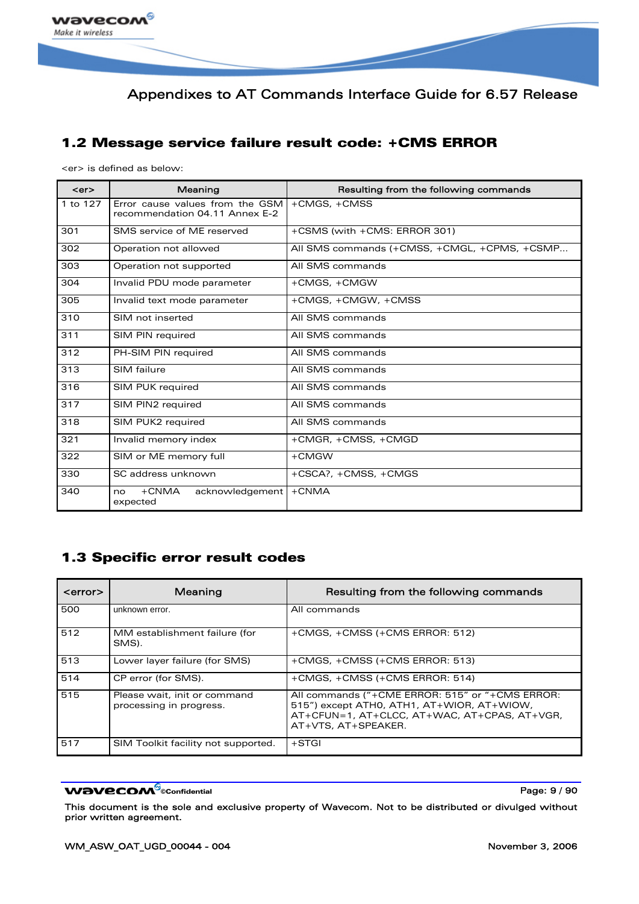## 1.2 Message service failure result code: +CMS ERROR

<er> is defined as below:

| <er> | Meaning | Resulting from the following commands |
|---|---|---|
| 1 to 127 | Error cause values from the GSM recommendation 04.11 Annex E-2 | +CMGS, +CMSS |
| 301 | SMS service of ME reserved | +CSMS (with +CMS: ERROR 301) |
| 302 | Operation not allowed | All SMS commands (+CMSS, +CMGL, +CPMS, +CSMP… |
| 303 | Operation not supported | All SMS commands |
| 304 | Invalid PDU mode parameter | +CMGS, +CMGW |
| 305 | Invalid text mode parameter | +CMGS, +CMGW, +CMSS |
| 310 | SIM not inserted | All SMS commands |
| 311 | SIM PIN required | All SMS commands |
| 312 | PH-SIM PIN required | All SMS commands |
| 313 | SIM failure | All SMS commands |
| 316 | SIM PUK required | All SMS commands |
| 317 | SIM PIN2 required | All SMS commands |
| 318 | SIM PUK2 required | All SMS commands |
| 321 | Invalid memory index | +CMGR, +CMSS, +CMGD |
| 322 | SIM or ME memory full | +CMGW |
| 330 | SC address unknown | +CSCA?, +CMSS, +CMGS |
| 340 | no +CNMA acknowledgement expected | +CNMA |

## 1.3 Specific error result codes

| <error> | Meaning | Resulting from the following commands |
|---|---|---|
| 500 | unknown error. | All commands |
| 512 | MM establishment failure (for SMS). | +CMGS, +CMSS (+CMS ERROR: 512) |
| 513 | Lower layer failure (for SMS) | +CMGS, +CMSS (+CMS ERROR: 513) |
| 514 | CP error (for SMS). | +CMGS, +CMSS (+CMS ERROR: 514) |
| 515 | Please wait, init or command processing in progress. | All commands ("+CME ERROR: 515" or "+CMS ERROR: 515") except ATH0, ATH1, AT+WIOR, AT+WIOW, AT+CFUN=1, AT+CLCC, AT+WAC, AT+CPAS, AT+VGR, AT+VTS, AT+SPEAKER. |
| 517 | SIM Toolkit facility not supported. | +STGI |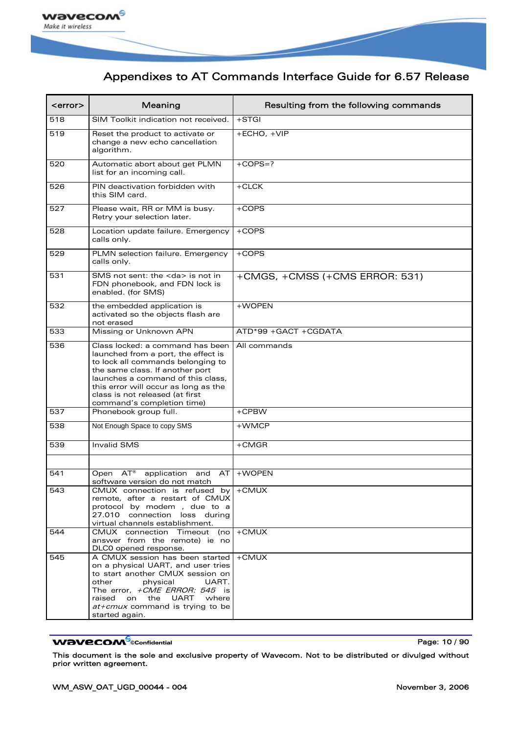| <error> | Meaning | Resulting from the following commands |
|---|---|---|
| 518 | SIM Toolkit indication not received. | +STGI |
| 519 | Reset the product to activate or change a new echo cancellation algorithm. | +ECHO, +VIP |
| 520 | Automatic abort about get PLMN list for an incoming call. | +COPS=? |
| 526 | PIN deactivation forbidden with this SIM card. | +CLCK |
| 527 | Please wait, RR or MM is busy. Retry your selection later. | +COPS |
| 528 | Location update failure. Emergency calls only. | +COPS |
| 529 | PLMN selection failure. Emergency calls only. | +COPS |
| 531 | SMS not sent: the <da> is not in FDN phonebook, and FDN lock is enabled. (for SMS) | +CMGS, +CMSS (+CMS ERROR: 531) |
| 532 | the embedded application is activated so the objects flash are not erased | +WOPEN |
| 533 | Missing or Unknown APN | ATD*99 +GACT +CGDATA |
| 536 | Class locked: a command has been launched from a port, the effect is to lock all commands belonging to the same class. If another port launches a command of this class, this error will occur as long as the class is not released (at first command's completion time) | All commands |
| 537 | Phonebook group full. | +CPBW |
| 538 | Not Enough Space to copy SMS | +WMCP |
| 539 | Invalid SMS | +CMGR |
| | | |
| 541 | Open AT® application and AT software version do not match | +WOPEN |
| 543 | CMUX connection is refused by remote, after a restart of CMUX protocol by modem , due to a 27.010 connection loss during virtual channels establishment. | +CMUX |
| 544 | CMUX connection Timeout (no answer from the remote) ie no DLC0 opened response. | +CMUX |
| 545 | A CMUX session has been started on a physical UART, and user tries to start another CMUX session on other physical UART. The error, *+CME ERROR: 545* is raised on the UART where *at+cmux* command is trying to be started again. | +CMUX |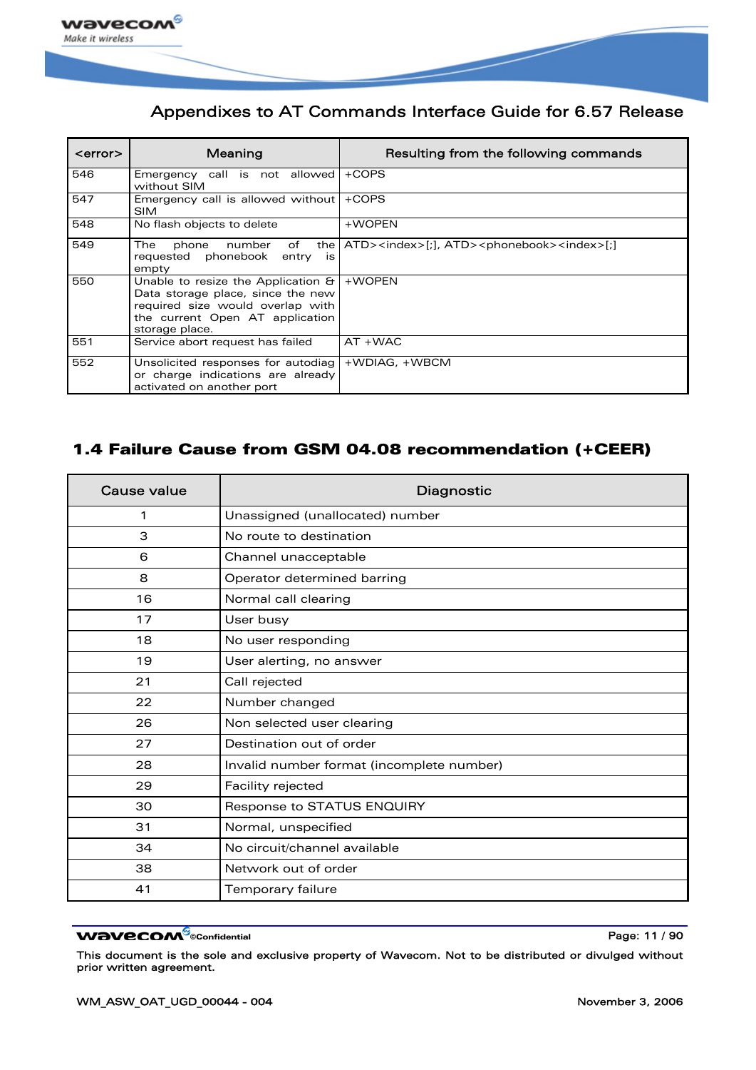| <error> | Meaning | Resulting from the following commands |
|---|---|---|
| 546 | Emergency call is not allowed without SIM | +COPS |
| 547 | Emergency call is allowed without SIM | +COPS |
| 548 | No flash objects to delete | +WOPEN |
| 549 | The phone number of the requested phonebook entry is empty | ATD><index>[;], ATD><phonebook><index>[;] |
| 550 | Unable to resize the Application & Data storage place, since the new required size would overlap with the current Open AT application storage place. | +WOPEN |
| 551 | Service abort request has failed | AT +WAC |
| 552 | Unsolicited responses for autodiag or charge indications are already activated on another port | +WDIAG, +WBCM |

## 1.4 Failure Cause from GSM 04.08 recommendation (+CEER)

| Cause value | Diagnostic |
|---|---|
| 1 | Unassigned (unallocated) number |
| 3 | No route to destination |
| 6 | Channel unacceptable |
| 8 | Operator determined barring |
| 16 | Normal call clearing |
| 17 | User busy |
| 18 | No user responding |
| 19 | User alerting, no answer |
| 21 | Call rejected |
| 22 | Number changed |
| 26 | Non selected user clearing |
| 27 | Destination out of order |
| 28 | Invalid number format (incomplete number) |
| 29 | Facility rejected |
| 30 | Response to STATUS ENQUIRY |
| 31 | Normal, unspecified |
| 34 | No circuit/channel available |
| 38 | Network out of order |
| 41 | Temporary failure |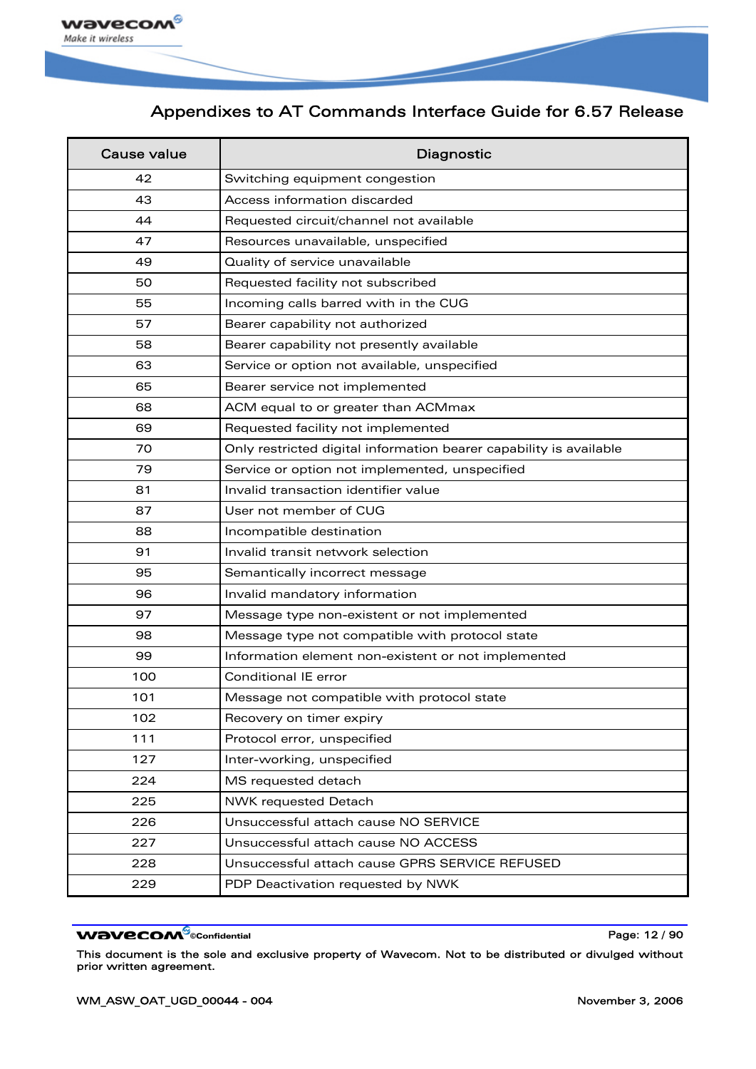| Cause value | Diagnostic |
|---|---|
| 42 | Switching equipment congestion |
| 43 | Access information discarded |
| 44 | Requested circuit/channel not available |
| 47 | Resources unavailable, unspecified |
| 49 | Quality of service unavailable |
| 50 | Requested facility not subscribed |
| 55 | Incoming calls barred with in the CUG |
| 57 | Bearer capability not authorized |
| 58 | Bearer capability not presently available |
| 63 | Service or option not available, unspecified |
| 65 | Bearer service not implemented |
| 68 | ACM equal to or greater than ACMmax |
| 69 | Requested facility not implemented |
| 70 | Only restricted digital information bearer capability is available |
| 79 | Service or option not implemented, unspecified |
| 81 | Invalid transaction identifier value |
| 87 | User not member of CUG |
| 88 | Incompatible destination |
| 91 | Invalid transit network selection |
| 95 | Semantically incorrect message |
| 96 | Invalid mandatory information |
| 97 | Message type non-existent or not implemented |
| 98 | Message type not compatible with protocol state |
| 99 | Information element non-existent or not implemented |
| 100 | Conditional IE error |
| 101 | Message not compatible with protocol state |
| 102 | Recovery on timer expiry |
| 111 | Protocol error, unspecified |
| 127 | Inter-working, unspecified |
| 224 | MS requested detach |
| 225 | NWK requested Detach |
| 226 | Unsuccessful attach cause NO SERVICE |
| 227 | Unsuccessful attach cause NO ACCESS |
| 228 | Unsuccessful attach cause GPRS SERVICE REFUSED |
| 229 | PDP Deactivation requested by NWK |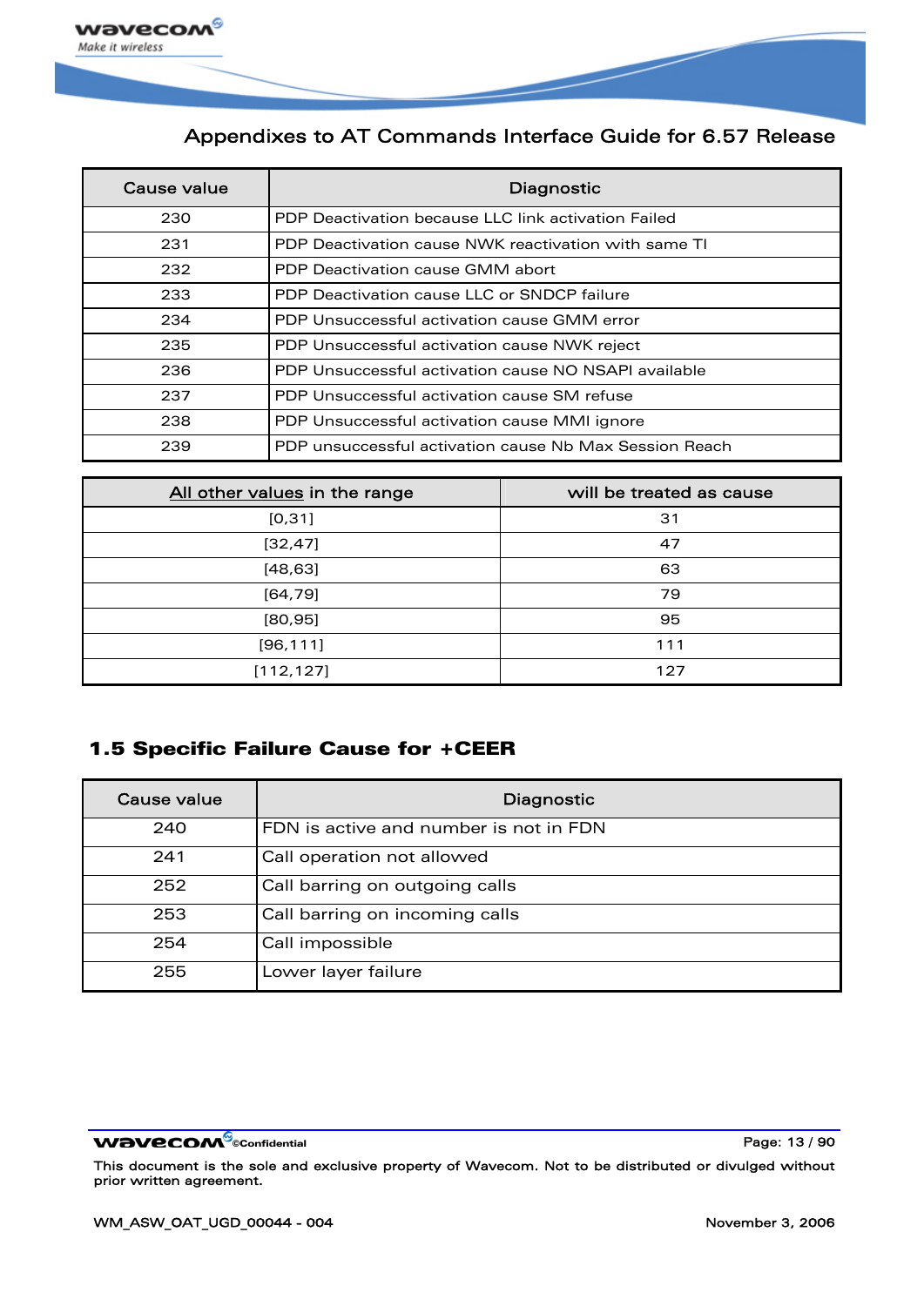| Cause value | Diagnostic |
|---|---|
| 230 | PDP Deactivation because LLC link activation Failed |
| 231 | PDP Deactivation cause NWK reactivation with same TI |
| 232 | PDP Deactivation cause GMM abort |
| 233 | PDP Deactivation cause LLC or SNDCP failure |
| 234 | PDP Unsuccessful activation cause GMM error |
| 235 | PDP Unsuccessful activation cause NWK reject |
| 236 | PDP Unsuccessful activation cause NO NSAPI available |
| 237 | PDP Unsuccessful activation cause SM refuse |
| 238 | PDP Unsuccessful activation cause MMI ignore |
| 239 | PDP unsuccessful activation cause Nb Max Session Reach |

| All other values in the range | will be treated as cause |
|---|---|
| [0,31] | 31 |
| [32,47] | 47 |
| [48,63] | 63 |
| [64,79] | 79 |
| [80,95] | 95 |
| [96,111] | 111 |
| [112,127] | 127 |

## 1.5 Specific Failure Cause for +CEER

| Cause value | Diagnostic |
|---|---|
| 240 | FDN is active and number is not in FDN |
| 241 | Call operation not allowed |
| 252 | Call barring on outgoing calls |
| 253 | Call barring on incoming calls |
| 254 | Call impossible |
| 255 | Lower layer failure |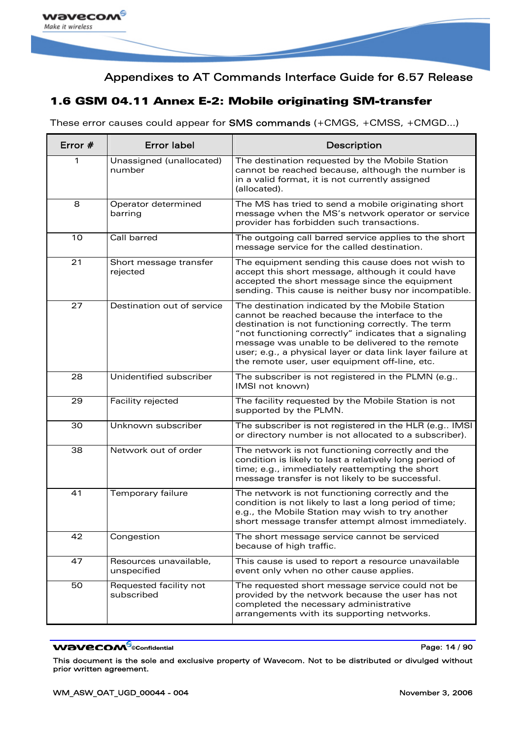## 1.6 GSM 04.11 Annex E-2: Mobile originating SM-transfer

These error causes could appear for **SMS commands** (+CMGS, +CMSS, +CMGD...)

| Error # | Error label | Description |
|---|---|---|
| 1 | Unassigned (unallocated) number | The destination requested by the Mobile Station cannot be reached because, although the number is in a valid format, it is not currently assigned (allocated). |
| 8 | Operator determined barring | The MS has tried to send a mobile originating short message when the MS's network operator or service provider has forbidden such transactions. |
| 10 | Call barred | The outgoing call barred service applies to the short message service for the called destination. |
| 21 | Short message transfer rejected | The equipment sending this cause does not wish to accept this short message, although it could have accepted the short message since the equipment sending. This cause is neither busy nor incompatible. |
| 27 | Destination out of service | The destination indicated by the Mobile Station cannot be reached because the interface to the destination is not functioning correctly. The term "not functioning correctly" indicates that a signaling message was unable to be delivered to the remote user; e.g., a physical layer or data link layer failure at the remote user, user equipment off-line, etc. |
| 28 | Unidentified subscriber | The subscriber is not registered in the PLMN (e.g.. IMSI not known) |
| 29 | Facility rejected | The facility requested by the Mobile Station is not supported by the PLMN. |
| 30 | Unknown subscriber | The subscriber is not registered in the HLR (e.g.. IMSI or directory number is not allocated to a subscriber). |
| 38 | Network out of order | The network is not functioning correctly and the condition is likely to last a relatively long period of time; e.g., immediately reattempting the short message transfer is not likely to be successful. |
| 41 | Temporary failure | The network is not functioning correctly and the condition is not likely to last a long period of time; e.g., the Mobile Station may wish to try another short message transfer attempt almost immediately. |
| 42 | Congestion | The short message service cannot be serviced because of high traffic. |
| 47 | Resources unavailable, unspecified | This cause is used to report a resource unavailable event only when no other cause applies. |
| 50 | Requested facility not subscribed | The requested short message service could not be provided by the network because the user has not completed the necessary administrative arrangements with its supporting networks. |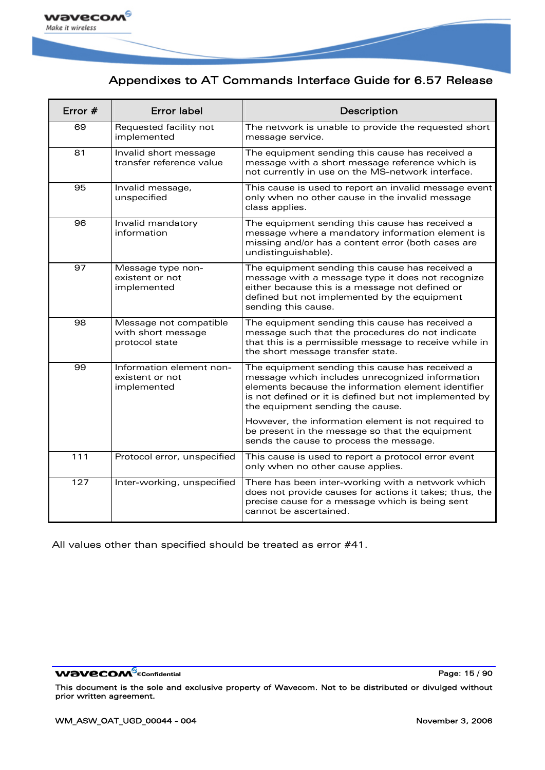| Error # | Error label | Description |
|---|---|---|
| 69 | Requested facility not implemented | The network is unable to provide the requested short message service. |
| 81 | Invalid short message transfer reference value | The equipment sending this cause has received a message with a short message reference which is not currently in use on the MS-network interface. |
| 95 | Invalid message, unspecified | This cause is used to report an invalid message event only when no other cause in the invalid message class applies. |
| 96 | Invalid mandatory information | The equipment sending this cause has received a message where a mandatory information element is missing and/or has a content error (both cases are undistinguishable). |
| 97 | Message type non-existent or not implemented | The equipment sending this cause has received a message with a message type it does not recognize either because this is a message not defined or defined but not implemented by the equipment sending this cause. |
| 98 | Message not compatible with short message protocol state | The equipment sending this cause has received a message such that the procedures do not indicate that this is a permissible message to receive while in the short message transfer state. |
| 99 | Information element non-existent or not implemented | The equipment sending this cause has received a message which includes unrecognized information elements because the information element identifier is not defined or it is defined but not implemented by the equipment sending the cause. However, the information element is not required to be present in the message so that the equipment sends the cause to process the message. |
| 111 | Protocol error, unspecified | This cause is used to report a protocol error event only when no other cause applies. |
| 127 | Inter-working, unspecified | There has been inter-working with a network which does not provide causes for actions it takes; thus, the precise cause for a message which is being sent cannot be ascertained. |

All values other than specified should be treated as error #41.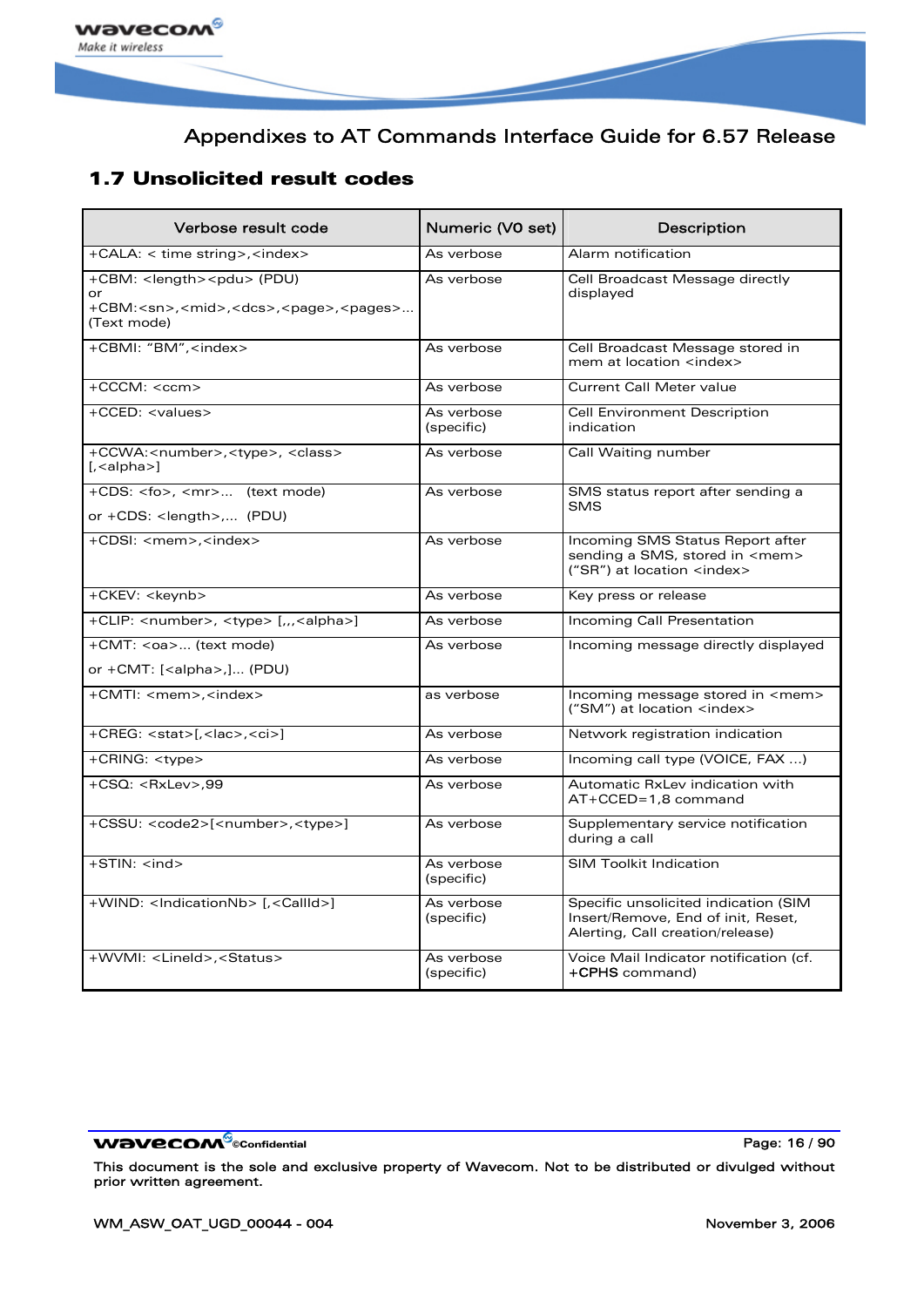## 1.7 Unsolicited result codes

| Verbose result code | Numeric (V0 set) | Description |
|---|---|---|
| +CALA: < time string>,<index> | As verbose | Alarm notification |
| +CBM: <length><pdu> (PDU) or +CBM:<sn>,<mid>,<dcs>,<page>,<pages>…(Text mode) | As verbose | Cell Broadcast Message directly displayed |
| +CBMI: "BM",<index> | As verbose | Cell Broadcast Message stored in mem at location <index> |
| +CCCM: <ccm> | As verbose | Current Call Meter value |
| +CCED: <values> | As verbose (specific) | Cell Environment Description indication |
| +CCWA:<number>,<type>, <class> [,<alpha>] | As verbose | Call Waiting number |
| +CDS: <fo>, <mr>… (text mode) or +CDS: <length>,… (PDU) | As verbose | SMS status report after sending a SMS |
| +CDSI: <mem>,<index> | As verbose | Incoming SMS Status Report after sending a SMS, stored in <mem> ("SR") at location <index> |
| +CKEV: <keynb> | As verbose | Key press or release |
| +CLIP: <number>, <type> [,,,<alpha>] | As verbose | Incoming Call Presentation |
| +CMT: <oa>… (text mode) or +CMT: [<alpha>,]… (PDU) | As verbose | Incoming message directly displayed |
| +CMTI: <mem>,<index> | as verbose | Incoming message stored in <mem> ("SM") at location <index> |
| +CREG: <stat>[,<lac>,<ci>] | As verbose | Network registration indication |
| +CRING: <type> | As verbose | Incoming call type (VOICE, FAX …) |
| +CSQ: <RxLev>,99 | As verbose | Automatic RxLev indication with AT+CCED=1,8 command |
| +CSSU: <code2>[<number>,<type>] | As verbose | Supplementary service notification during a call |
| +STIN: <ind> | As verbose (specific) | SIM Toolkit Indication |
| +WIND: <IndicationNb> [,<CallId>] | As verbose (specific) | Specific unsolicited indication (SIM Insert/Remove, End of init, Reset, Alerting, Call creation/release) |
| +WVMI: <LineId>,<Status> | As verbose (specific) | Voice Mail Indicator notification (cf. **+CPHS** command) |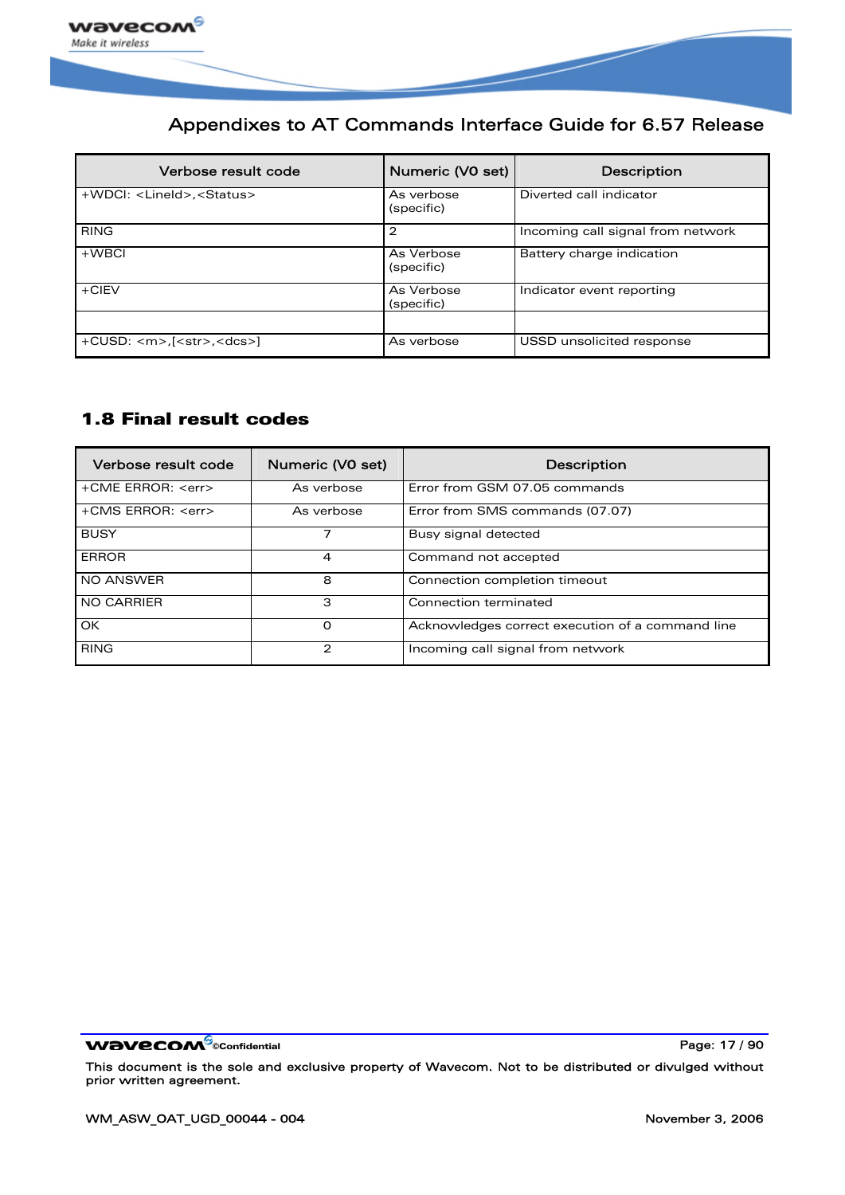| Verbose result code | Numeric (V0 set) | Description |
|---|---|---|
| +WDCI: <LineId>,<Status> | As verbose (specific) | Diverted call indicator |
| RING | 2 | Incoming call signal from network |
| +WBCI | As Verbose (specific) | Battery charge indication |
| +CIEV | As Verbose (specific) | Indicator event reporting |
| | | |
| +CUSD: <m>,[<str>,<dcs>] | As verbose | USSD unsolicited response |

## 1.8 Final result codes

| Verbose result code | Numeric (V0 set) | Description |
|---|---|---|
| +CME ERROR: <err> | As verbose | Error from GSM 07.05 commands |
| +CMS ERROR: <err> | As verbose | Error from SMS commands (07.07) |
| BUSY | 7 | Busy signal detected |
| ERROR | 4 | Command not accepted |
| NO ANSWER | 8 | Connection completion timeout |
| NO CARRIER | 3 | Connection terminated |
| OK | 0 | Acknowledges correct execution of a command line |
| RING | 2 | Incoming call signal from network |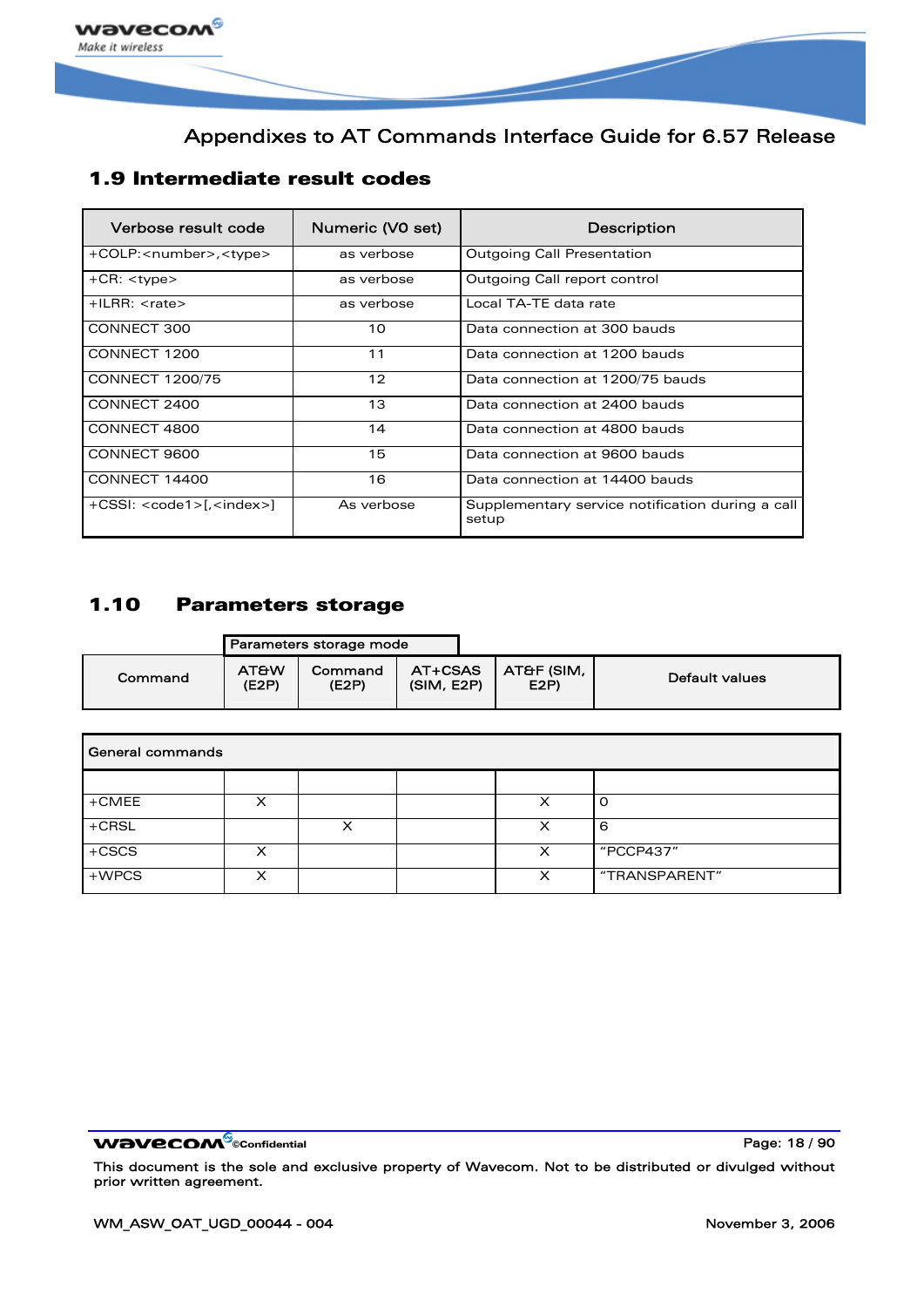## 1.9 Intermediate result codes

| Verbose result code | Numeric (V0 set) | Description |
|---|---|---|
| +COLP:<number>,<type> | as verbose | Outgoing Call Presentation |
| +CR: <type> | as verbose | Outgoing Call report control |
| +ILRR: <rate> | as verbose | Local TA-TE data rate |
| CONNECT 300 | 10 | Data connection at 300 bauds |
| CONNECT 1200 | 11 | Data connection at 1200 bauds |
| CONNECT 1200/75 | 12 | Data connection at 1200/75 bauds |
| CONNECT 2400 | 13 | Data connection at 2400 bauds |
| CONNECT 4800 | 14 | Data connection at 4800 bauds |
| CONNECT 9600 | 15 | Data connection at 9600 bauds |
| CONNECT 14400 | 16 | Data connection at 14400 bauds |
| +CSSI: <code1>[,<index>] | As verbose | Supplementary service notification during a call setup |

## 1.10 Parameters storage

| | Parameters storage mode | | | | |
|---|---|---|---|---|---|
| Command | AT&W (E2P) | Command (E2P) | AT+CSAS (SIM, E2P) | AT&F (SIM, E2P) | Default values |
| General commands | | | | | |
| | | | | | |
| +CMEE | X | | | X | 0 |
| +CRSL | | X | | X | 6 |
| +CSCS | X | | | X | "PCCP437" |
| +WPCS | X | | | X | "TRANSPARENT" |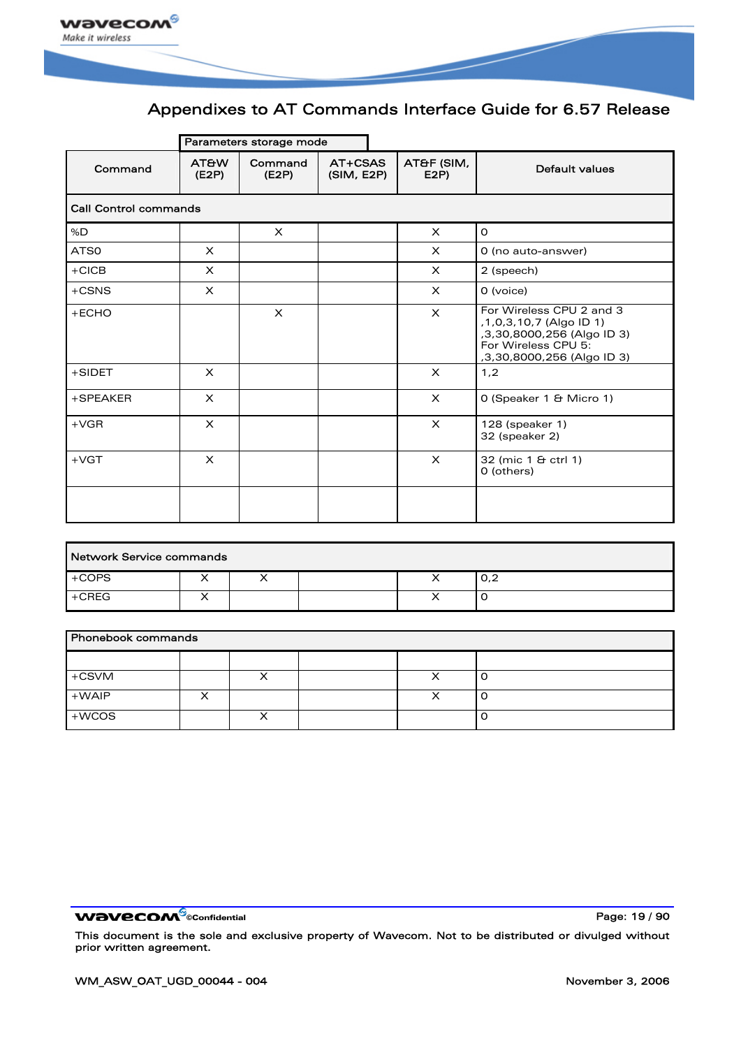| Command | Parameters storage mode | | | | Default values |
|---|---|---|---|---|---|
| | AT&W (E2P) | Command (E2P) | AT+CSAS (SIM, E2P) | AT&F (SIM, E2P) | |
| **Call Control commands** | | | | | |
| %D | | X | | X | 0 |
| ATS0 | X | | | X | 0 (no auto-answer) |
| +CICB | X | | | X | 2 (speech) |
| +CSNS | X | | | X | 0 (voice) |
| +ECHO | | X | | X | For Wireless CPU 2 and 3 ,1,0,3,10,7 (Algo ID 1) ,3,30,8000,256 (Algo ID 3) For Wireless CPU 5: ,3,30,8000,256 (Algo ID 3) |
| +SIDET | X | | | X | 1,2 |
| +SPEAKER | X | | | X | 0 (Speaker 1 & Micro 1) |
| +VGR | X | | | X | 128 (speaker 1) 32 (speaker 2) |
| +VGT | X | | | X | 32 (mic 1 & ctrl 1) 0 (others) |
| | | | | | |
| **Network Service commands** | | | | | |
| +COPS | X | X | | X | 0,2 |
| +CREG | X | | | X | 0 |
| **Phonebook commands** | | | | | |
| | | | | | |
| +CSVM | | X | | X | 0 |
| +WAIP | X | | | X | 0 |
| +WCOS | | X | | | 0 |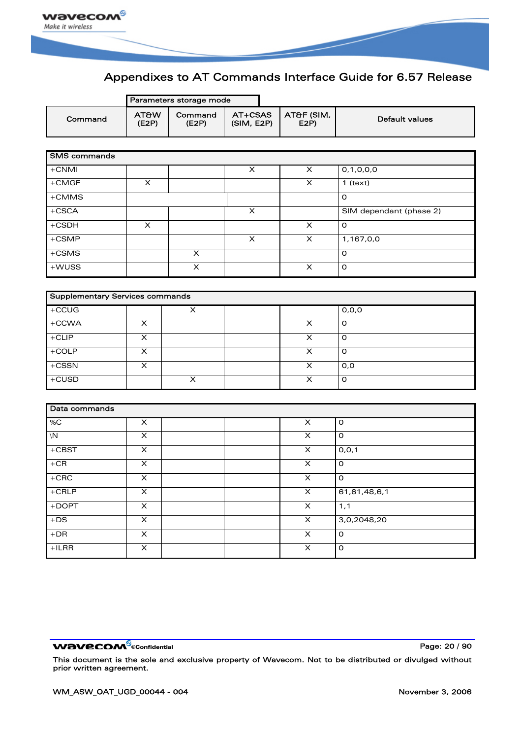| Command | AT&W (E2P) | Command (E2P) | AT+CSAS (SIM, E2P) | AT&F (SIM, E2P) | Default values |
|---|---|---|---|---|---|
| | Parameters storage mode | | | | |
| **SMS commands** | | | | | |
| +CNMI | | | X | X | 0,1,0,0,0 |
| +CMGF | X | | | X | 1 (text) |
| +CMMS | | | | | 0 |
| +CSCA | | | X | | SIM dependant (phase 2) |
| +CSDH | X | | | X | 0 |
| +CSMP | | | X | X | 1,167,0,0 |
| +CSMS | | X | | | 0 |
| +WUSS | | X | | X | 0 |
| **Supplementary Services commands** | | | | | |
| +CCUG | | X | | | 0,0,0 |
| +CCWA | X | | | X | 0 |
| +CLIP | X | | | X | 0 |
| +COLP | X | | | X | 0 |
| +CSSN | X | | | X | 0,0 |
| +CUSD | | X | | X | 0 |
| **Data commands** | | | | | |
| %C | X | | | X | 0 |
| \N | X | | | X | 0 |
| +CBST | X | | | X | 0,0,1 |
| +CR | X | | | X | 0 |
| +CRC | X | | | X | 0 |
| +CRLP | X | | | X | 61,61,48,6,1 |
| +DOPT | X | | | X | 1,1 |
| +DS | X | | | X | 3,0,2048,20 |
| +DR | X | | | X | 0 |
| +ILRR | X | | | X | 0 |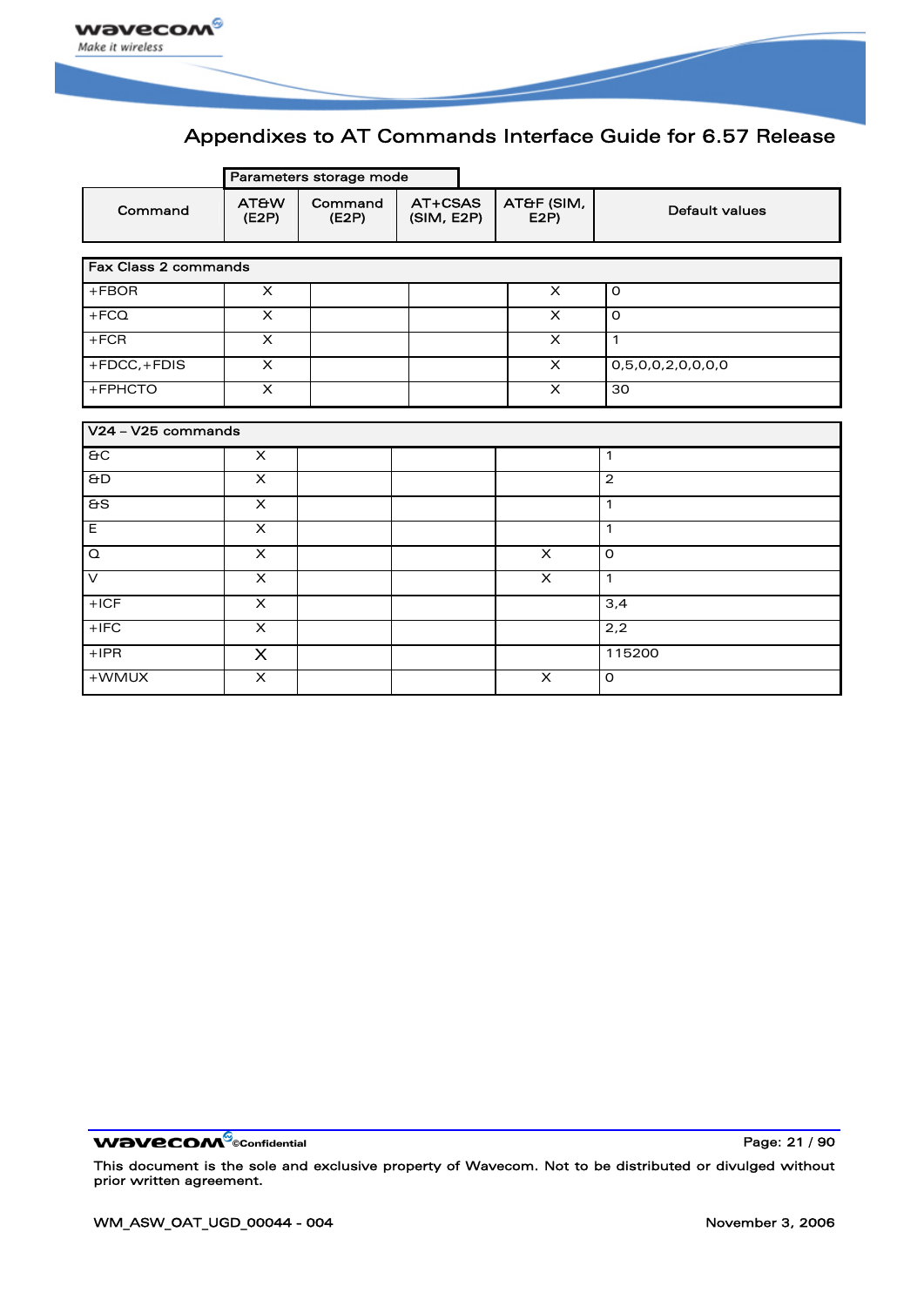| Command | AT&W (E2P) | Command (E2P) | AT+CSAS (SIM, E2P) | AT&F (SIM, E2P) | Default values |
|---|---|---|---|---|---|
| **Fax Class 2 commands** | | | | | |
| +FBOR | X | | | X | 0 |
| +FCQ | X | | | X | 0 |
| +FCR | X | | | X | 1 |
| +FDCC,+FDIS | X | | | X | 0,5,0,0,2,0,0,0,0 |
| +FPHCTO | X | | | X | 30 |
| **V24 – V25 commands** | | | | | |
| &C | X | | | | 1 |
| &D | X | | | | 2 |
| &S | X | | | | 1 |
| E | X | | | | 1 |
| Q | X | | | X | 0 |
| V | X | | | X | 1 |
| +ICF | X | | | | 3,4 |
| +IFC | X | | | | 2,2 |
| +IPR | X | | | | 115200 |
| +WMUX | X | | | X | 0 |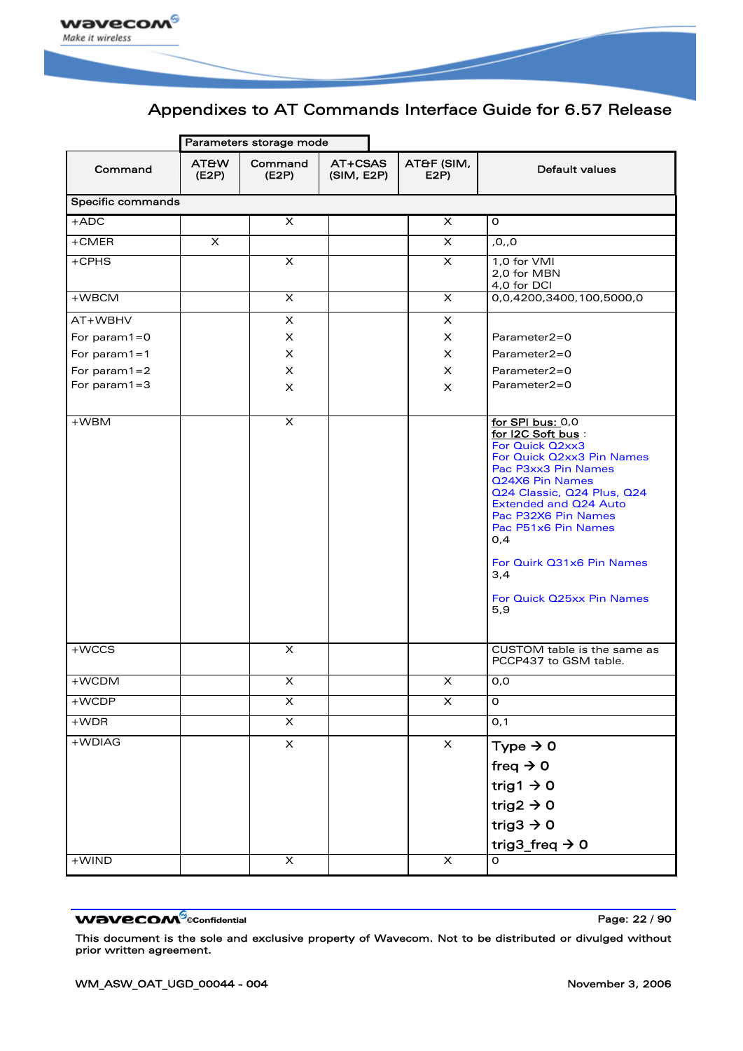| Command | Parameters storage mode | | | | Default values |
|---|---|---|---|---|---|
| | AT&W (E2P) | Command (E2P) | AT+CSAS (SIM, E2P) | AT&F (SIM, E2P) | |
| **Specific commands** | | | | | |
| +ADC | | X | | X | 0 |
| +CMER | X | | | X | ,0,,0 |
| +CPHS | | X | | X | 1,0 for VMI<br>2,0 for MBN<br>4,0 for DCI |
| +WBCM | | X | | X | 0,0,4200,3400,100,5000,0 |
| AT+WBHV<br>For param1=0<br>For param1=1<br>For param1=2<br>For param1=3 | | X<br>X<br>X<br>X<br>X | | X<br>X<br>X<br>X<br>X | <br>Parameter2=0<br>Parameter2=0<br>Parameter2=0<br>Parameter2=0 |
| +WBM | | X | | | for SPI bus: 0,0<br>for I2C Soft bus :<br>For Quick Q2xx3<br>For Quick Q2xx3 Pin Names<br>Pac P3xx3 Pin Names<br>Q24X6 Pin Names<br>Q24 Classic, Q24 Plus, Q24 Extended and Q24 Auto<br>Pac P32X6 Pin Names<br>Pac P51x6 Pin Names<br>0,4<br><br>For Quirk Q31x6 Pin Names<br>3,4<br><br>For Quick Q25xx Pin Names<br>5,9 |
| +WCCS | | X | | | CUSTOM table is the same as PCCP437 to GSM table. |
| +WCDM | | X | | X | 0,0 |
| +WCDP | | X | | X | 0 |
| +WDR | | X | | | 0,1 |
| +WDIAG | | X | | X | Type → 0<br>freq → 0<br>trig1 → 0<br>trig2 → 0<br>trig3 → 0<br>trig3_freq → 0 |
| +WIND | | X | | X | 0 |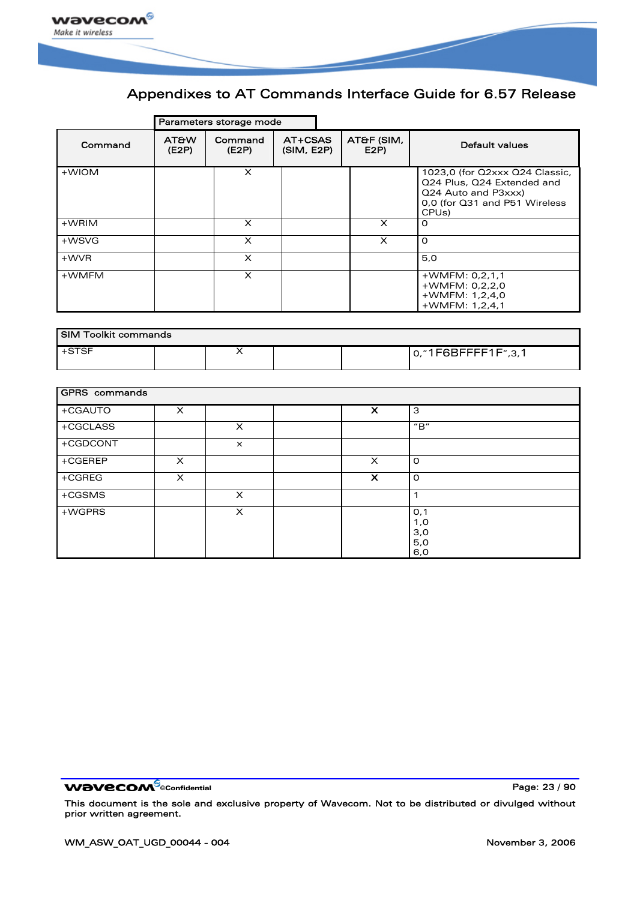| Command | AT&W (E2P) | Command (E2P) | AT+CSAS (SIM, E2P) | AT&F (SIM, E2P) | Default values |
|---|---|---|---|---|---|
| +WIOM | | X | | | 1023,0 (for Q2xxx Q24 Classic, Q24 Plus, Q24 Extended and Q24 Auto and P3xxx)<br>0,0 (for Q31 and P51 Wireless CPUs) |
| +WRIM | | X | | X | 0 |
| +WSVG | | X | | X | 0 |
| +WVR | | X | | | 5,0 |
| +WMFM | | X | | | +WMFM: 0,2,1,1<br>+WMFM: 0,2,2,0<br>+WMFM: 1,2,4,0<br>+WMFM: 1,2,4,1 |
| **SIM Toolkit commands** | | | | | |
| +STSF | | X | | | 0,"1F6BFFFF1F",3,1 |
| **GPRS commands** | | | | | |
| +CGAUTO | X | | | X | 3 |
| +CGCLASS | | X | | | "B" |
| +CGDCONT | | X | | | |
| +CGEREP | X | | | X | 0 |
| +CGREG | X | | | X | 0 |
| +CGSMS | | X | | | 1 |
| +WGPRS | | X | | | 0,1<br>1,0<br>3,0<br>5,0<br>6,0 |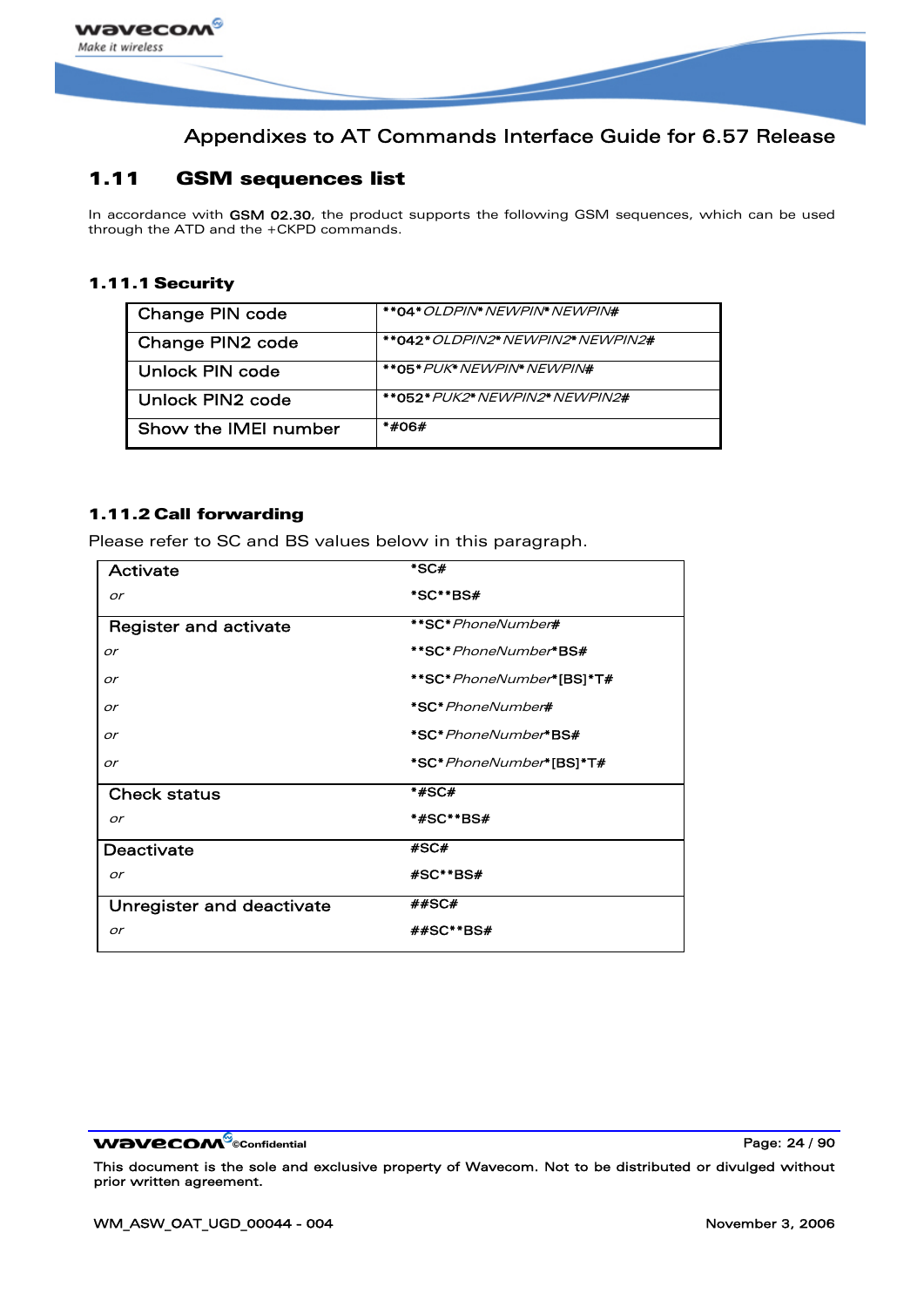## 1.11 GSM sequences list

In accordance with **GSM 02.30**, the product supports the following GSM sequences, which can be used through the ATD and the +CKPD commands.

### 1.11.1 Security

| | |
|---|---|
| Change PIN code | **\*\*04\*** *OLDPIN\** *NEWPIN\** *NEWPIN#* |
| Change PIN2 code | **\*\*042\*** *OLDPIN2\** *NEWPIN2\** *NEWPIN2#* |
| Unlock PIN code | **\*\*05\*** *PUK\** *NEWPIN\** *NEWPIN#* |
| Unlock PIN2 code | **\*\*052\*** *PUK2\** *NEWPIN2\** *NEWPIN2#* |
| Show the IMEI number | **\*#06#** |

### 1.11.2 Call forwarding

Please refer to SC and BS values below in this paragraph.

| | |
|---|---|
| Activate | **\*SC#** |
| *or* | **\*SC\*\*BS#** |
| Register and activate | **\*\*SC\*** *PhoneNumber#* |
| *or* | **\*\*SC\*** *PhoneNumber\** **BS#** |
| *or* | **\*\*SC\*** *PhoneNumber\** **[BS]\*T#** |
| *or* | **\*SC\*** *PhoneNumber#* |
| *or* | **\*SC\*** *PhoneNumber\** **BS#** |
| *or* | **\*SC\*** *PhoneNumber\** **[BS]\*T#** |
| Check status | **\*#SC#** |
| *or* | **\*#SC\*\*BS#** |
| Deactivate | **#SC#** |
| *or* | **#SC\*\*BS#** |
| Unregister and deactivate | **##SC#** |
| *or* | **##SC\*\*BS#** |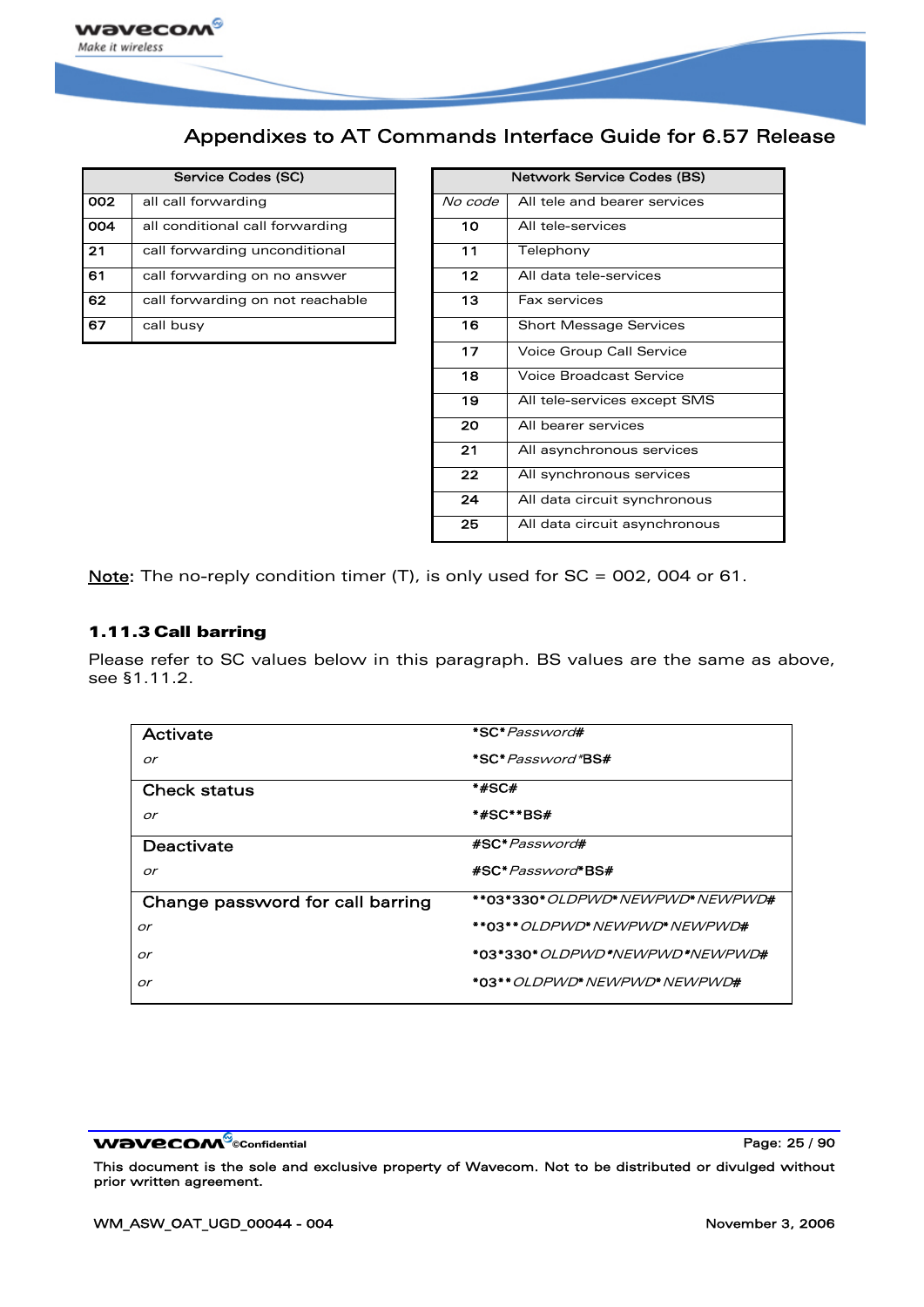| Service Codes (SC) | |
|---|---|
| 002 | all call forwarding |
| 004 | all conditional call forwarding |
| 21 | call forwarding unconditional |
| 61 | call forwarding on no answer |
| 62 | call forwarding on not reachable |
| 67 | call busy |

| Network Service Codes (BS) | |
|---|---|
| *No code* | All tele and bearer services |
| 10 | All tele-services |
| 11 | Telephony |
| 12 | All data tele-services |
| 13 | Fax services |
| 16 | Short Message Services |
| 17 | Voice Group Call Service |
| 18 | Voice Broadcast Service |
| 19 | All tele-services except SMS |
| 20 | All bearer services |
| 21 | All asynchronous services |
| 22 | All synchronous services |
| 24 | All data circuit synchronous |
| 25 | All data circuit asynchronous |

Note: The no-reply condition timer (T), is only used for SC = 002, 004 or 61.

### 1.11.3 Call barring

Please refer to SC values below in this paragraph. BS values are the same as above, see §1.11.2.

| | |
|---|---|
| Activate | ***SC*** *Password*# |
| *or* | ***SC*** *Password* ***BS#** |
| Check status | ***#SC#** |
| *or* | ***#SC**BS#** |
| Deactivate | **#SC*** *Password*# |
| *or* | **#SC*** *Password* ***BS#** |
| Change password for call barring | ****03*330*** *OLDPWD** *NEWPWD** *NEWPWD*# |
| *or* | ****03**** *OLDPWD** *NEWPWD** *NEWPWD*# |
| *or* | ***03*330*** *OLDPWD** *NEWPWD** *NEWPWD*# |
| *or* | ***03**** *OLDPWD** *NEWPWD** *NEWPWD*# |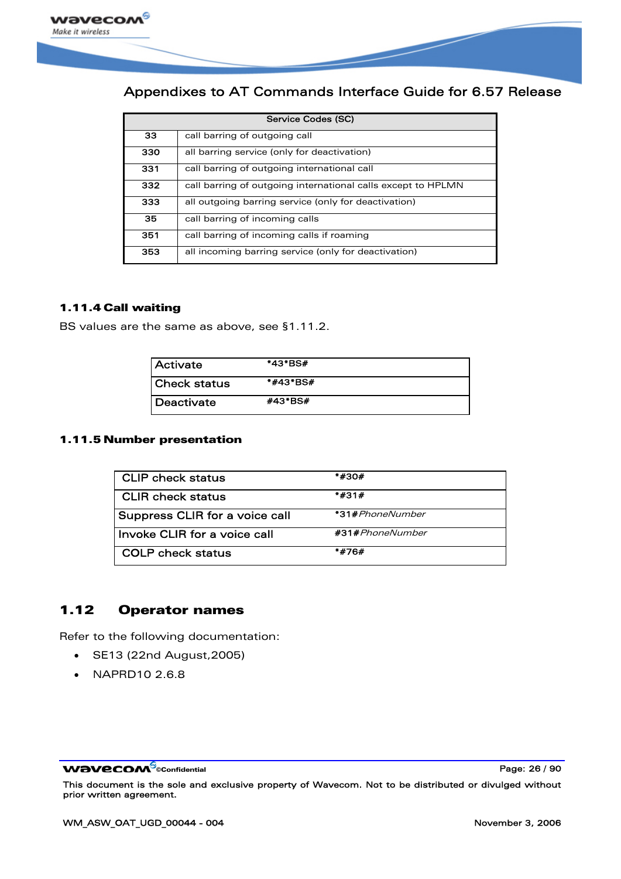| Service Codes (SC) | |
|---|---|
| 33 | call barring of outgoing call |
| 330 | all barring service (only for deactivation) |
| 331 | call barring of outgoing international call |
| 332 | call barring of outgoing international calls except to HPLMN |
| 333 | all outgoing barring service (only for deactivation) |
| 35 | call barring of incoming calls |
| 351 | call barring of incoming calls if roaming |
| 353 | all incoming barring service (only for deactivation) |

### 1.11.4 Call waiting

BS values are the same as above, see §1.11.2.

| | |
|---|---|
| Activate | **\*43\*BS#** |
| Check status | **\*#43\*BS#** |
| Deactivate | **#43\*BS#** |

### 1.11.5 Number presentation

| | |
|---|---|
| CLIP check status | **\*#30#** |
| CLIR check status | **\*#31#** |
| Suppress CLIR for a voice call | **\*31#***PhoneNumber* |
| Invoke CLIR for a voice call | **#31#***PhoneNumber* |
| COLP check status | **\*#76#** |

## 1.12 Operator names

Refer to the following documentation:

- SE13 (22nd August,2005)
- NAPRD10 2.6.8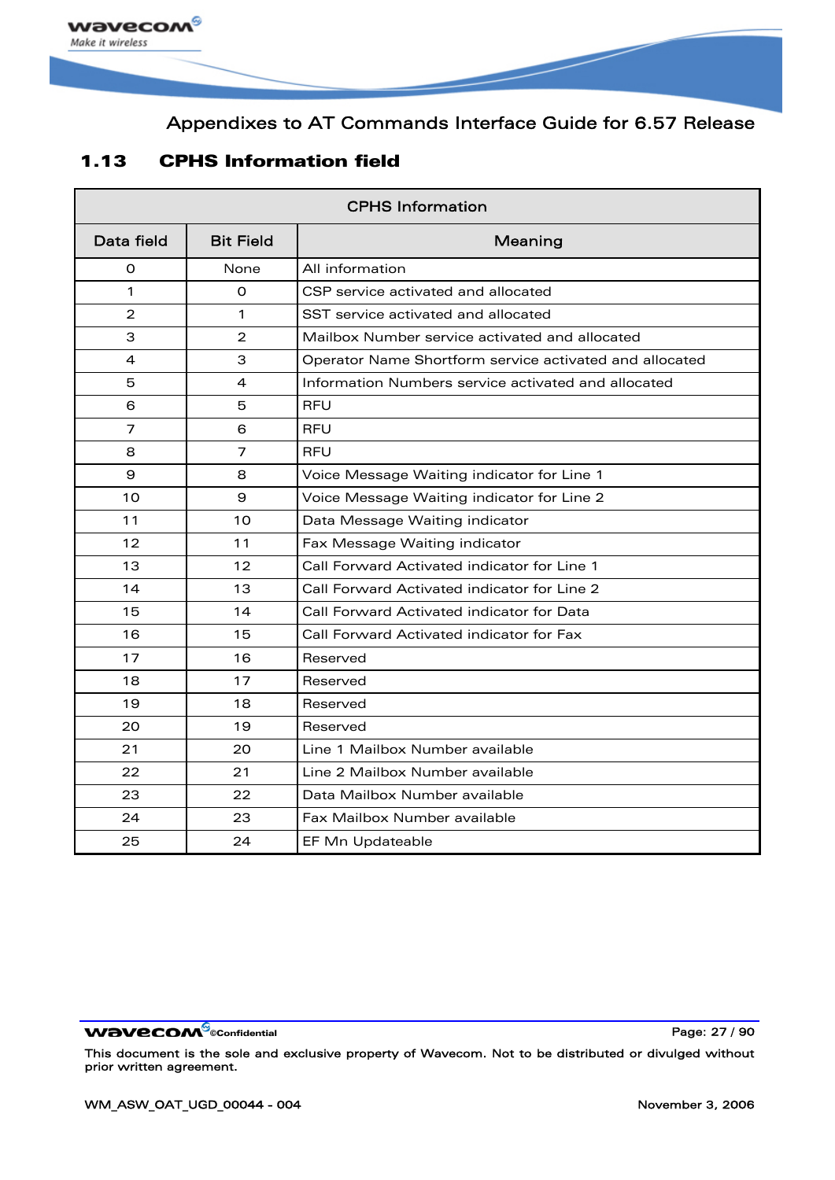## 1.13 CPHS Information field

| CPHS Information | | |
|---|---|---|
| **Data field** | **Bit Field** | **Meaning** |
| 0 | None | All information |
| 1 | 0 | CSP service activated and allocated |
| 2 | 1 | SST service activated and allocated |
| 3 | 2 | Mailbox Number service activated and allocated |
| 4 | 3 | Operator Name Shortform service activated and allocated |
| 5 | 4 | Information Numbers service activated and allocated |
| 6 | 5 | RFU |
| 7 | 6 | RFU |
| 8 | 7 | RFU |
| 9 | 8 | Voice Message Waiting indicator for Line 1 |
| 10 | 9 | Voice Message Waiting indicator for Line 2 |
| 11 | 10 | Data Message Waiting indicator |
| 12 | 11 | Fax Message Waiting indicator |
| 13 | 12 | Call Forward Activated indicator for Line 1 |
| 14 | 13 | Call Forward Activated indicator for Line 2 |
| 15 | 14 | Call Forward Activated indicator for Data |
| 16 | 15 | Call Forward Activated indicator for Fax |
| 17 | 16 | Reserved |
| 18 | 17 | Reserved |
| 19 | 18 | Reserved |
| 20 | 19 | Reserved |
| 21 | 20 | Line 1 Mailbox Number available |
| 22 | 21 | Line 2 Mailbox Number available |
| 23 | 22 | Data Mailbox Number available |
| 24 | 23 | Fax Mailbox Number available |
| 25 | 24 | EF Mn Updateable |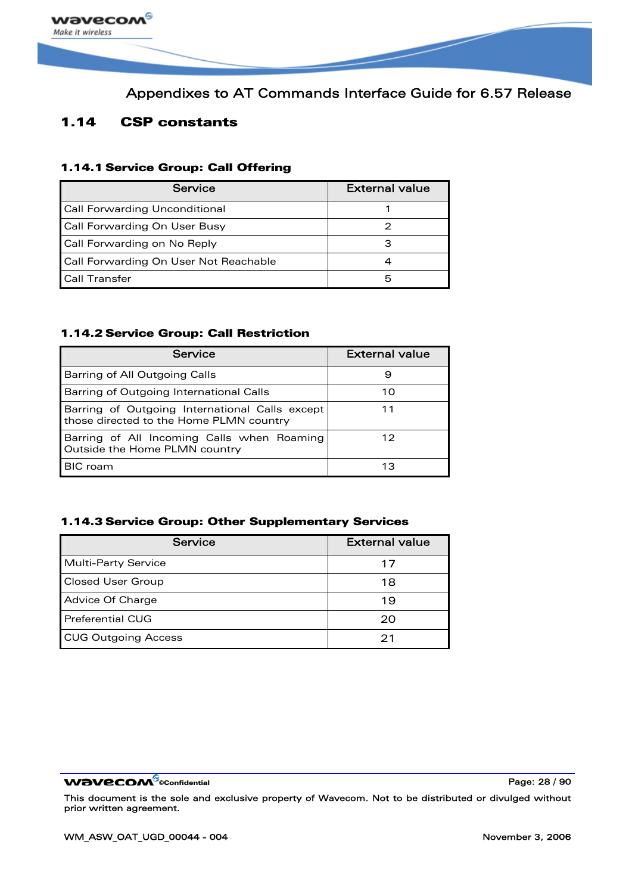## 1.14 CSP constants

### 1.14.1 Service Group: Call Offering

| Service | External value |
|---|---|
| Call Forwarding Unconditional | 1 |
| Call Forwarding On User Busy | 2 |
| Call Forwarding on No Reply | 3 |
| Call Forwarding On User Not Reachable | 4 |
| Call Transfer | 5 |

### 1.14.2 Service Group: Call Restriction

| Service | External value |
|---|---|
| Barring of All Outgoing Calls | 9 |
| Barring of Outgoing International Calls | 10 |
| Barring of Outgoing International Calls except those directed to the Home PLMN country | 11 |
| Barring of All Incoming Calls when Roaming Outside the Home PLMN country | 12 |
| BIC roam | 13 |

### 1.14.3 Service Group: Other Supplementary Services

| Service | External value |
|---|---|
| Multi-Party Service | 17 |
| Closed User Group | 18 |
| Advice Of Charge | 19 |
| Preferential CUG | 20 |
| CUG Outgoing Access | 21 |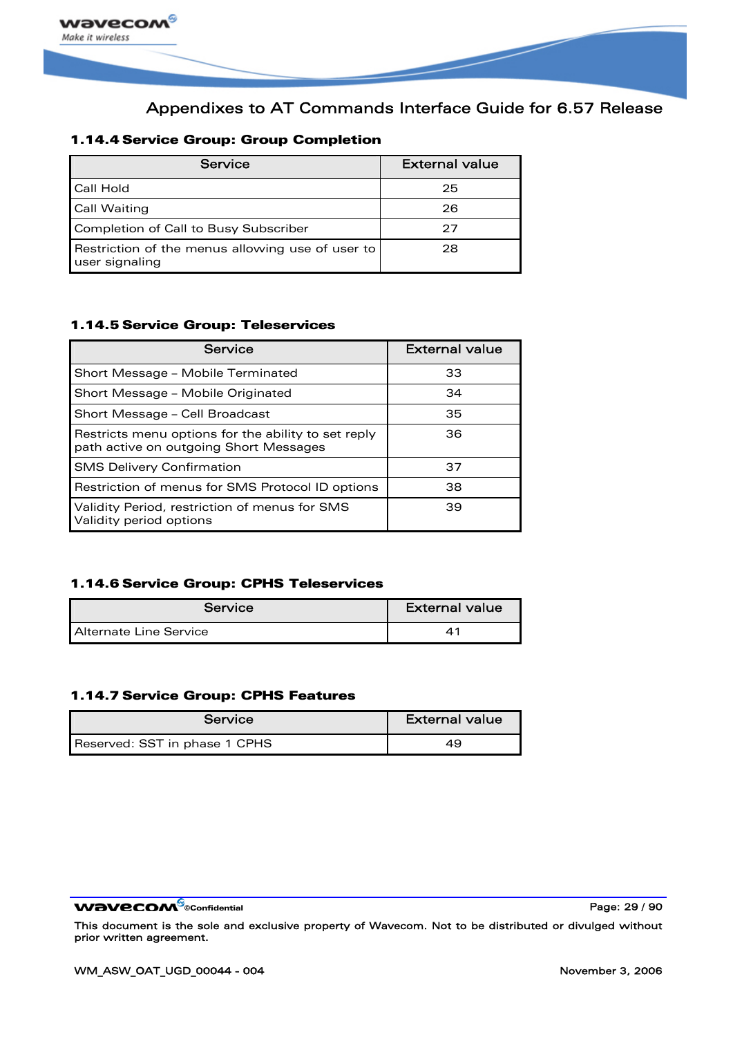### 1.14.4 Service Group: Group Completion

| Service | External value |
|---|---|
| Call Hold | 25 |
| Call Waiting | 26 |
| Completion of Call to Busy Subscriber | 27 |
| Restriction of the menus allowing use of user to user signaling | 28 |

### 1.14.5 Service Group: Teleservices

| Service | External value |
|---|---|
| Short Message – Mobile Terminated | 33 |
| Short Message – Mobile Originated | 34 |
| Short Message – Cell Broadcast | 35 |
| Restricts menu options for the ability to set reply path active on outgoing Short Messages | 36 |
| SMS Delivery Confirmation | 37 |
| Restriction of menus for SMS Protocol ID options | 38 |
| Validity Period, restriction of menus for SMS Validity period options | 39 |

### 1.14.6 Service Group: CPHS Teleservices

| Service | External value |
|---|---|
| Alternate Line Service | 41 |

### 1.14.7 Service Group: CPHS Features

| Service | External value |
|---|---|
| Reserved: SST in phase 1 CPHS | 49 |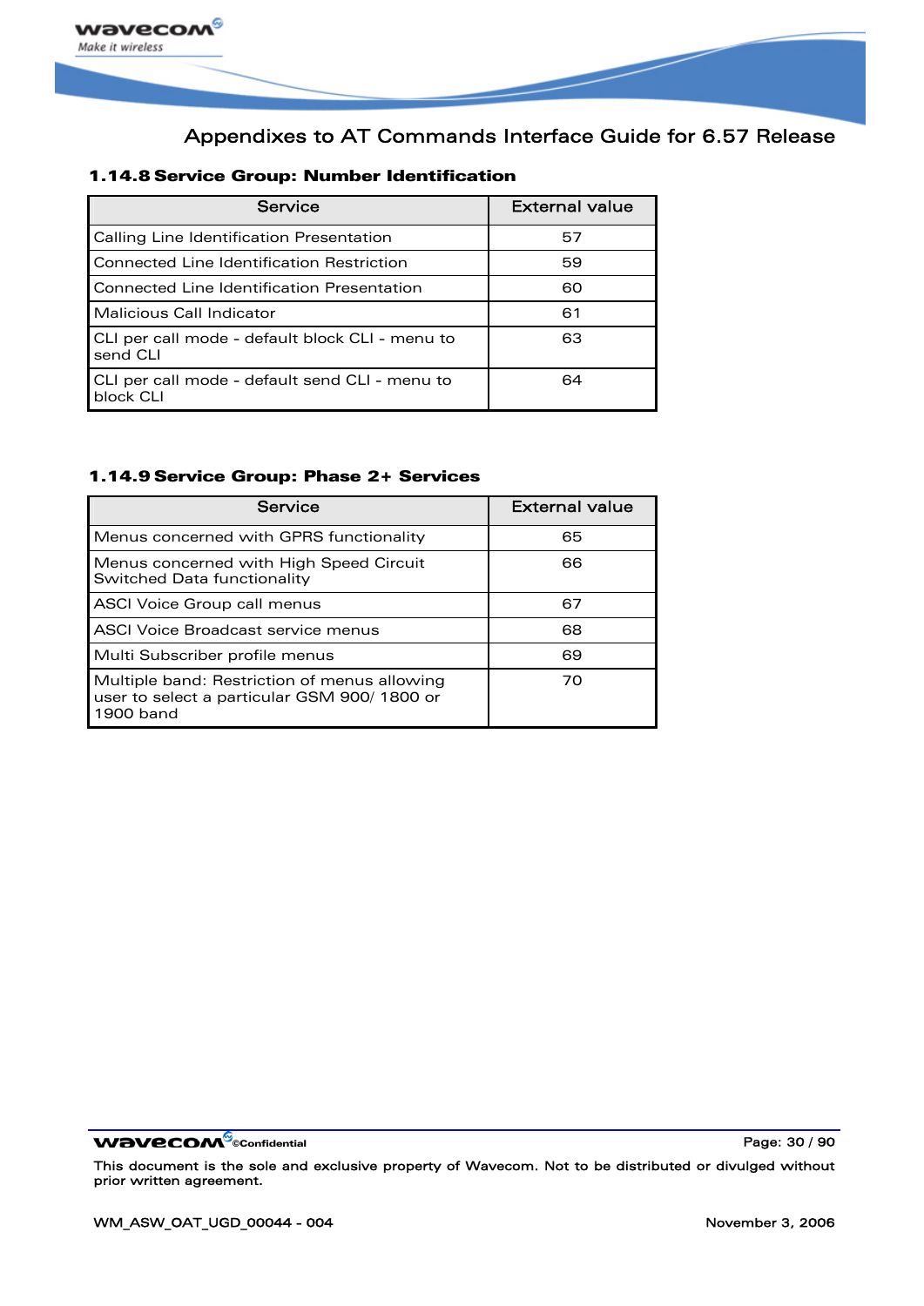### 1.14.8 Service Group: Number Identification

| Service | External value |
|---|---|
| Calling Line Identification Presentation | 57 |
| Connected Line Identification Restriction | 59 |
| Connected Line Identification Presentation | 60 |
| Malicious Call Indicator | 61 |
| CLI per call mode - default block CLI - menu to send CLI | 63 |
| CLI per call mode - default send CLI - menu to block CLI | 64 |

### 1.14.9 Service Group: Phase 2+ Services

| Service | External value |
|---|---|
| Menus concerned with GPRS functionality | 65 |
| Menus concerned with High Speed Circuit Switched Data functionality | 66 |
| ASCI Voice Group call menus | 67 |
| ASCI Voice Broadcast service menus | 68 |
| Multi Subscriber profile menus | 69 |
| Multiple band: Restriction of menus allowing user to select a particular GSM 900/ 1800 or 1900 band | 70 |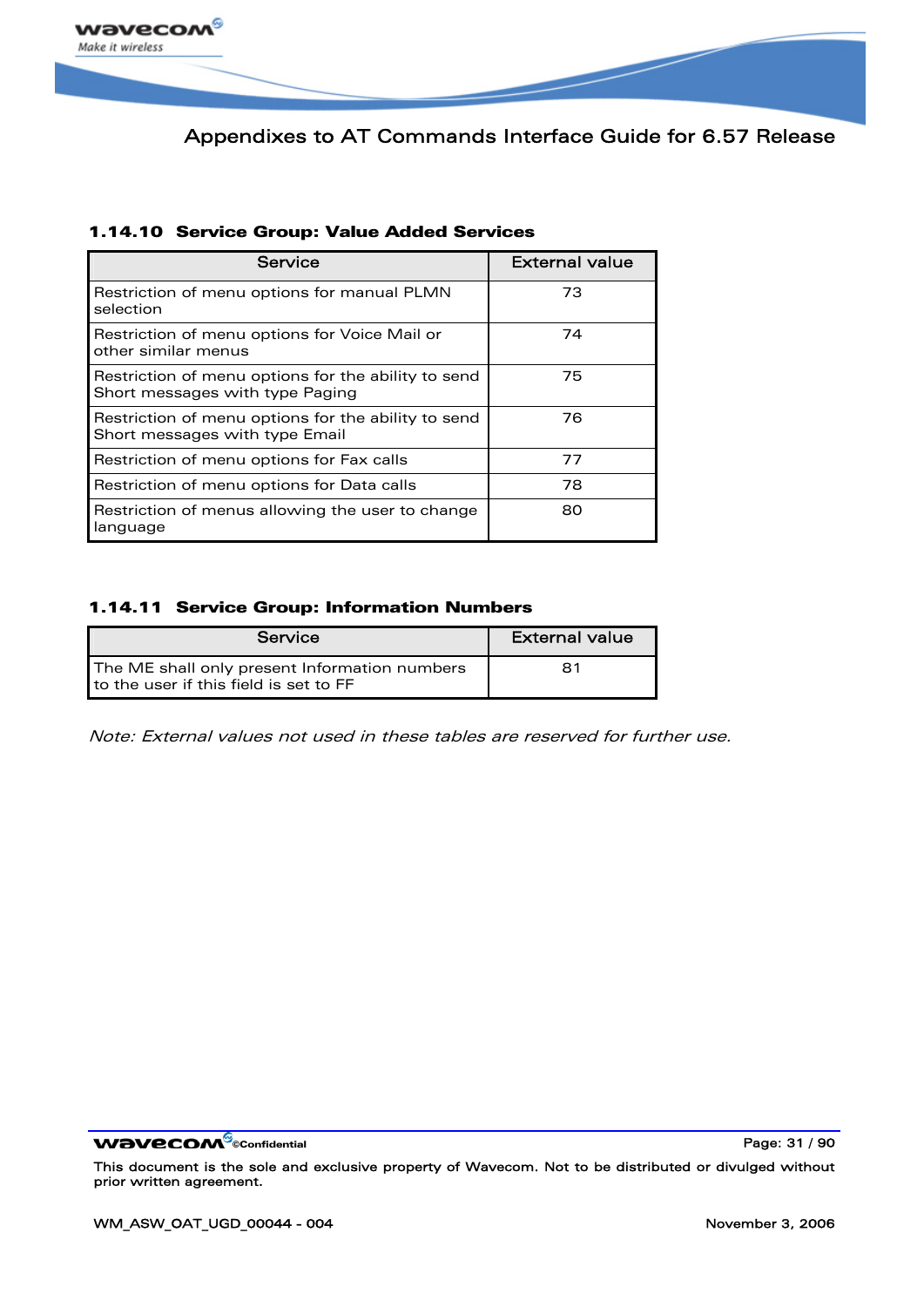### 1.14.10 Service Group: Value Added Services

| Service | External value |
| --- | --- |
| Restriction of menu options for manual PLMN selection | 73 |
| Restriction of menu options for Voice Mail or other similar menus | 74 |
| Restriction of menu options for the ability to send Short messages with type Paging | 75 |
| Restriction of menu options for the ability to send Short messages with type Email | 76 |
| Restriction of menu options for Fax calls | 77 |
| Restriction of menu options for Data calls | 78 |
| Restriction of menus allowing the user to change language | 80 |

### 1.14.11 Service Group: Information Numbers

| Service | External value |
| --- | --- |
| The ME shall only present Information numbers to the user if this field is set to FF | 81 |

*Note: External values not used in these tables are reserved for further use.*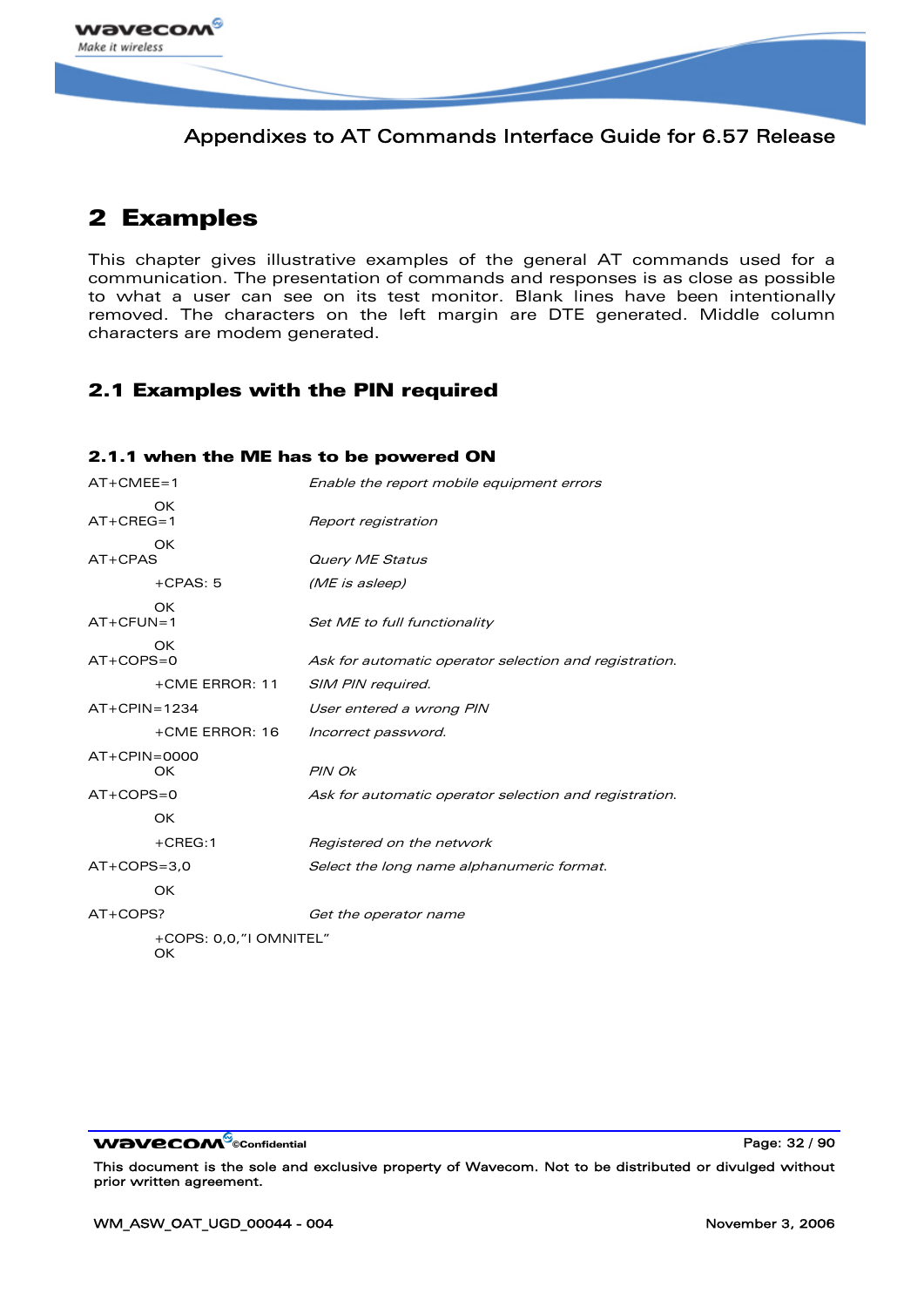# 2 Examples

This chapter gives illustrative examples of the general AT commands used for a communication. The presentation of commands and responses is as close as possible to what a user can see on its test monitor. Blank lines have been intentionally removed. The characters on the left margin are DTE generated. Middle column characters are modem generated.

## 2.1 Examples with the PIN required

### 2.1.1 when the ME has to be powered ON

| Command / Response | Description |
|---|---|
| AT+CMEE=1 | *Enable the report mobile equipment errors* |
|     OK | |
| AT+CREG=1 | *Report registration* |
|     OK | |
| AT+CPAS | *Query ME Status* |
|     +CPAS: 5 | *(ME is asleep)* |
|     OK | |
| AT+CFUN=1 | *Set ME to full functionality* |
|     OK | |
| AT+COPS=0 | *Ask for automatic operator selection and registration.* |
|     +CME ERROR: 11 | *SIM PIN required.* |
| AT+CPIN=1234 | *User entered a wrong PIN* |
|     +CME ERROR: 16 | *Incorrect password.* |
| AT+CPIN=0000 | |
|     OK | *PIN Ok* |
| AT+COPS=0 | *Ask for automatic operator selection and registration.* |
|     OK | |
|     +CREG:1 | *Registered on the network* |
| AT+COPS=3,0 | *Select the long name alphanumeric format.* |
|     OK | |
| AT+COPS? | *Get the operator name* |
|     +COPS: 0,0,"I OMNITEL" | |
|     OK | |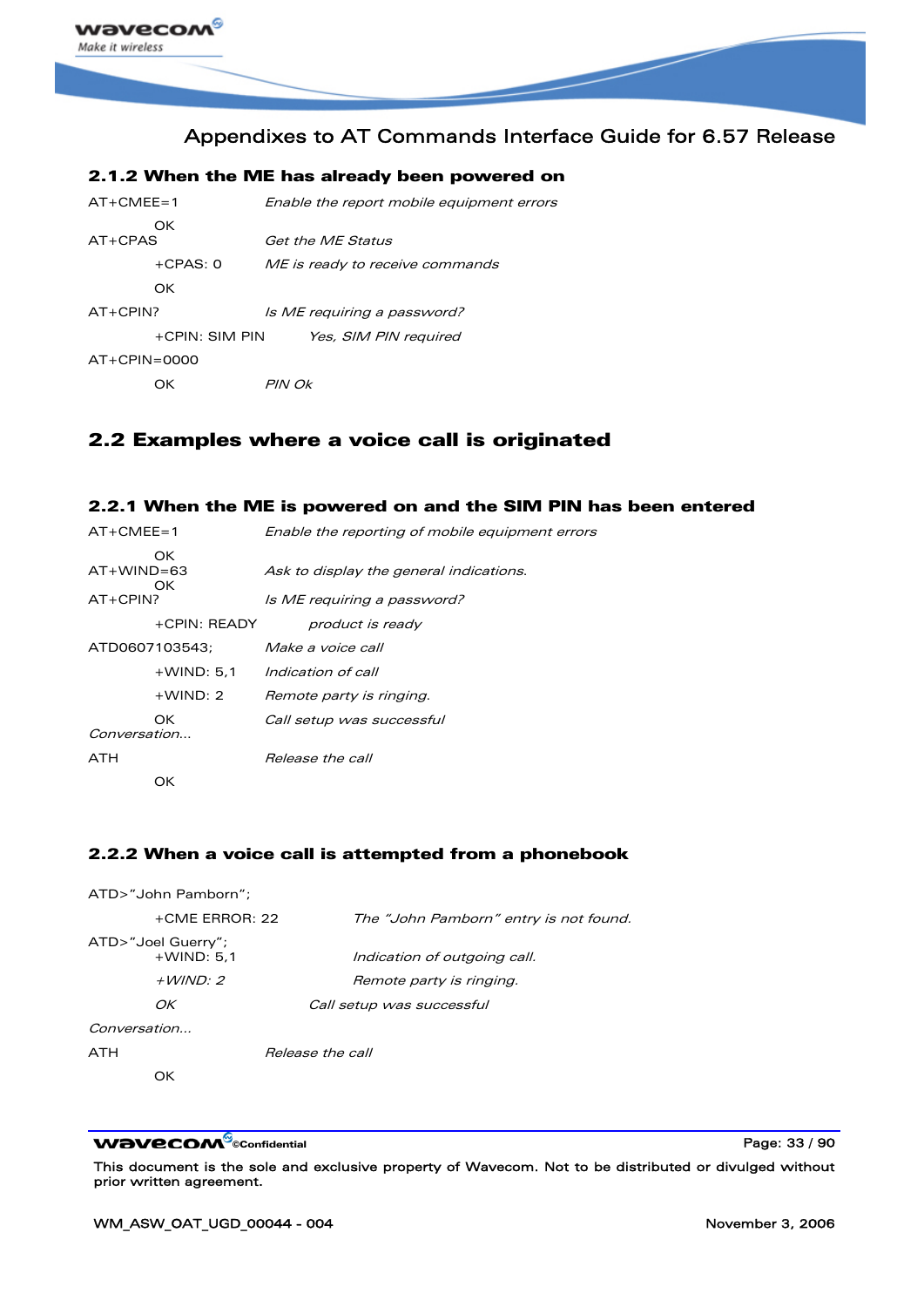### 2.1.2 When the ME has already been powered on

| | |
|---|---|
| AT+CMEE=1 | *Enable the report mobile equipment errors* |
| OK | |
| AT+CPAS | *Get the ME Status* |
| +CPAS: 0 | *ME is ready to receive commands* |
| OK | |
| AT+CPIN? | *Is ME requiring a password?* |
| +CPIN: SIM PIN | *Yes, SIM PIN required* |
| AT+CPIN=0000 | |
| OK | *PIN Ok* |

## 2.2 Examples where a voice call is originated

### 2.2.1 When the ME is powered on and the SIM PIN has been entered

| | |
|---|---|
| AT+CMEE=1 | *Enable the reporting of mobile equipment errors* |
| OK | |
| AT+WIND=63 | *Ask to display the general indications.* |
| OK | |
| AT+CPIN? | *Is ME requiring a password?* |
| +CPIN: READY | *product is ready* |
| ATD0607103543; | *Make a voice call* |
| +WIND: 5,1 | *Indication of call* |
| +WIND: 2 | *Remote party is ringing.* |
| OK | *Call setup was successful* |
| *Conversation…* | |
| ATH | *Release the call* |
| OK | |

### 2.2.2 When a voice call is attempted from a phonebook

| | |
|---|---|
| ATD>"John Pamborn"; | |
| +CME ERROR: 22 | *The "John Pamborn" entry is not found.* |
| ATD>"Joel Guerry"; | |
| +WIND: 5,1 | *Indication of outgoing call.* |
| *+WIND: 2* | *Remote party is ringing.* |
| *OK* | *Call setup was successful* |
| *Conversation…* | |
| ATH | *Release the call* |
| OK | |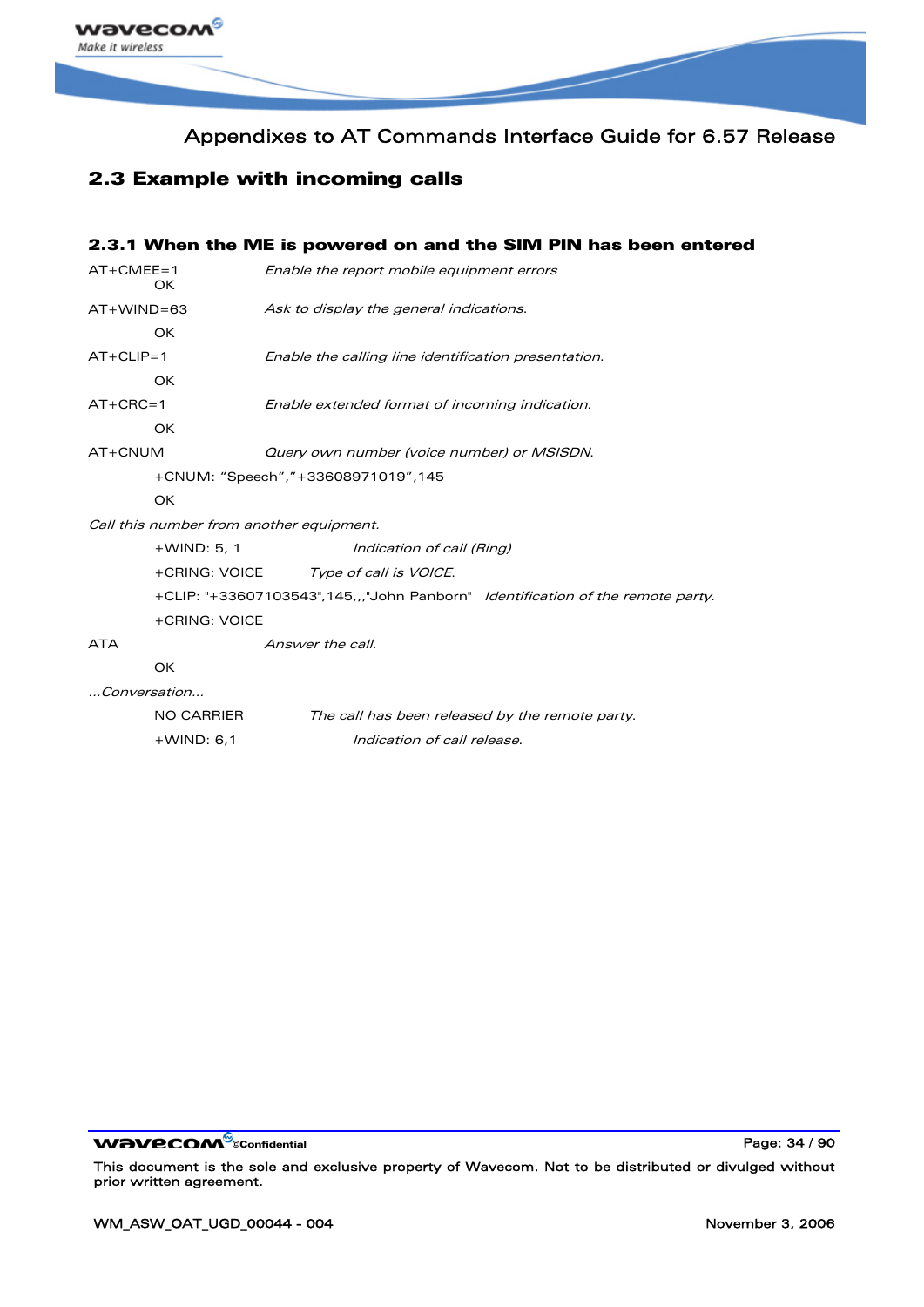## 2.3 Example with incoming calls

### 2.3.1 When the ME is powered on and the SIM PIN has been entered

| | |
|---|---|
| AT+CMEE=1 | *Enable the report mobile equipment errors* |
| OK | |
| AT+WIND=63 | *Ask to display the general indications.* |
| OK | |
| AT+CLIP=1 | *Enable the calling line identification presentation.* |
| OK | |
| AT+CRC=1 | *Enable extended format of incoming indication.* |
| OK | |
| AT+CNUM | *Query own number (voice number) or MSISDN.* |
| +CNUM: "Speech","+33608971019",145 | |
| OK | |

*Call this number from another equipment.*

| | |
|---|---|
| +WIND: 5, 1 | *Indication of call (Ring)* |
| +CRING: VOICE | *Type of call is VOICE.* |
| +CLIP: "+33607103543",145,,,"John Panborn" | *Identification of the remote party.* |
| +CRING: VOICE | |
| ATA | *Answer the call.* |
| OK | |

*...Conversation...*

| | |
|---|---|
| NO CARRIER | *The call has been released by the remote party.* |
| +WIND: 6,1 | *Indication of call release.* |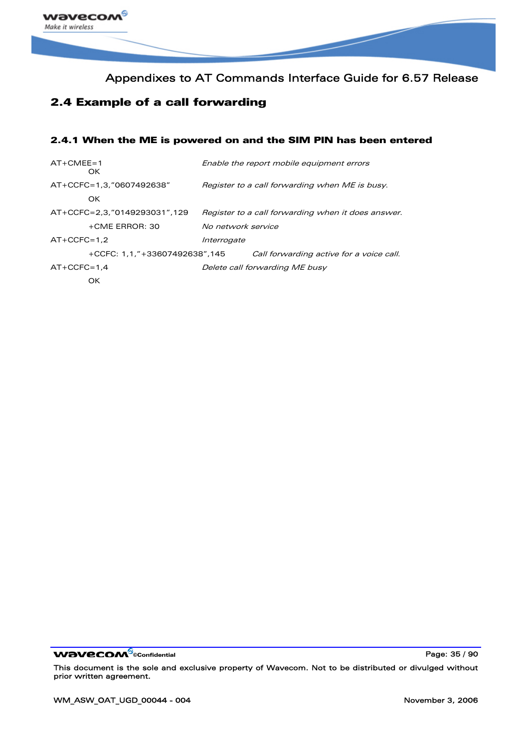## 2.4 Example of a call forwarding

### 2.4.1 When the ME is powered on and the SIM PIN has been entered

| | |
|---|---|
| AT+CMEE=1 | *Enable the report mobile equipment errors* |
| OK | |
| AT+CCFC=1,3,"0607492638" | *Register to a call forwarding when ME is busy.* |
| OK | |
| AT+CCFC=2,3,"0149293031",129 | *Register to a call forwarding when it does answer.* |
| +CME ERROR: 30 | *No network service* |
| AT+CCFC=1,2 | *Interrogate* |
| +CCFC: 1,1,"+33607492638",145 | *Call forwarding active for a voice call.* |
| AT+CCFC=1,4 | *Delete call forwarding ME busy* |
| OK | |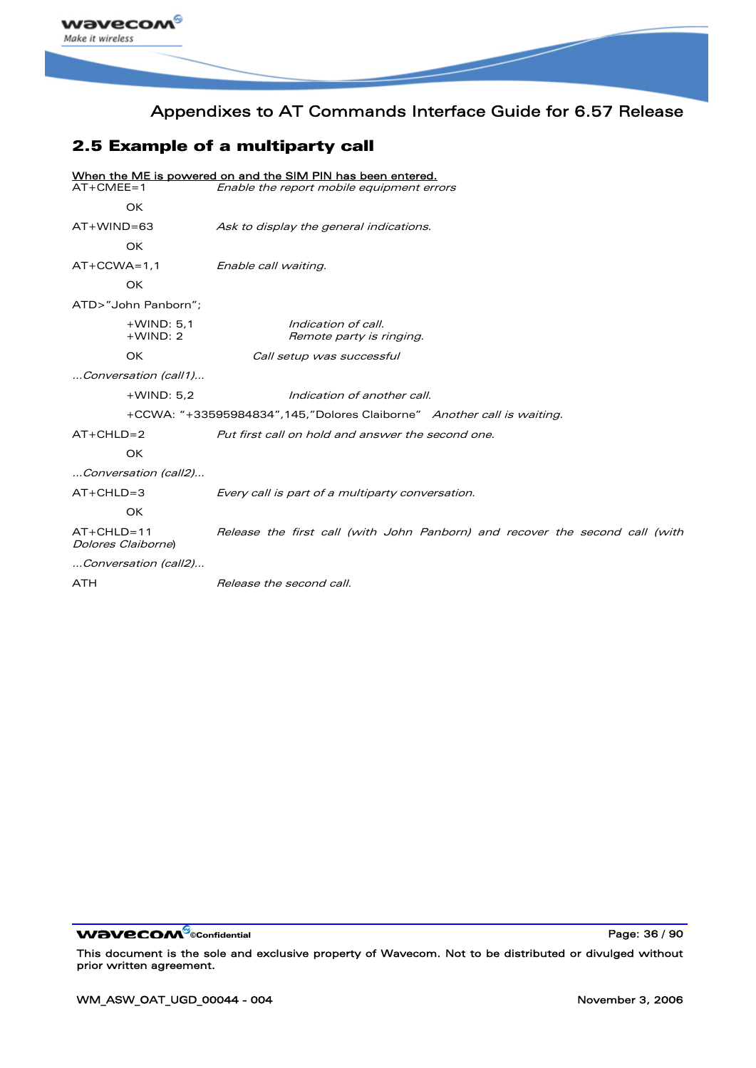## 2.5 Example of a multiparty call

When the ME is powered on and the SIM PIN has been entered.

| | |
|---|---|
| AT+CMEE=1 | *Enable the report mobile equipment errors* |
| OK | |
| AT+WIND=63 | *Ask to display the general indications.* |
| OK | |
| AT+CCWA=1,1 | *Enable call waiting.* |
| OK | |
| ATD>"John Panborn"; | |
| +WIND: 5,1 | *Indication of call.* |
| +WIND: 2 | *Remote party is ringing.* |
| OK | *Call setup was successful* |
| *...Conversation (call1)...* | |
| +WIND: 5,2 | *Indication of another call.* |
| +CCWA: "+33595984834",145,"Dolores Claiborne" | *Another call is waiting.* |
| AT+CHLD=2 | *Put first call on hold and answer the second one.* |
| OK | |
| *...Conversation (call2)...* | |
| AT+CHLD=3 | *Every call is part of a multiparty conversation.* |
| OK | |
| AT+CHLD=11 | *Release the first call (with John Panborn) and recover the second call (with Dolores Claiborne)* |
| *...Conversation (call2)...* | |
| ATH | *Release the second call.* |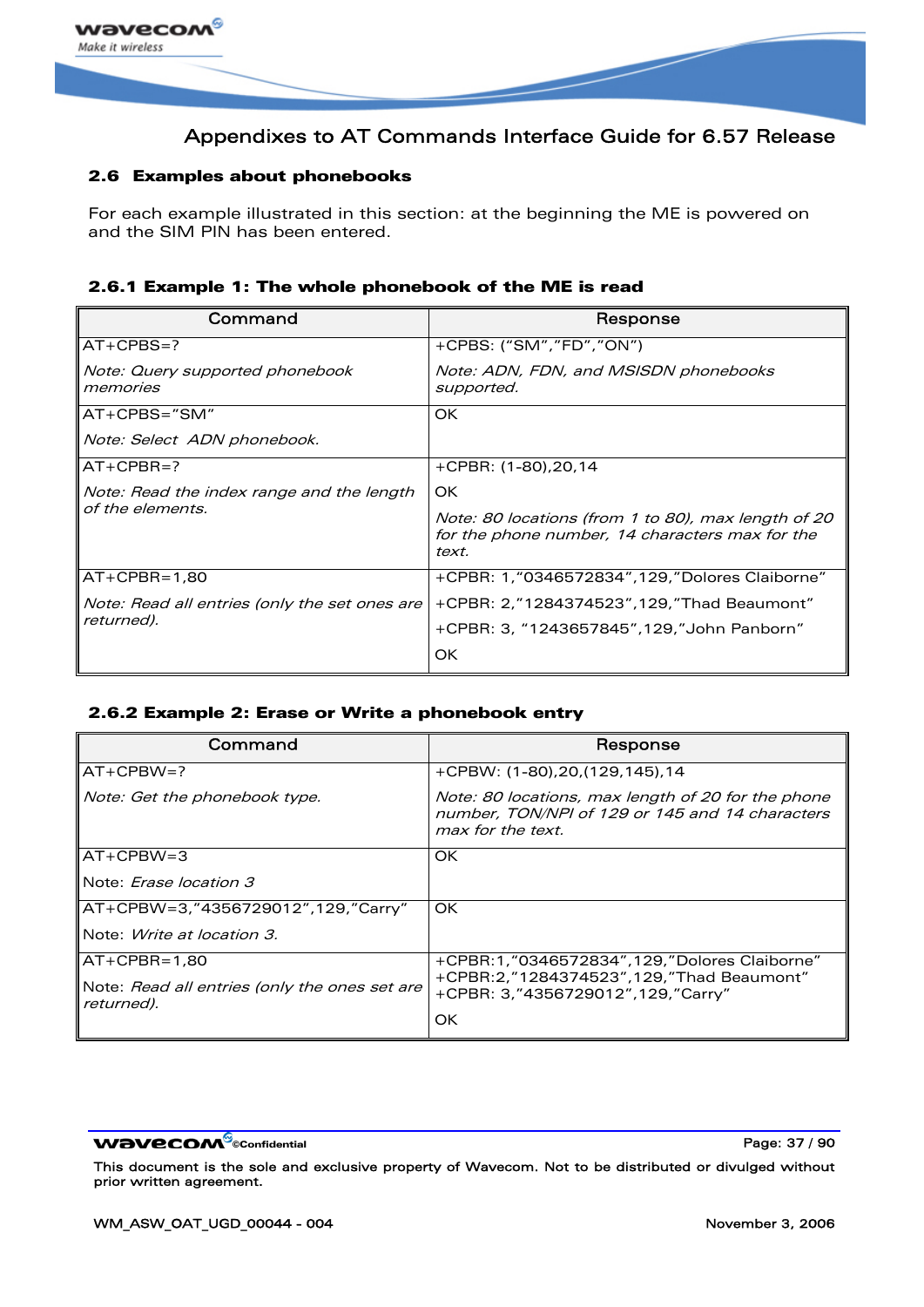## 2.6 Examples about phonebooks

For each example illustrated in this section: at the beginning the ME is powered on and the SIM PIN has been entered.

### 2.6.1 Example 1: The whole phonebook of the ME is read

| Command | Response |
|---|---|
| AT+CPBS=?<br><br>*Note: Query supported phonebook memories* | +CPBS: ("SM","FD","ON")<br><br>*Note: ADN, FDN, and MSISDN phonebooks supported.* |
| AT+CPBS="SM"<br><br>*Note: Select ADN phonebook.* | OK |
| AT+CPBR=?<br><br>*Note: Read the index range and the length of the elements.* | +CPBR: (1-80),20,14<br><br>OK<br><br>*Note: 80 locations (from 1 to 80), max length of 20 for the phone number, 14 characters max for the text.* |
| AT+CPBR=1,80<br><br>*Note: Read all entries (only the set ones are returned).* | +CPBR: 1,"0346572834",129,"Dolores Claiborne"<br><br>+CPBR: 2,"1284374523",129,"Thad Beaumont"<br><br>+CPBR: 3, "1243657845",129,"John Panborn"<br><br>OK |

### 2.6.2 Example 2: Erase or Write a phonebook entry

| Command | Response |
|---|---|
| AT+CPBW=?<br><br>*Note: Get the phonebook type.* | +CPBW: (1-80),20,(129,145),14<br><br>*Note: 80 locations, max length of 20 for the phone number, TON/NPI of 129 or 145 and 14 characters max for the text.* |
| AT+CPBW=3<br><br>Note: *Erase location 3* | OK |
| AT+CPBW=3,"4356729012",129,"Carry"<br><br>Note: *Write at location 3.* | OK |
| AT+CPBR=1,80<br><br>Note: *Read all entries (only the ones set are returned).* | +CPBR:1,"0346572834",129,"Dolores Claiborne"<br>+CPBR:2,"1284374523",129,"Thad Beaumont"<br>+CPBR: 3,"4356729012",129,"Carry"<br><br>OK |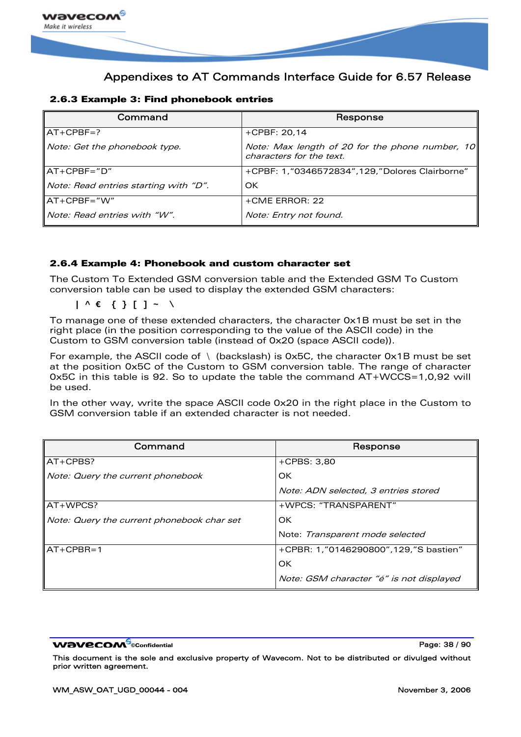### 2.6.3 Example 3: Find phonebook entries

| Command | Response |
|---|---|
| AT+CPBF=?<br>*Note: Get the phonebook type.* | +CPBF: 20,14<br>*Note: Max length of 20 for the phone number, 10 characters for the text.* |
| AT+CPBF="D"<br>*Note: Read entries starting with "D".* | +CPBF: 1,"0346572834",129,"Dolores Clairborne"<br>OK |
| AT+CPBF="W"<br>*Note: Read entries with "W".* | +CME ERROR: 22<br>*Note: Entry not found.* |

### 2.6.4 Example 4: Phonebook and custom character set

The Custom To Extended GSM conversion table and the Extended GSM To Custom conversion table can be used to display the extended GSM characters:

**| ^ € { } [ ] ~ \**

To manage one of these extended characters, the character 0x1B must be set in the right place (in the position corresponding to the value of the ASCII code) in the Custom to GSM conversion table (instead of 0x20 (space ASCII code)).

For example, the ASCII code of \ (backslash) is 0x5C, the character 0x1B must be set at the position 0x5C of the Custom to GSM conversion table. The range of character 0x5C in this table is 92. So to update the table the command AT+WCCS=1,0,92 will be used.

In the other way, write the space ASCII code 0x20 in the right place in the Custom to GSM conversion table if an extended character is not needed.

| Command | Response |
|---|---|
| AT+CPBS?<br>*Note: Query the current phonebook* | +CPBS: 3,80<br>OK<br>*Note: ADN selected, 3 entries stored* |
| AT+WPCS?<br>*Note: Query the current phonebook char set* | +WPCS: "TRANSPARENT"<br>OK<br>Note: *Transparent mode selected* |
| AT+CPBR=1 | +CPBR: 1,"0146290800",129,"S bastien"<br>OK<br>*Note: GSM character "é" is not displayed* |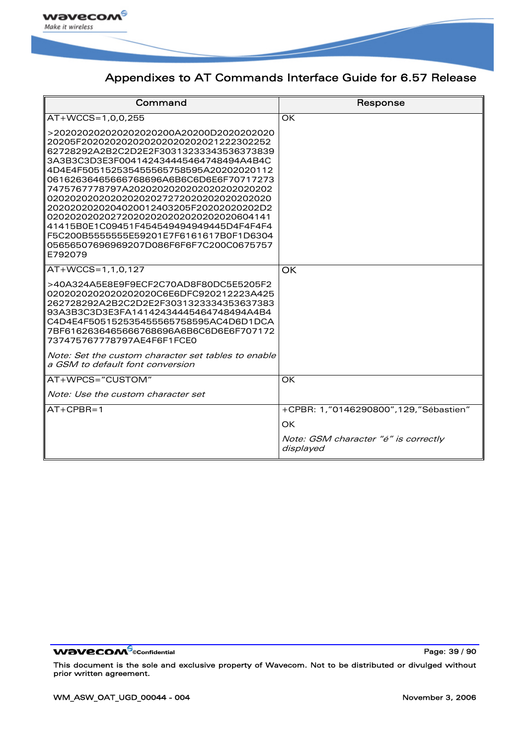| Command | Response |
|---|---|
| AT+WCCS=1,0,0,255<br><br>>202020202020202020200A20200D202020202020205F2020202020202020202020202021222302252 62728292A2B2C2D2E2F303132333435363738393A3B3C3D3E3F004142434445464748494A4B4C4D4E4F505152535455565758595A20202020112 06162636465666768696A6B6C6D6E6F70717273 7475767778797A202020202020202020202020202 02020202020202020202027272020202020202020 20202020204020012403205F20202020202D2 02020202020272020202020202020202020604141 41415B0E1C09451F454549494949445D4F4F4F4 F5C200B5555555E59201E7F6161617B0F1D6304 05656507696969207D086F6F6F7C200C0675757 E792079 | OK |
| AT+WCCS=1,1,0,127<br><br>>40A324A5E8E9F9ECF2C70AD8F80DC5E5205F2 0202020202020202020C6E6DFC920212223A425 262728292A2B2C2D2E2F3031323334353637383 93A3B3C3D3E3FA14142434445464748494A4B4 C4D4E4F505152535455565758595AC4D6D1DCA 7BF6162636465666768696A6B6C6D6E6F707172 737475767778797AE4F6F1FCE0<br><br>*Note: Set the custom character set tables to enable a GSM to default font conversion* | OK |
| AT+WPCS="CUSTOM"<br><br>*Note: Use the custom character set* | OK |
| AT+CPBR=1 | +CPBR: 1,"0146290800",129,"Sébastien"<br><br>OK<br><br>*Note: GSM character "é" is correctly displayed* |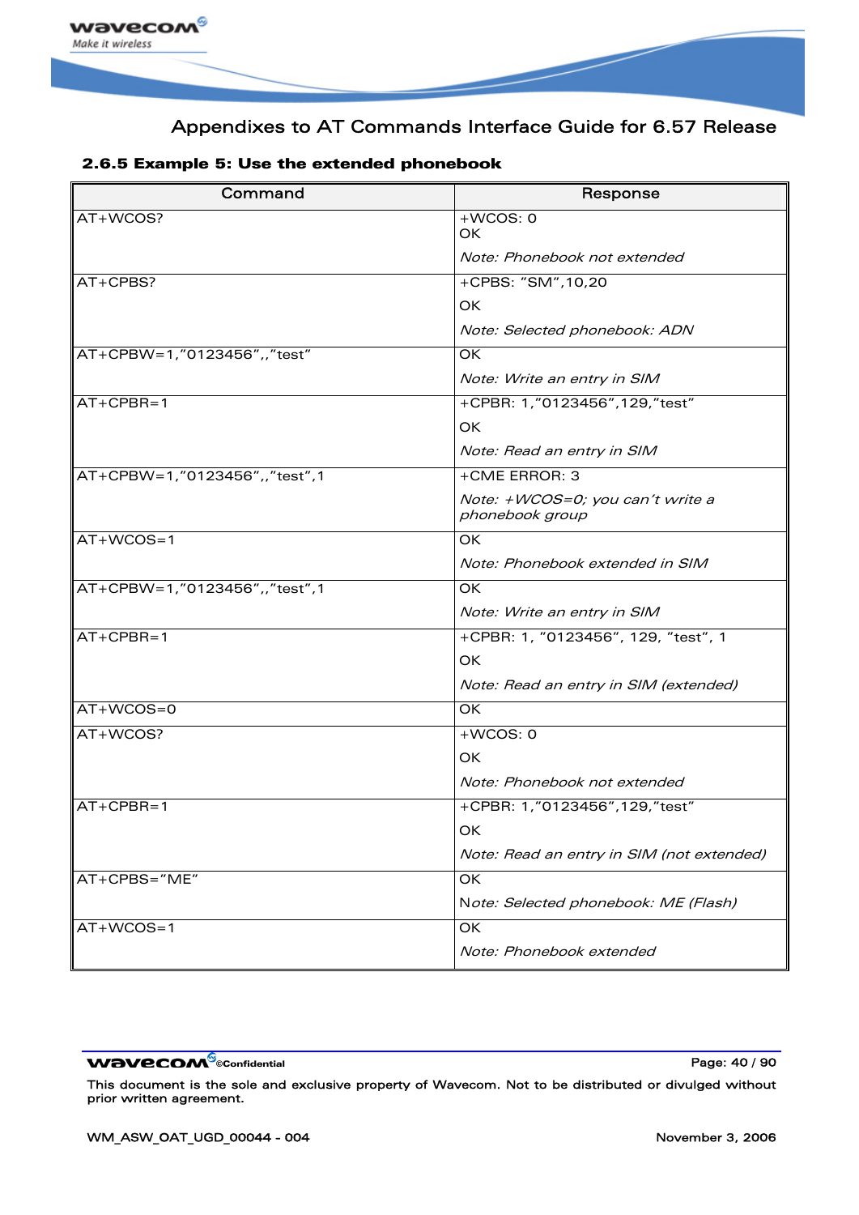### 2.6.5 Example 5: Use the extended phonebook

| Command | Response |
|---|---|
| AT+WCOS? | +WCOS: 0<br>OK<br>*Note: Phonebook not extended* |
| AT+CPBS? | +CPBS: "SM",10,20<br>OK<br>*Note: Selected phonebook: ADN* |
| AT+CPBW=1,"0123456",,"test" | OK<br>*Note: Write an entry in SIM* |
| AT+CPBR=1 | +CPBR: 1,"0123456",129,"test"<br>OK<br>*Note: Read an entry in SIM* |
| AT+CPBW=1,"0123456",,"test",1 | +CME ERROR: 3<br>*Note: +WCOS=0; you can't write a phonebook group* |
| AT+WCOS=1 | OK<br>*Note: Phonebook extended in SIM* |
| AT+CPBW=1,"0123456",,"test",1 | OK<br>*Note: Write an entry in SIM* |
| AT+CPBR=1 | +CPBR: 1, "0123456", 129, "test", 1<br>OK<br>*Note: Read an entry in SIM (extended)* |
| AT+WCOS=0 | OK |
| AT+WCOS? | +WCOS: 0<br>OK<br>*Note: Phonebook not extended* |
| AT+CPBR=1 | +CPBR: 1,"0123456",129,"test"<br>OK<br>*Note: Read an entry in SIM (not extended)* |
| AT+CPBS="ME" | OK<br>*Note: Selected phonebook: ME (Flash)* |
| AT+WCOS=1 | OK<br>*Note: Phonebook extended* |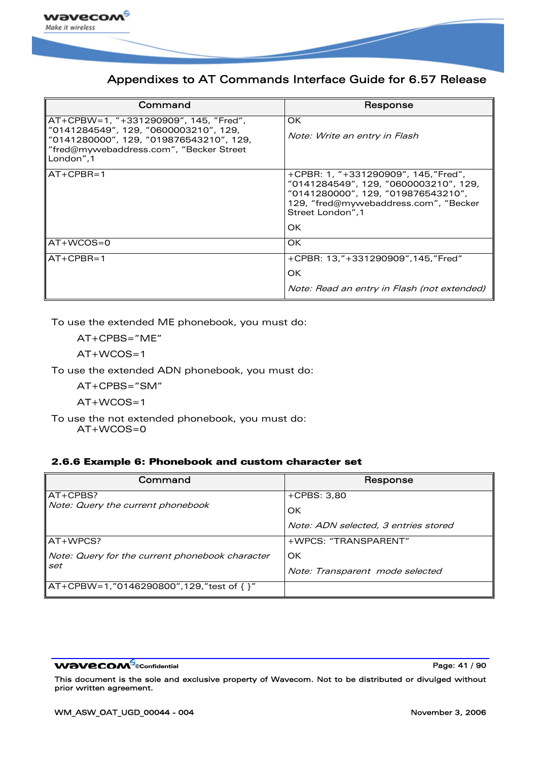| Command | Response |
|---|---|
| AT+CPBW=1, "+331290909", 145, "Fred", "0141284549", 129, "0600003210", 129, "0141280000", 129, "019876543210", 129, "fred@mywebaddress.com", "Becker Street London",1 | OK<br>*Note: Write an entry in Flash* |
| AT+CPBR=1 | +CPBR: 1, "+331290909", 145,"Fred", "0141284549", 129, "0600003210", 129, "0141280000", 129, "019876543210", 129, "fred@mywebaddress.com", "Becker Street London",1<br>OK |
| AT+WCOS=0 | OK |
| AT+CPBR=1 | +CPBR: 13,"+331290909",145,"Fred"<br>OK<br>*Note: Read an entry in Flash (not extended)* |

To use the extended ME phonebook, you must do:

AT+CPBS="ME"

AT+WCOS=1

To use the extended ADN phonebook, you must do:

AT+CPBS="SM"

AT+WCOS=1

To use the not extended phonebook, you must do:

AT+WCOS=0

### 2.6.6 Example 6: Phonebook and custom character set

| Command | Response |
|---|---|
| AT+CPBS?<br>*Note: Query the current phonebook* | +CPBS: 3,80<br>OK<br>*Note: ADN selected, 3 entries stored* |
| AT+WPCS?<br>*Note: Query for the current phonebook character set* | +WPCS: "TRANSPARENT"<br>OK<br>*Note: Transparent mode selected* |
| AT+CPBW=1,"0146290800",129,"test of { }" | |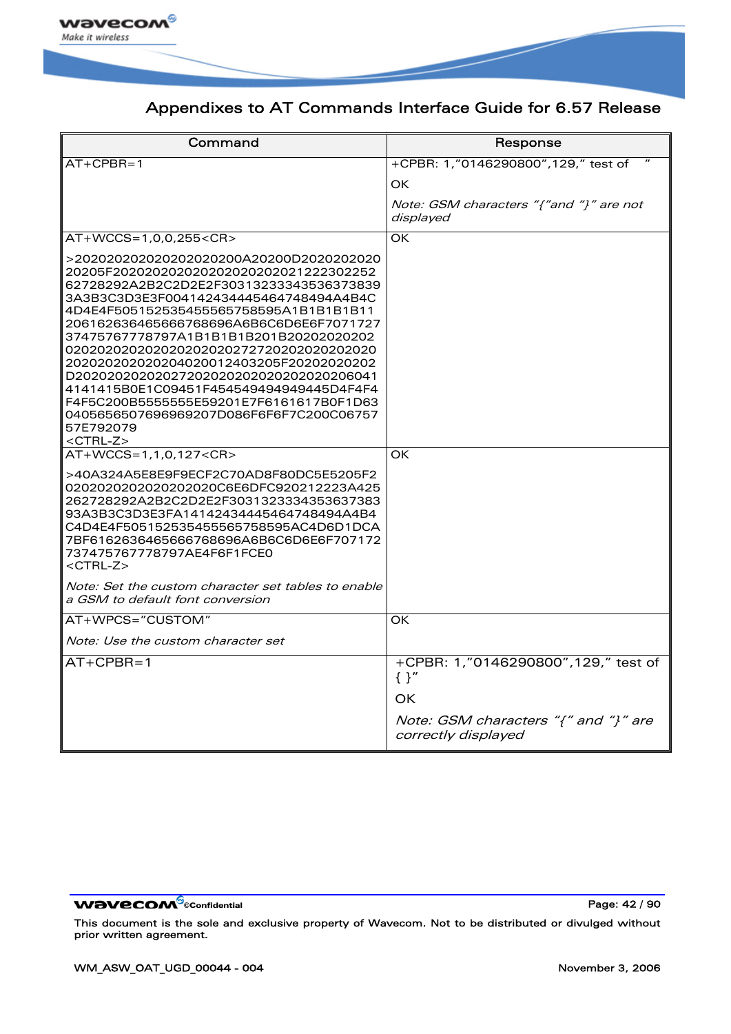| Command | Response |
|---|---|
| AT+CPBR=1 | +CPBR: 1,"0146290800",129," test of "<br>OK<br>*Note: GSM characters "{"and "}" are not displayed* |
| AT+WCCS=1,0,0,255<CR><br>>202020202020202020200A20200D2020202020 20205F202020202020202020202020212223022522 62728292A2B2C2D2E2F30313233343536373839 3A3B3C3D3E3F004142434445464748494A4B4C 4D4E4F505152535455565758595A1B1B1B1B11 20616263646566676869 6A6B6C6D6E6F7071727 37475767778797A1B1B1B1B201B20202020202 02020202020202020202020272720202020202020 20202020202020402001240320 5F20202020202 D202020202020202720202020202020202020206041 4141415B0E1C09451F454549494949445D4F4F4 F4F5C200B5555555E59201E7F6161617B0F1D63 0405656507696969207D086F6F6F7C200C06757 57E792079<br><CTRL-Z> | OK |
| AT+WCCS=1,1,0,127<CR><br>>40A324A5E8E9F9ECF2C70AD8F80DC5E5205F2 0202020202020202020C6E6DFC920212223A425 262728292A2B2C2D2E2F3031323334353637383 93A3B3C3D3E3FA141424344454647484 94A4B4 C4D4E4F505152535455565758595AC4D6D1DCA 7BF616263646566676869 6A6B6C6D6E6F707172 737475767778797AE4F6F1FCE0<br><CTRL-Z><br>*Note: Set the custom character set tables to enable a GSM to default font conversion* | OK |
| AT+WPCS="CUSTOM"<br>*Note: Use the custom character set* | OK |
| AT+CPBR=1 | +CPBR: 1,"0146290800",129," test of { }"<br>OK<br>*Note: GSM characters "{" and "}" are correctly displayed* |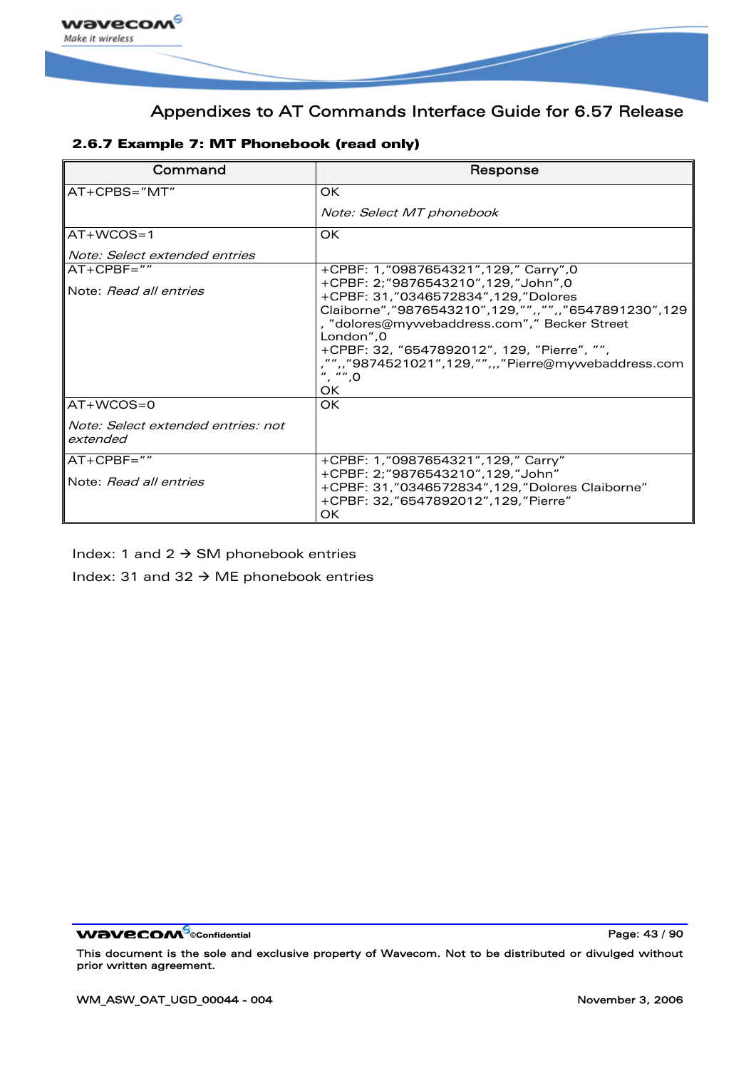### 2.6.7 Example 7: MT Phonebook (read only)

| Command | Response |
|---|---|
| AT+CPBS="MT" | OK<br><br>*Note: Select MT phonebook* |
| AT+WCOS=1<br><br>*Note: Select extended entries* | OK |
| AT+CPBF=""<br><br>Note: *Read all entries* | +CPBF: 1,"0987654321",129," Carry",0<br>+CPBF: 2;"9876543210",129,"John",0<br>+CPBF: 31,"0346572834",129,"Dolores Claiborne","9876543210",129,"",,"",,"6547891230",129, "dolores@mywebaddress.com"," Becker Street London",0<br>+CPBF: 32, "6547892012", 129, "Pierre", "", ,"",,"9874521021",129,"",,,"Pierre@mywebaddress.com", "",0<br>OK |
| AT+WCOS=0<br><br>*Note: Select extended entries: not extended* | OK |
| AT+CPBF=""<br><br>Note: *Read all entries* | +CPBF: 1,"0987654321",129," Carry"<br>+CPBF: 2;"9876543210",129,"John"<br>+CPBF: 31,"0346572834",129,"Dolores Claiborne"<br>+CPBF: 32,"6547892012",129,"Pierre"<br>OK |

Index: 1 and 2 → SM phonebook entries

Index: 31 and 32 → ME phonebook entries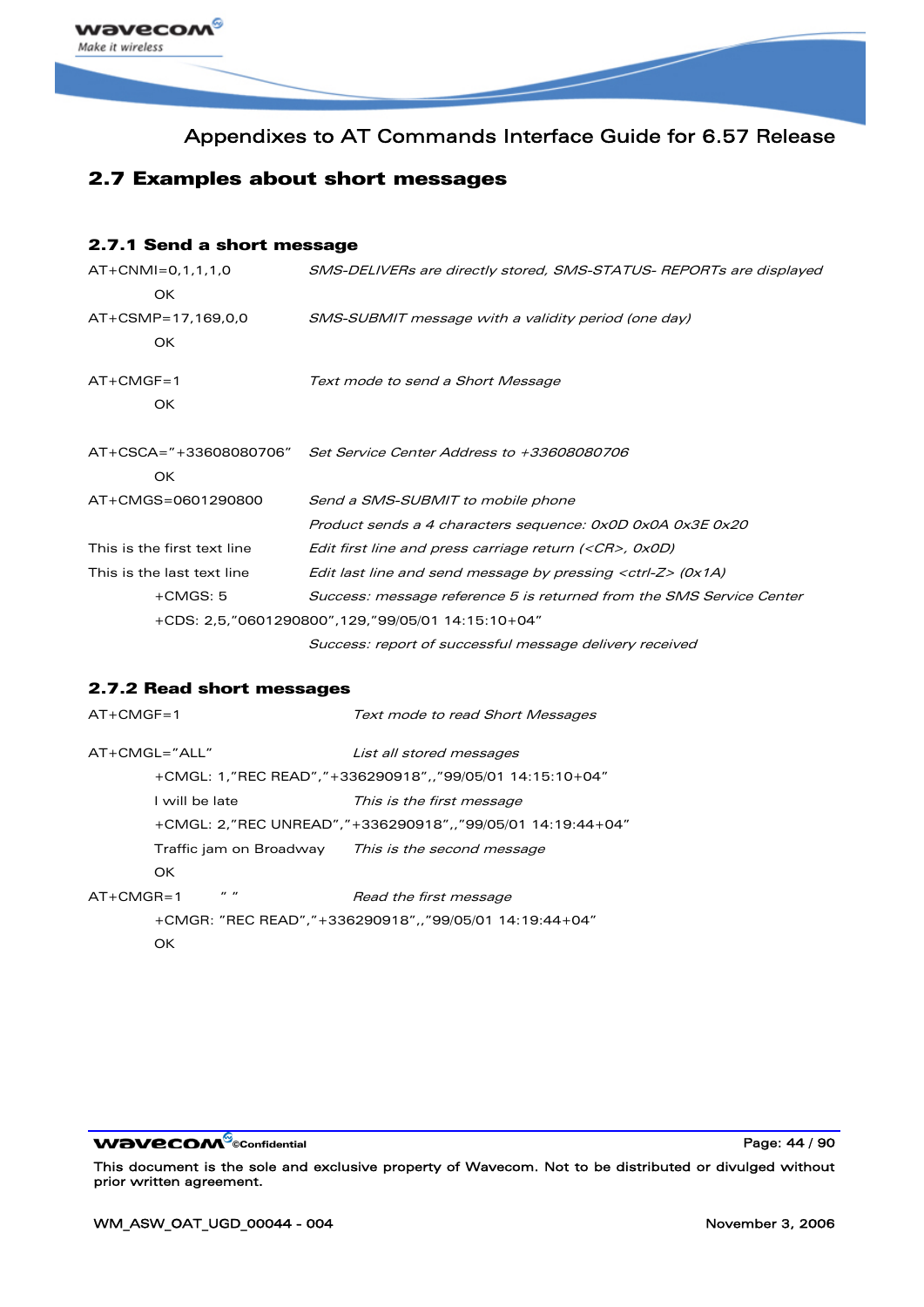## 2.7 Examples about short messages

### 2.7.1 Send a short message

| | |
|---|---|
| AT+CNMI=0,1,1,1,0 | *SMS-DELIVERs are directly stored, SMS-STATUS- REPORTs are displayed* |
| OK | |
| AT+CSMP=17,169,0,0 | *SMS-SUBMIT message with a validity period (one day)* |
| OK | |
| AT+CMGF=1 | *Text mode to send a Short Message* |
| OK | |
| AT+CSCA="+33608080706" | *Set Service Center Address to +33608080706* |
| OK | |
| AT+CMGS=0601290800 | *Send a SMS-SUBMIT to mobile phone* |
| | *Product sends a 4 characters sequence: 0x0D 0x0A 0x3E 0x20* |
| This is the first text line | *Edit first line and press carriage return (<CR>, 0x0D)* |
| This is the last text line | *Edit last line and send message by pressing <ctrl-Z> (0x1A)* |
| +CMGS: 5 | *Success: message reference 5 is returned from the SMS Service Center* |
| +CDS: 2,5,"0601290800",129,"99/05/01 14:15:10+04" | |
| | *Success: report of successful message delivery received* |

### 2.7.2 Read short messages

| | |
|---|---|
| AT+CMGF=1 | *Text mode to read Short Messages* |
| AT+CMGL="ALL" | *List all stored messages* |
| +CMGL: 1,"REC READ","+336290918",,"99/05/01 14:15:10+04" | |
| I will be late | *This is the first message* |
| +CMGL: 2,"REC UNREAD","+336290918",,"99/05/01 14:19:44+04" | |
| Traffic jam on Broadway | *This is the second message* |
| OK | |
| AT+CMGR=1 " " | *Read the first message* |
| +CMGR: "REC READ","+336290918",,"99/05/01 14:19:44+04" | |
| OK | |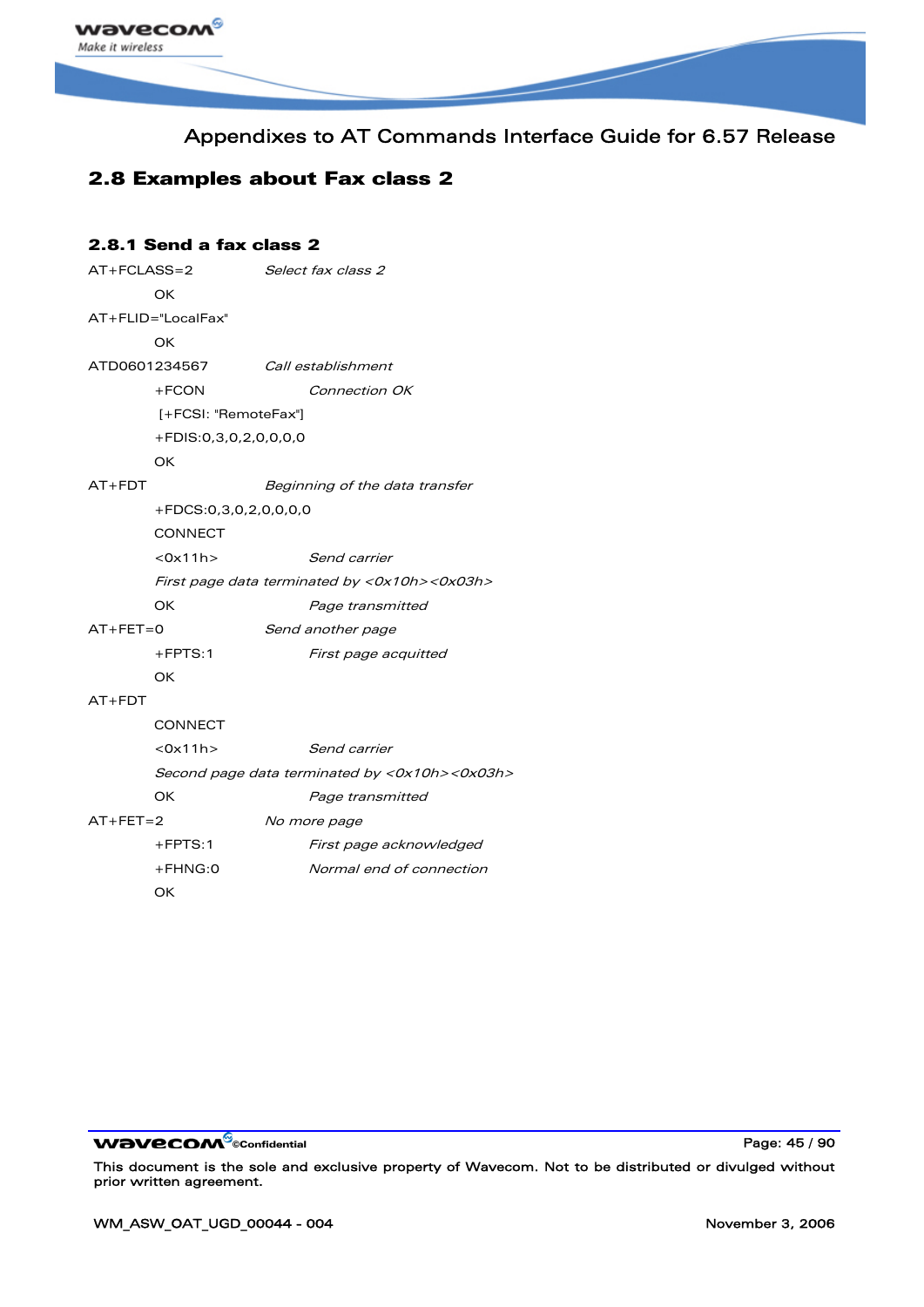## 2.8 Examples about Fax class 2

### 2.8.1 Send a fax class 2

| | | |
|---|---|---|
| AT+FCLASS=2 | | *Select fax class 2* |
| | OK | |
| AT+FLID="LocalFax" | | |
| | OK | |
| ATD0601234567 | | *Call establishment* |
| | +FCON | *Connection OK* |
| | [+FCSI: "RemoteFax"] | |
| | +FDIS:0,3,0,2,0,0,0,0 | |
| | OK | |
| AT+FDT | | *Beginning of the data transfer* |
| | +FDCS:0,3,0,2,0,0,0,0 | |
| | CONNECT | |
| | <0x11h> | *Send carrier* |
| | *First page data terminated by <0x10h><0x03h>* | |
| | OK | *Page transmitted* |
| AT+FET=0 | | *Send another page* |
| | +FPTS:1 | *First page acquitted* |
| | OK | |
| AT+FDT | | |
| | CONNECT | |
| | <0x11h> | *Send carrier* |
| | *Second page data terminated by <0x10h><0x03h>* | |
| | OK | *Page transmitted* |
| AT+FET=2 | | *No more page* |
| | +FPTS:1 | *First page acknowledged* |
| | +FHNG:0 | *Normal end of connection* |
| | OK | |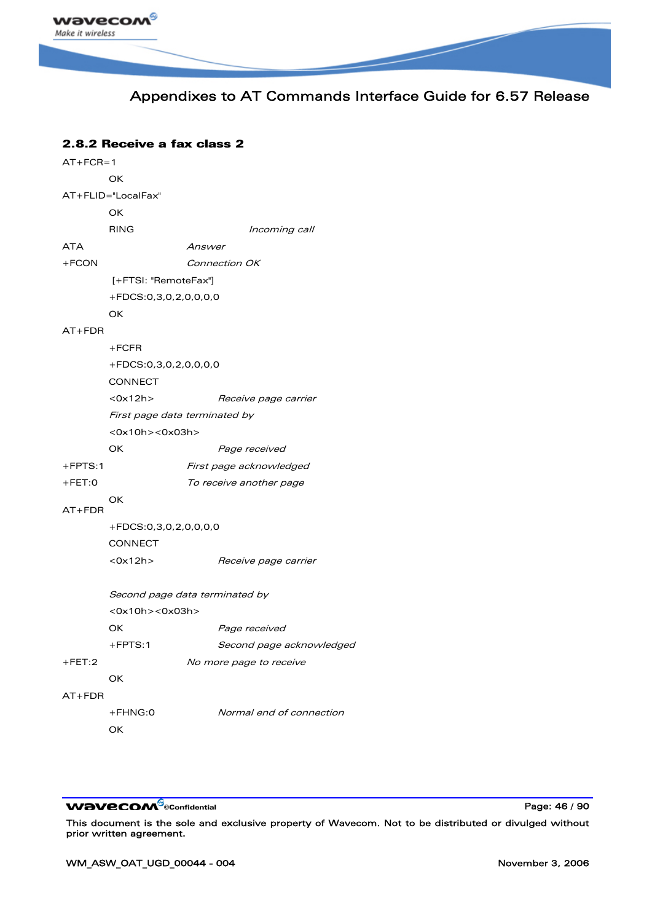### 2.8.2 Receive a fax class 2

```
AT+FCR=1
        OK
AT+FLID="LocalFax"
        OK
        RING                    Incoming call
ATA                 Answer
+FCON               Connection OK
         [+FTSI: "RemoteFax"]
        +FDCS:0,3,0,2,0,0,0,0
        OK
AT+FDR
        +FCFR
        +FDCS:0,3,0,2,0,0,0,0
        CONNECT
        <0x12h>              Receive page carrier
        First page data terminated by
        <0x10h><0x03h>
        OK                   Page received
+FPTS:1             First page acknowledged
+FET:0              To receive another page
        OK
AT+FDR
        +FDCS:0,3,0,2,0,0,0,0
        CONNECT
        <0x12h>              Receive page carrier

        Second page data terminated by
        <0x10h><0x03h>
        OK                   Page received
        +FPTS:1              Second page acknowledged
+FET:2              No more page to receive
        OK
AT+FDR
        +FHNG:0              Normal end of connection
        OK
```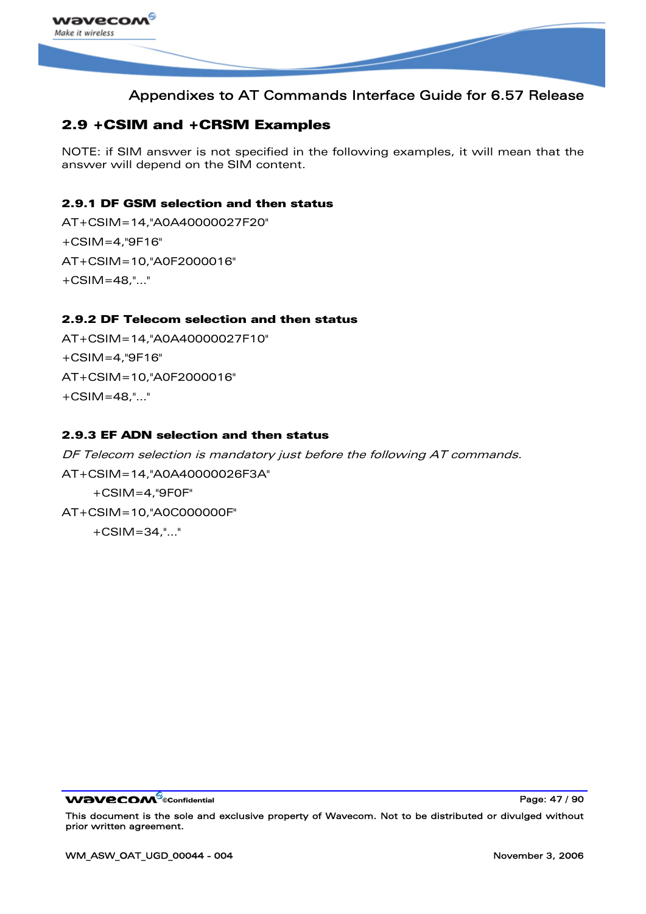## 2.9 +CSIM and +CRSM Examples

NOTE: if SIM answer is not specified in the following examples, it will mean that the answer will depend on the SIM content.

### 2.9.1 DF GSM selection and then status

AT+CSIM=14,"A0A40000027F20"

+CSIM=4,"9F16"

AT+CSIM=10,"A0F2000016"

+CSIM=48,"..."

### 2.9.2 DF Telecom selection and then status

AT+CSIM=14,"A0A40000027F10"

+CSIM=4,"9F16"

AT+CSIM=10,"A0F2000016"

+CSIM=48,"..."

### 2.9.3 EF ADN selection and then status

*DF Telecom selection is mandatory just before the following AT commands.*

AT+CSIM=14,"A0A40000026F3A"

+CSIM=4,"9F0F"

AT+CSIM=10,"A0C000000F"

+CSIM=34,"..."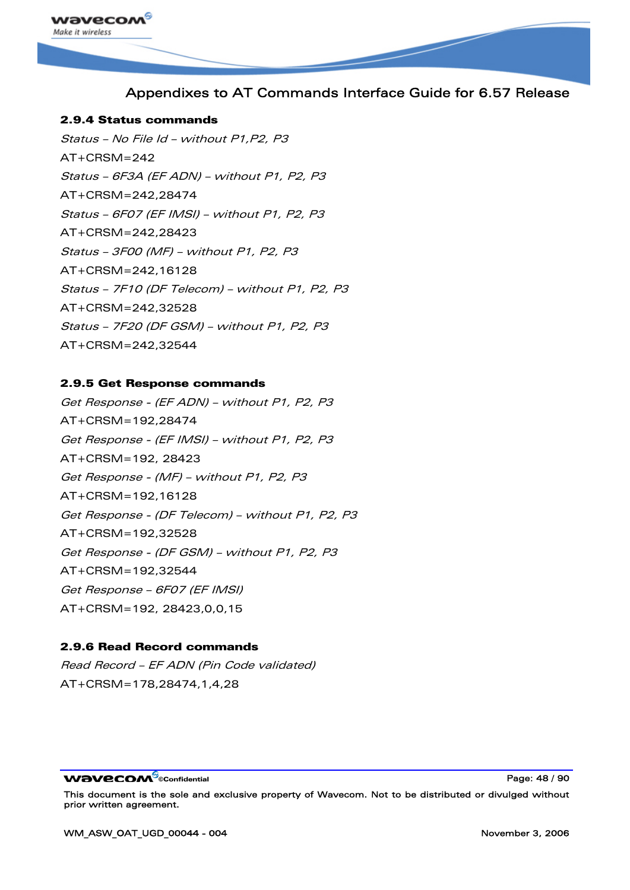### 2.9.4 Status commands

*Status – No File Id – without P1,P2, P3*

AT+CRSM=242

*Status – 6F3A (EF ADN) – without P1, P2, P3*

AT+CRSM=242,28474

*Status – 6F07 (EF IMSI) – without P1, P2, P3*

AT+CRSM=242,28423

*Status – 3F00 (MF) – without P1, P2, P3*

AT+CRSM=242,16128

*Status – 7F10 (DF Telecom) – without P1, P2, P3*

AT+CRSM=242,32528

*Status – 7F20 (DF GSM) – without P1, P2, P3*

AT+CRSM=242,32544

### 2.9.5 Get Response commands

*Get Response - (EF ADN) – without P1, P2, P3*

AT+CRSM=192,28474

*Get Response - (EF IMSI) – without P1, P2, P3*

AT+CRSM=192, 28423

*Get Response - (MF) – without P1, P2, P3*

AT+CRSM=192,16128

*Get Response - (DF Telecom) – without P1, P2, P3*

AT+CRSM=192,32528

*Get Response - (DF GSM) – without P1, P2, P3*

AT+CRSM=192,32544

*Get Response – 6F07 (EF IMSI)*

AT+CRSM=192, 28423,0,0,15

### 2.9.6 Read Record commands

*Read Record – EF ADN (Pin Code validated)*

AT+CRSM=178,28474,1,4,28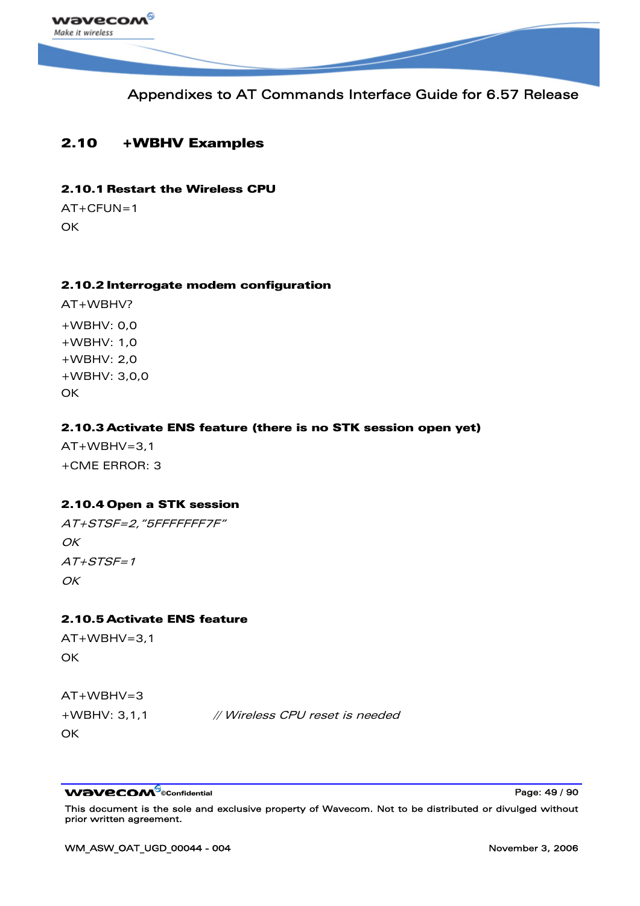## 2.10 +WBHV Examples

### 2.10.1 Restart the Wireless CPU

AT+CFUN=1

OK

### 2.10.2 Interrogate modem configuration

AT+WBHV?

+WBHV: 0,0

+WBHV: 1,0

+WBHV: 2,0

+WBHV: 3,0,0

OK

### 2.10.3 Activate ENS feature (there is no STK session open yet)

AT+WBHV=3,1

+CME ERROR: 3

### 2.10.4 Open a STK session

*AT+STSF=2,"5FFFFFFF7F"*

*OK*

*AT+STSF=1*

*OK*

### 2.10.5 Activate ENS feature

AT+WBHV=3,1

OK

AT+WBHV=3

+WBHV: 3,1,1 *// Wireless CPU reset is needed*

OK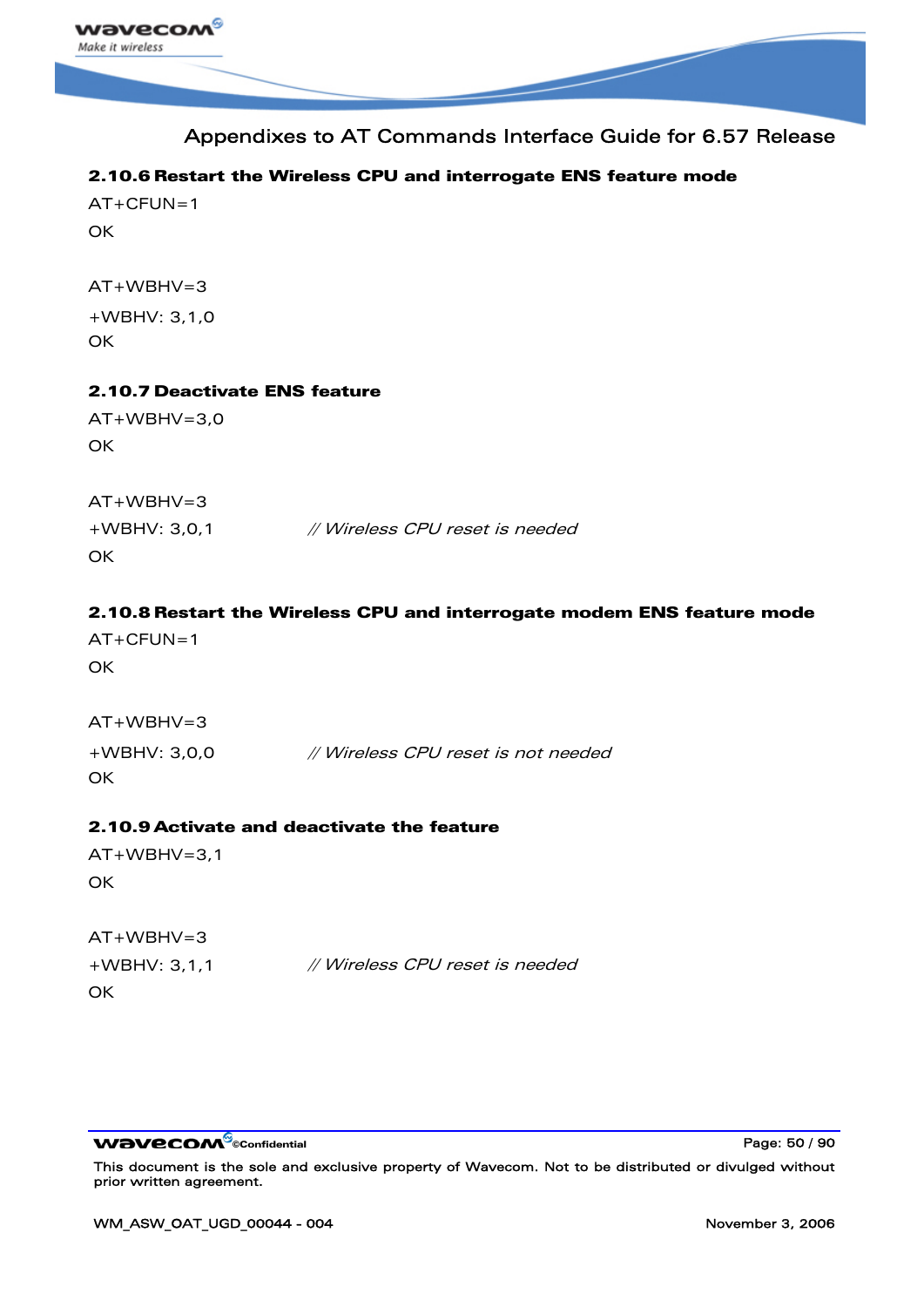### 2.10.6 Restart the Wireless CPU and interrogate ENS feature mode

AT+CFUN=1

OK

AT+WBHV=3

+WBHV: 3,1,0

OK

### 2.10.7 Deactivate ENS feature

AT+WBHV=3,0

OK

AT+WBHV=3

+WBHV: 3,0,1 *// Wireless CPU reset is needed*

OK

### 2.10.8 Restart the Wireless CPU and interrogate modem ENS feature mode

AT+CFUN=1

OK

AT+WBHV=3

+WBHV: 3,0,0 *// Wireless CPU reset is not needed*

OK

### 2.10.9 Activate and deactivate the feature

AT+WBHV=3,1

OK

AT+WBHV=3

+WBHV: 3,1,1 *// Wireless CPU reset is needed*

OK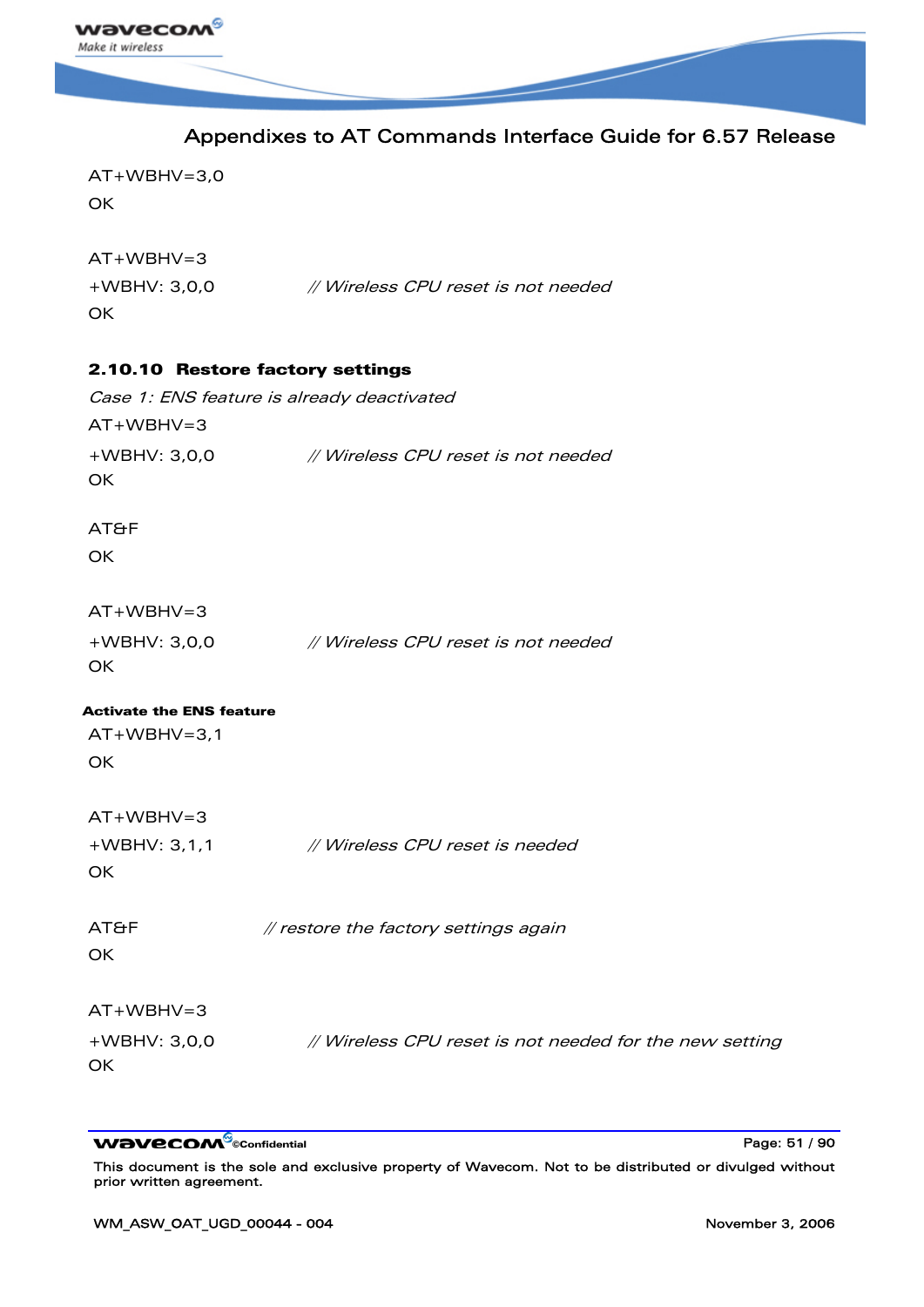AT+WBHV=3,0
OK

AT+WBHV=3
+WBHV: 3,0,0 *// Wireless CPU reset is not needed*
OK

### 2.10.10 Restore factory settings

*Case 1: ENS feature is already deactivated*

AT+WBHV=3
+WBHV: 3,0,0 *// Wireless CPU reset is not needed*
OK

AT&F
OK

AT+WBHV=3
+WBHV: 3,0,0 *// Wireless CPU reset is not needed*
OK

**Activate the ENS feature**

AT+WBHV=3,1
OK

AT+WBHV=3
+WBHV: 3,1,1 *// Wireless CPU reset is needed*
OK

AT&F *// restore the factory settings again*
OK

AT+WBHV=3
+WBHV: 3,0,0 *// Wireless CPU reset is not needed for the new setting*
OK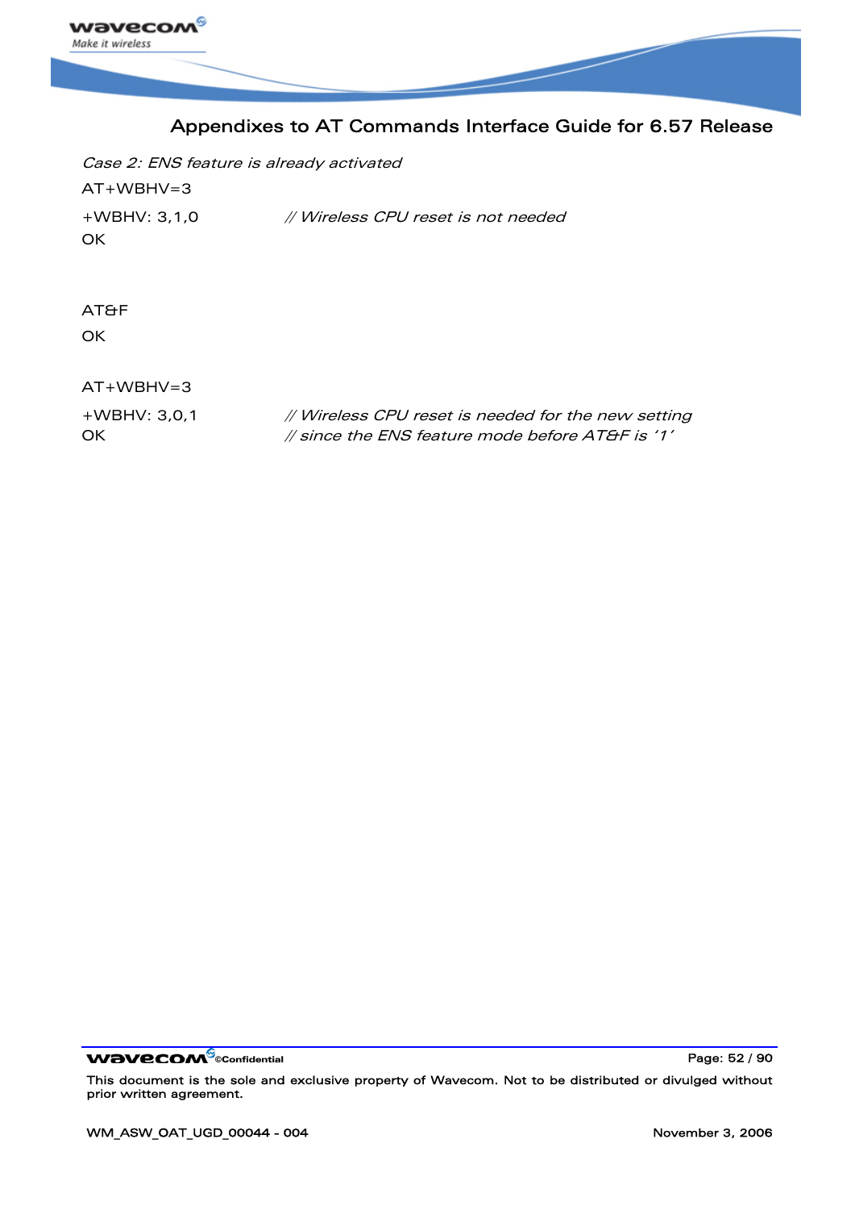*Case 2: ENS feature is already activated*

```
AT+WBHV=3
+WBHV: 3,1,0          // Wireless CPU reset is not needed
OK


AT&F
OK

AT+WBHV=3
+WBHV: 3,0,1          // Wireless CPU reset is needed for the new setting
OK                    // since the ENS feature mode before AT&F is '1'
```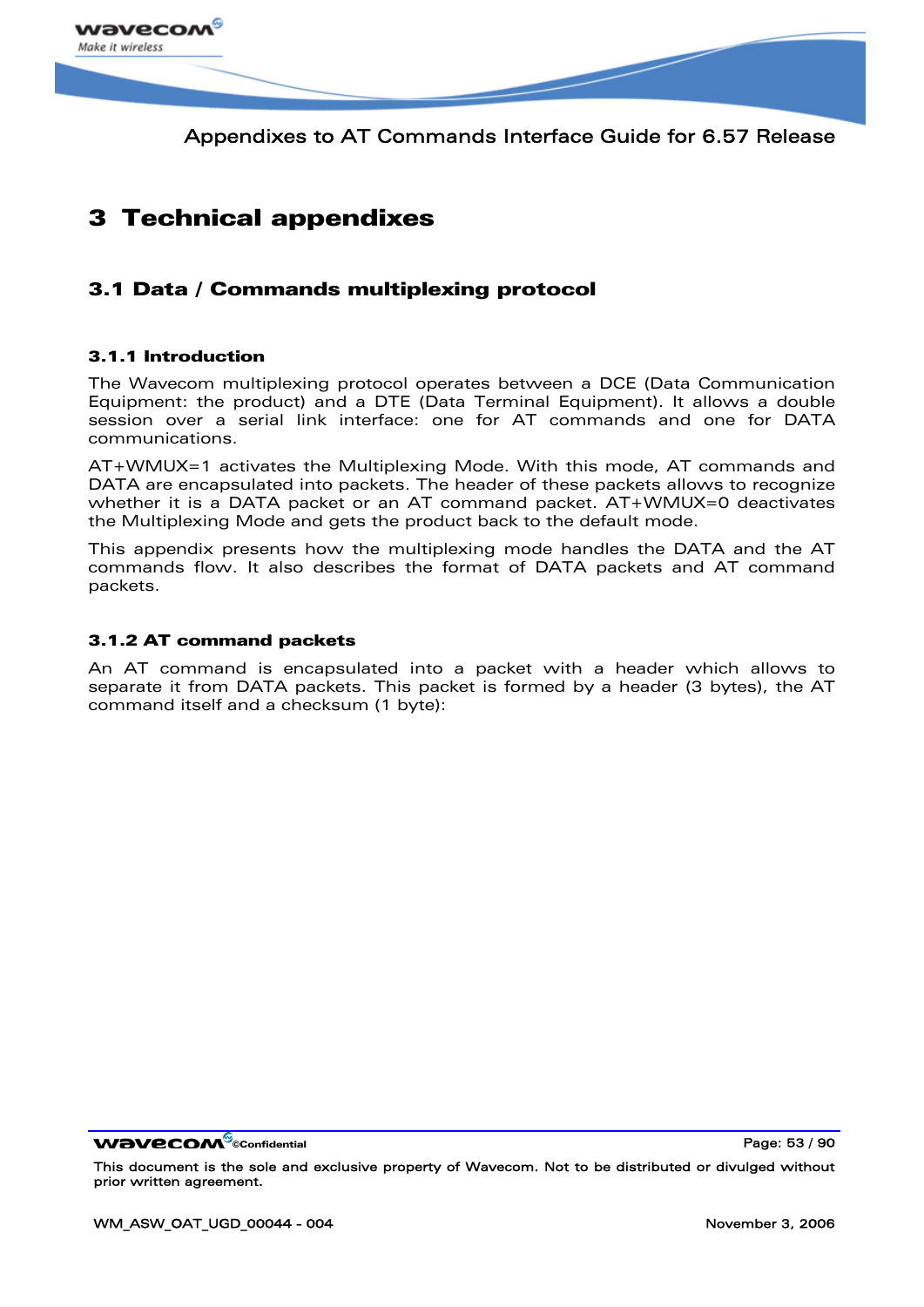# 3 Technical appendixes

## 3.1 Data / Commands multiplexing protocol

### 3.1.1 Introduction

The Wavecom multiplexing protocol operates between a DCE (Data Communication Equipment: the product) and a DTE (Data Terminal Equipment). It allows a double session over a serial link interface: one for AT commands and one for DATA communications.

AT+WMUX=1 activates the Multiplexing Mode. With this mode, AT commands and DATA are encapsulated into packets. The header of these packets allows to recognize whether it is a DATA packet or an AT command packet. AT+WMUX=0 deactivates the Multiplexing Mode and gets the product back to the default mode.

This appendix presents how the multiplexing mode handles the DATA and the AT commands flow. It also describes the format of DATA packets and AT command packets.

### 3.1.2 AT command packets

An AT command is encapsulated into a packet with a header which allows to separate it from DATA packets. This packet is formed by a header (3 bytes), the AT command itself and a checksum (1 byte):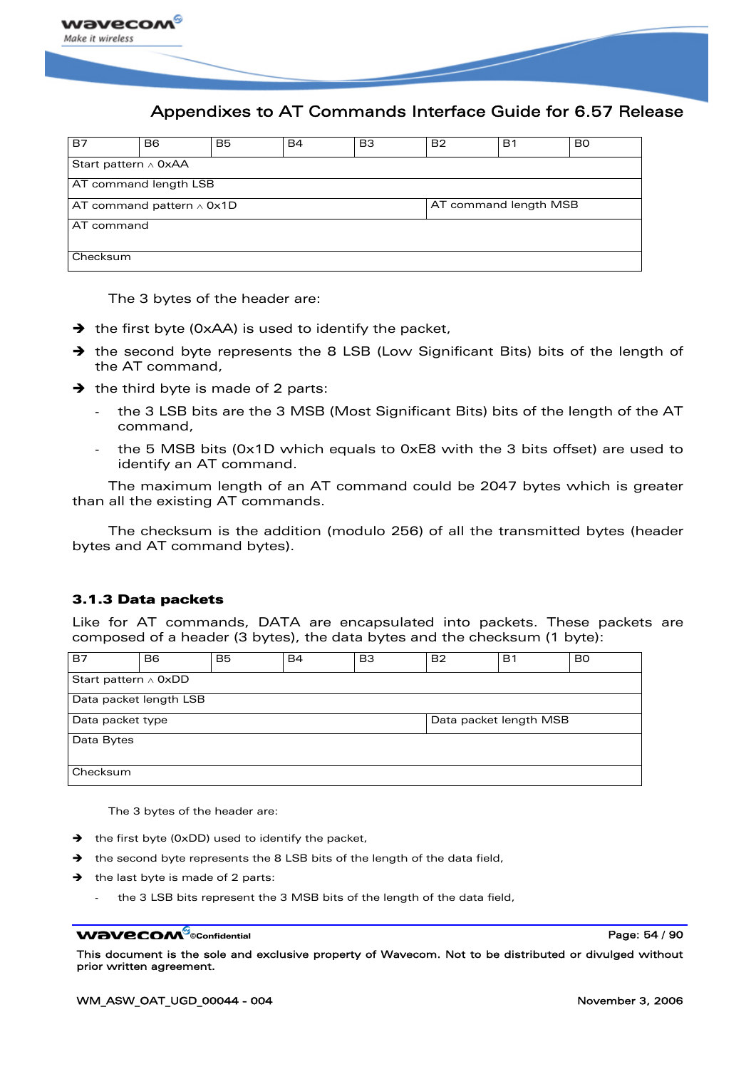| B7 | B6 | B5 | B4 | B3 | B2 | B1 | B0 |
|---|---|---|---|---|---|---|---|
| Start pattern ∧ 0xAA | | | | | | | |
| AT command length LSB | | | | | | | |
| AT command pattern ∧ 0x1D | | | | | AT command length MSB | | |
| AT command | | | | | | | |
| Checksum | | | | | | | |

The 3 bytes of the header are:

- ➔ the first byte (0xAA) is used to identify the packet,
- ➔ the second byte represents the 8 LSB (Low Significant Bits) bits of the length of the AT command,
- ➔ the third byte is made of 2 parts:
  - the 3 LSB bits are the 3 MSB (Most Significant Bits) bits of the length of the AT command,
  - the 5 MSB bits (0x1D which equals to 0xE8 with the 3 bits offset) are used to identify an AT command.

The maximum length of an AT command could be 2047 bytes which is greater than all the existing AT commands.

The checksum is the addition (modulo 256) of all the transmitted bytes (header bytes and AT command bytes).

### 3.1.3 Data packets

Like for AT commands, DATA are encapsulated into packets. These packets are composed of a header (3 bytes), the data bytes and the checksum (1 byte):

| B7 | B6 | B5 | B4 | B3 | B2 | B1 | B0 |
|---|---|---|---|---|---|---|---|
| Start pattern ∧ 0xDD | | | | | | | |
| Data packet length LSB | | | | | | | |
| Data packet type | | | | | Data packet length MSB | | |
| Data Bytes | | | | | | | |
| Checksum | | | | | | | |

The 3 bytes of the header are:

- ➔ the first byte (0xDD) used to identify the packet,
- ➔ the second byte represents the 8 LSB bits of the length of the data field,
- ➔ the last byte is made of 2 parts:
  - the 3 LSB bits represent the 3 MSB bits of the length of the data field,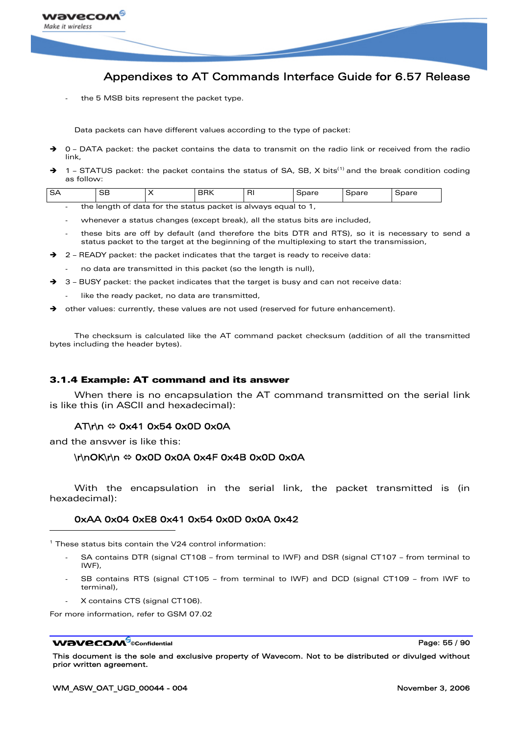- the 5 MSB bits represent the packet type.

Data packets can have different values according to the type of packet:

➔ 0 – DATA packet: the packet contains the data to transmit on the radio link or received from the radio link,

➔ 1 – STATUS packet: the packet contains the status of SA, SB, X bits[1] and the break condition coding as follow:

| SA | SB | X | BRK | RI | Spare | Spare | Spare |
|---|---|---|---|---|---|---|---|

- the length of data for the status packet is always equal to 1,
- whenever a status changes (except break), all the status bits are included,
- these bits are off by default (and therefore the bits DTR and RTS), so it is necessary to send a status packet to the target at the beginning of the multiplexing to start the transmission,

➔ 2 – READY packet: the packet indicates that the target is ready to receive data:

- no data are transmitted in this packet (so the length is null),

➔ 3 – BUSY packet: the packet indicates that the target is busy and can not receive data:

- like the ready packet, no data are transmitted,

➔ other values: currently, these values are not used (reserved for future enhancement).

The checksum is calculated like the AT command packet checksum (addition of all the transmitted bytes including the header bytes).

### 3.1.4 Example: AT command and its answer

When there is no encapsulation the AT command transmitted on the serial link is like this (in ASCII and hexadecimal):

AT\r\n ⇔ 0x41 0x54 0x0D 0x0A

and the answer is like this:

\r\nOK\r\n ⇔ 0x0D 0x0A 0x4F 0x4B 0x0D 0x0A

With the encapsulation in the serial link, the packet transmitted is (in hexadecimal):

0xAA 0x04 0xE8 0x41 0x54 0x0D 0x0A 0x42

---

[1] These status bits contain the V24 control information:

- SA contains DTR (signal CT108 – from terminal to IWF) and DSR (signal CT107 – from terminal to IWF),
- SB contains RTS (signal CT105 – from terminal to IWF) and DCD (signal CT109 – from IWF to terminal),
- X contains CTS (signal CT106).

For more information, refer to GSM 07.02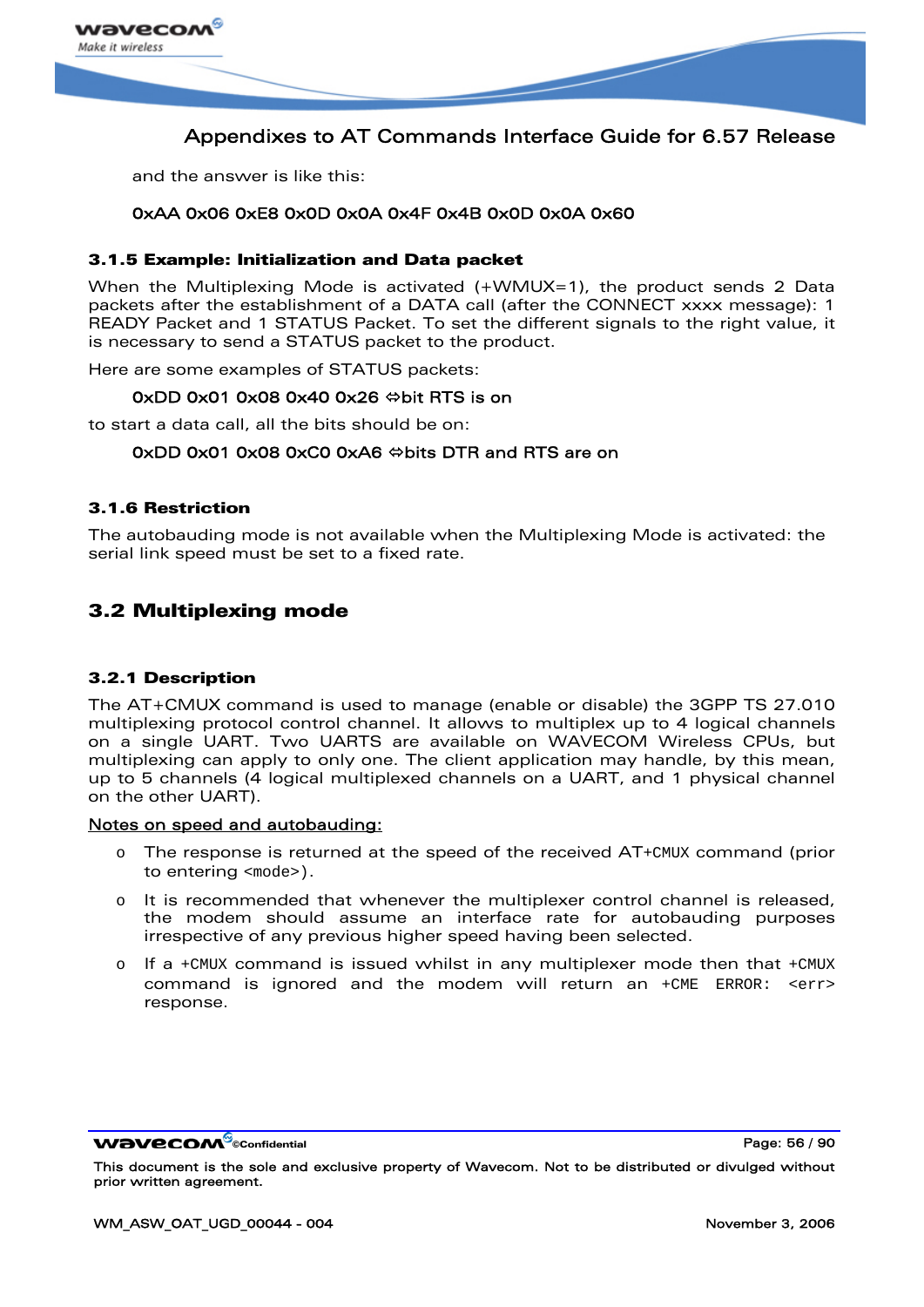and the answer is like this:

**0xAA 0x06 0xE8 0x0D 0x0A 0x4F 0x4B 0x0D 0x0A 0x60**

### 3.1.5 Example: Initialization and Data packet

When the Multiplexing Mode is activated (+WMUX=1), the product sends 2 Data packets after the establishment of a DATA call (after the CONNECT xxxx message): 1 READY Packet and 1 STATUS Packet. To set the different signals to the right value, it is necessary to send a STATUS packet to the product.

Here are some examples of STATUS packets:

**0xDD 0x01 0x08 0x40 0x26 ⇔bit RTS is on**

to start a data call, all the bits should be on:

**0xDD 0x01 0x08 0xC0 0xA6 ⇔bits DTR and RTS are on**

### 3.1.6 Restriction

The autobauding mode is not available when the Multiplexing Mode is activated: the serial link speed must be set to a fixed rate.

## 3.2 Multiplexing mode

### 3.2.1 Description

The AT+CMUX command is used to manage (enable or disable) the 3GPP TS 27.010 multiplexing protocol control channel. It allows to multiplex up to 4 logical channels on a single UART. Two UARTS are available on WAVECOM Wireless CPUs, but multiplexing can apply to only one. The client application may handle, by this mean, up to 5 channels (4 logical multiplexed channels on a UART, and 1 physical channel on the other UART).

<u>Notes on speed and autobauding:</u>

- The response is returned at the speed of the received AT+CMUX command (prior to entering <mode>).
- It is recommended that whenever the multiplexer control channel is released, the modem should assume an interface rate for autobauding purposes irrespective of any previous higher speed having been selected.
- If a +CMUX command is issued whilst in any multiplexer mode then that +CMUX command is ignored and the modem will return an +CME ERROR: <err> response.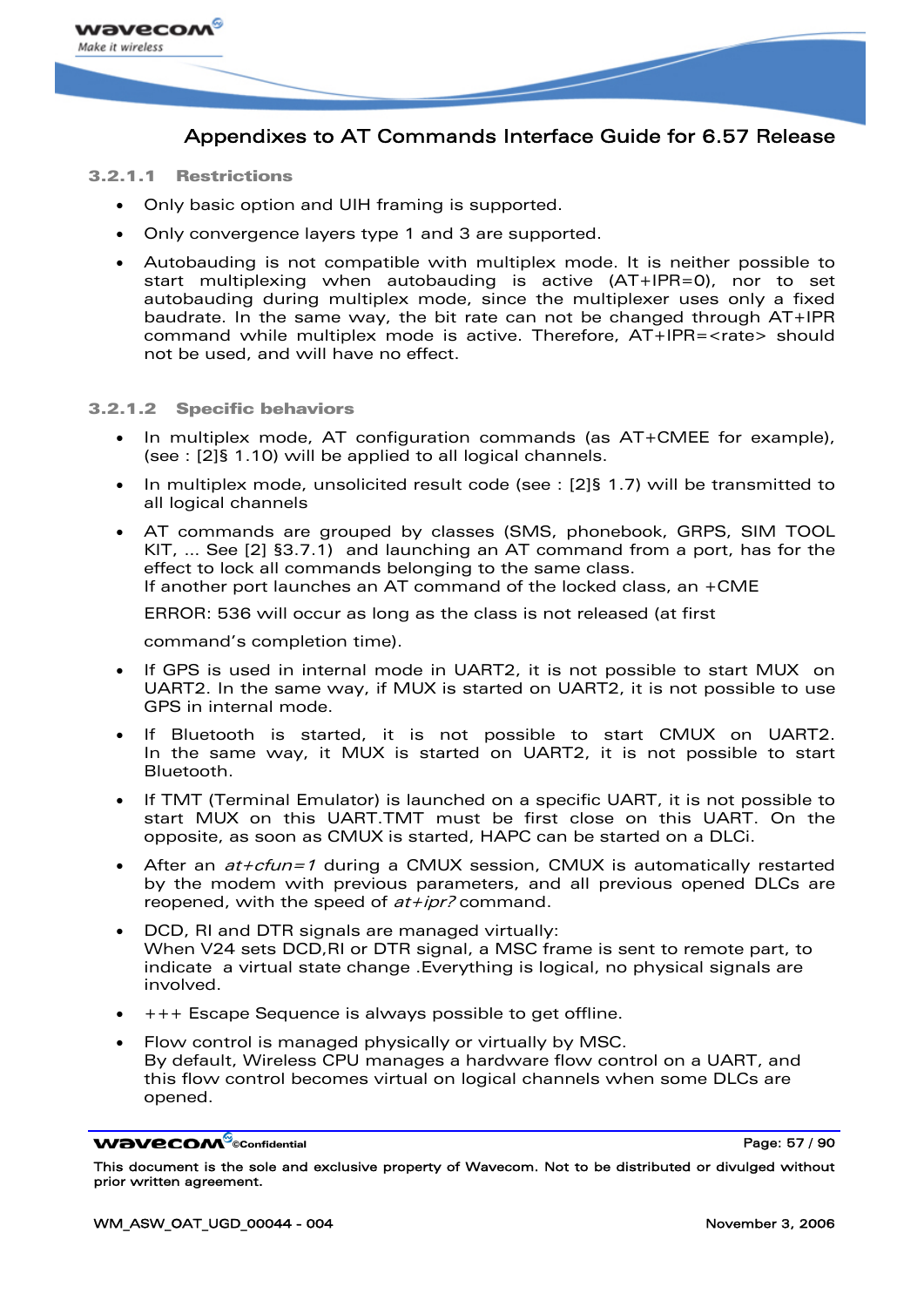#### 3.2.1.1 Restrictions

- Only basic option and UIH framing is supported.
- Only convergence layers type 1 and 3 are supported.
- Autobauding is not compatible with multiplex mode. It is neither possible to start multiplexing when autobauding is active (AT+IPR=0), nor to set autobauding during multiplex mode, since the multiplexer uses only a fixed baudrate. In the same way, the bit rate can not be changed through AT+IPR command while multiplex mode is active. Therefore, AT+IPR=<rate> should not be used, and will have no effect.

#### 3.2.1.2 Specific behaviors

- In multiplex mode, AT configuration commands (as AT+CMEE for example), (see : [2]§ 1.10) will be applied to all logical channels.
- In multiplex mode, unsolicited result code (see : [2]§ 1.7) will be transmitted to all logical channels
- AT commands are grouped by classes (SMS, phonebook, GRPS, SIM TOOL KIT, ... See [2] §3.7.1) and launching an AT command from a port, has for the effect to lock all commands belonging to the same class.
  If another port launches an AT command of the locked class, an +CME

  ERROR: 536 will occur as long as the class is not released (at first

  command's completion time).
- If GPS is used in internal mode in UART2, it is not possible to start MUX on UART2. In the same way, if MUX is started on UART2, it is not possible to use GPS in internal mode.
- If Bluetooth is started, it is not possible to start CMUX on UART2. In the same way, it MUX is started on UART2, it is not possible to start Bluetooth.
- If TMT (Terminal Emulator) is launched on a specific UART, it is not possible to start MUX on this UART.TMT must be first close on this UART. On the opposite, as soon as CMUX is started, HAPC can be started on a DLCi.
- After an *at+cfun=1* during a CMUX session, CMUX is automatically restarted by the modem with previous parameters, and all previous opened DLCs are reopened, with the speed of *at+ipr?* command.
- DCD, RI and DTR signals are managed virtually:
  When V24 sets DCD,RI or DTR signal, a MSC frame is sent to remote part, to indicate a virtual state change .Everything is logical, no physical signals are involved.
- +++ Escape Sequence is always possible to get offline.
- Flow control is managed physically or virtually by MSC.
  By default, Wireless CPU manages a hardware flow control on a UART, and this flow control becomes virtual on logical channels when some DLCs are opened.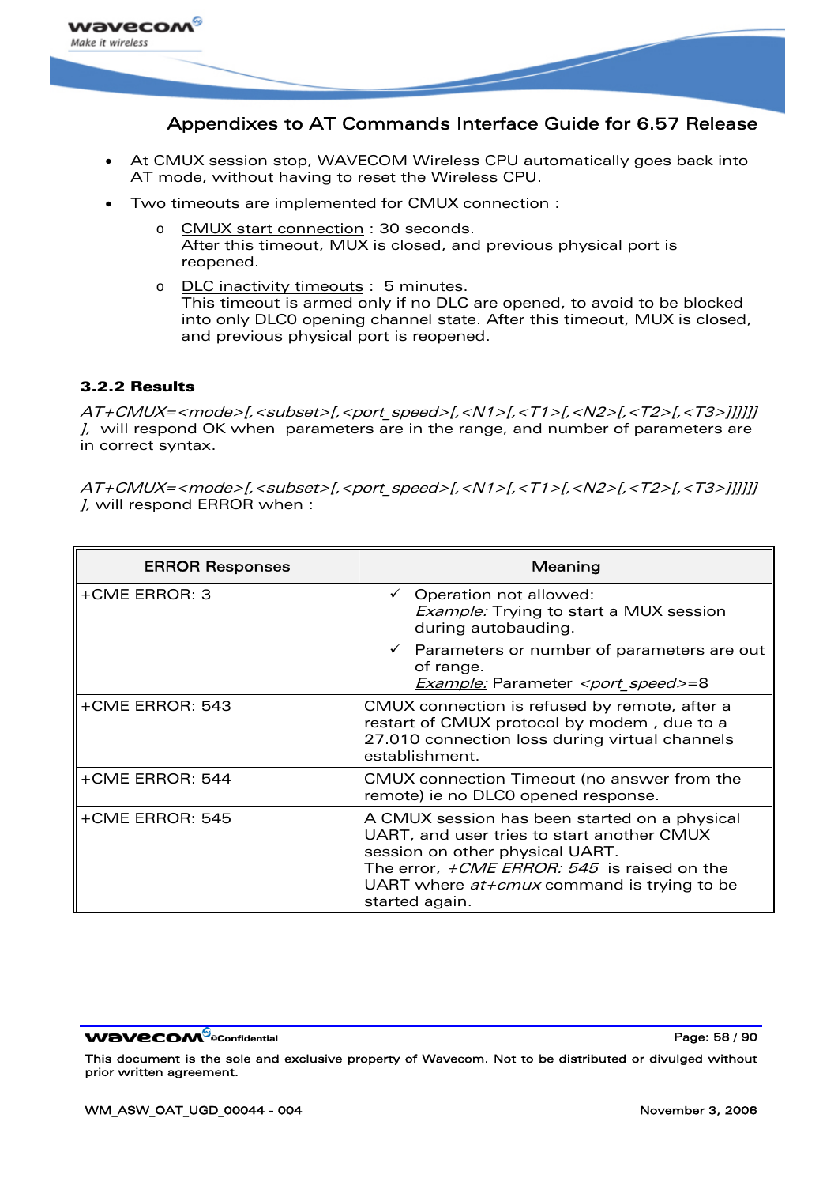- At CMUX session stop, WAVECOM Wireless CPU automatically goes back into AT mode, without having to reset the Wireless CPU.
- Two timeouts are implemented for CMUX connection :
  - CMUX start connection : 30 seconds.
    After this timeout, MUX is closed, and previous physical port is reopened.
  - DLC inactivity timeouts : 5 minutes.
    This timeout is armed only if no DLC are opened, to avoid to be blocked into only DLC0 opening channel state. After this timeout, MUX is closed, and previous physical port is reopened.

### 3.2.2 Results

*AT+CMUX=<mode>[,<subset>[,<port_speed>[,<N1>[,<T1>[,<N2>[,<T2>[,<T3>]]]]]] ],* will respond OK when parameters are in the range, and number of parameters are in correct syntax.

*AT+CMUX=<mode>[,<subset>[,<port_speed>[,<N1>[,<T1>[,<N2>[,<T2>[,<T3>]]]]]] ],* will respond ERROR when :

| ERROR Responses | Meaning |
|---|---|
| +CME ERROR: 3 | ✓ Operation not allowed: *Example:* Trying to start a MUX session during autobauding.<br>✓ Parameters or number of parameters are out of range. *Example:* Parameter *<port_speed>*=8 |
| +CME ERROR: 543 | CMUX connection is refused by remote, after a restart of CMUX protocol by modem , due to a 27.010 connection loss during virtual channels establishment. |
| +CME ERROR: 544 | CMUX connection Timeout (no answer from the remote) ie no DLC0 opened response. |
| +CME ERROR: 545 | A CMUX session has been started on a physical UART, and user tries to start another CMUX session on other physical UART.<br>The error, *+CME ERROR: 545* is raised on the UART where *at+cmux* command is trying to be started again. |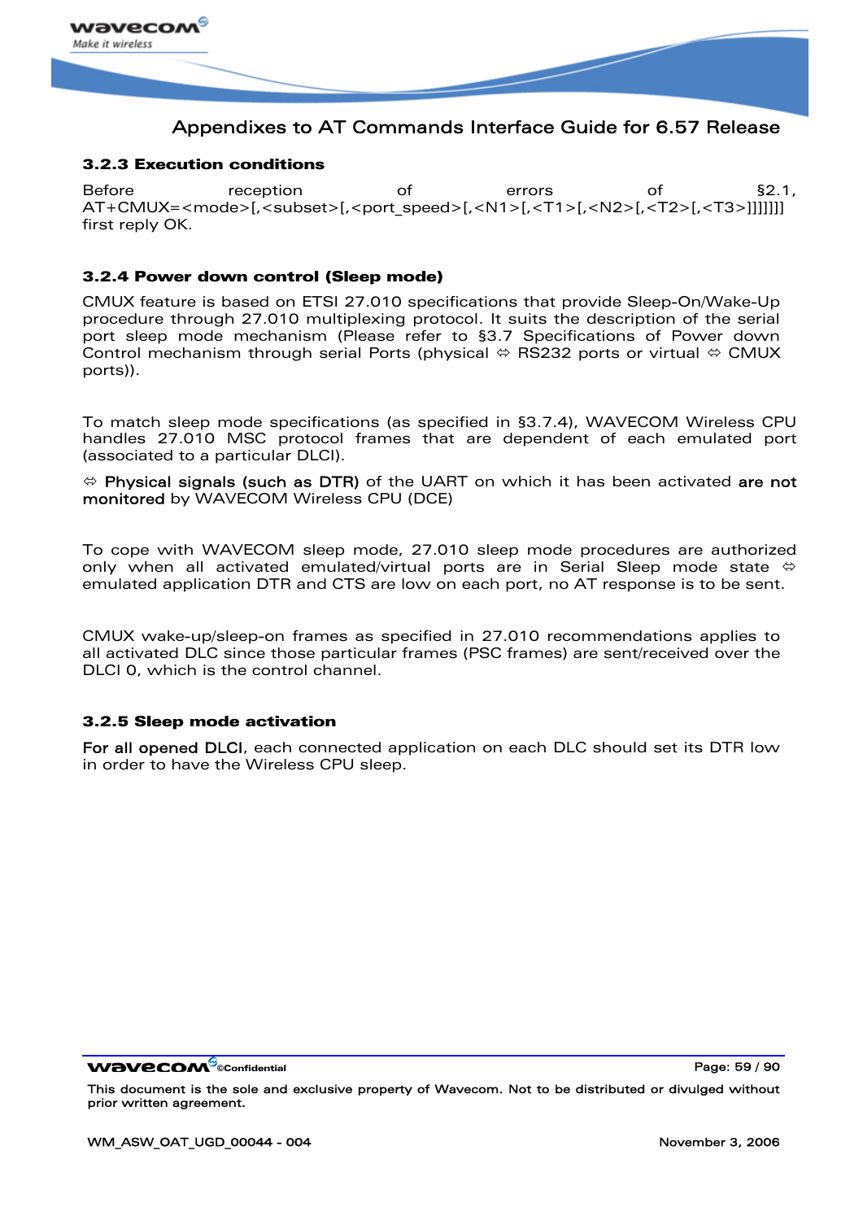### 3.2.3 Execution conditions

Before reception of errors of §2.1, AT+CMUX=<mode>[,<subset>[,<port_speed>[,<N1>[,<T1>[,<N2>[,<T2>[,<T3>]]]]]]] first reply OK.

### 3.2.4 Power down control (Sleep mode)

CMUX feature is based on ETSI 27.010 specifications that provide Sleep-On/Wake-Up procedure through 27.010 multiplexing protocol. It suits the description of the serial port sleep mode mechanism (Please refer to §3.7 Specifications of Power down Control mechanism through serial Ports (physical ⇔ RS232 ports or virtual ⇔ CMUX ports)).

To match sleep mode specifications (as specified in §3.7.4), WAVECOM Wireless CPU handles 27.010 MSC protocol frames that are dependent of each emulated port (associated to a particular DLCI).

⇔ **Physical signals (such as DTR)** of the UART on which it has been activated **are not monitored** by WAVECOM Wireless CPU (DCE)

To cope with WAVECOM sleep mode, 27.010 sleep mode procedures are authorized only when all activated emulated/virtual ports are in Serial Sleep mode state ⇔ emulated application DTR and CTS are low on each port, no AT response is to be sent.

CMUX wake-up/sleep-on frames as specified in 27.010 recommendations applies to all activated DLC since those particular frames (PSC frames) are sent/received over the DLCI 0, which is the control channel.

### 3.2.5 Sleep mode activation

**For all opened DLCI**, each connected application on each DLC should set its DTR low in order to have the Wireless CPU sleep.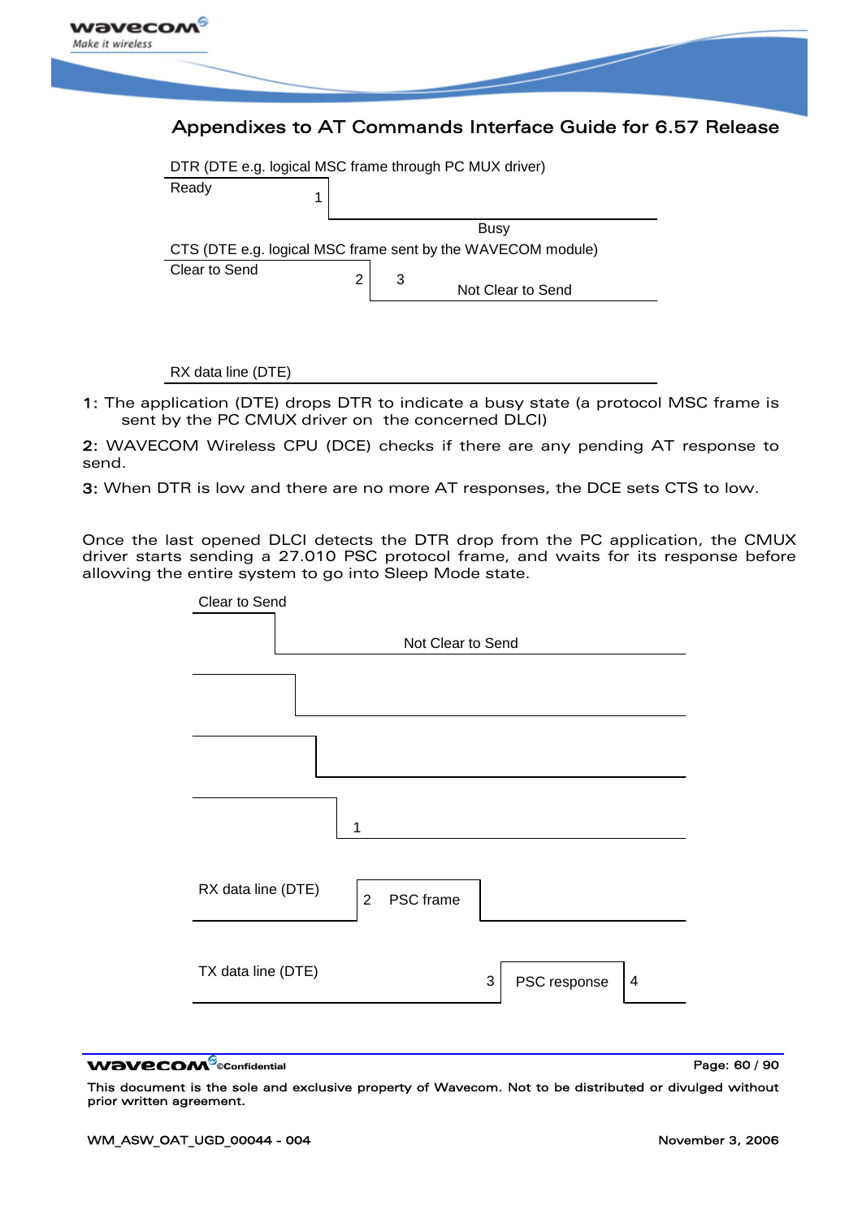DTR (DTE e.g. logical MSC frame through PC MUX driver)

Ready 1

Busy

CTS (DTE e.g. logical MSC frame sent by the WAVECOM module)

Clear to Send 2 3 Not Clear to Send

RX data line (DTE)

**1:** The application (DTE) drops DTR to indicate a busy state (a protocol MSC frame is sent by the PC CMUX driver on the concerned DLCI)

**2:** WAVECOM Wireless CPU (DCE) checks if there are any pending AT response to send.

**3:** When DTR is low and there are no more AT responses, the DCE sets CTS to low.

Once the last opened DLCI detects the DTR drop from the PC application, the CMUX driver starts sending a 27.010 PSC protocol frame, and waits for its response before allowing the entire system to go into Sleep Mode state.

Clear to Send

Not Clear to Send

1

RX data line (DTE) 2 PSC frame

TX data line (DTE) 3 PSC response 4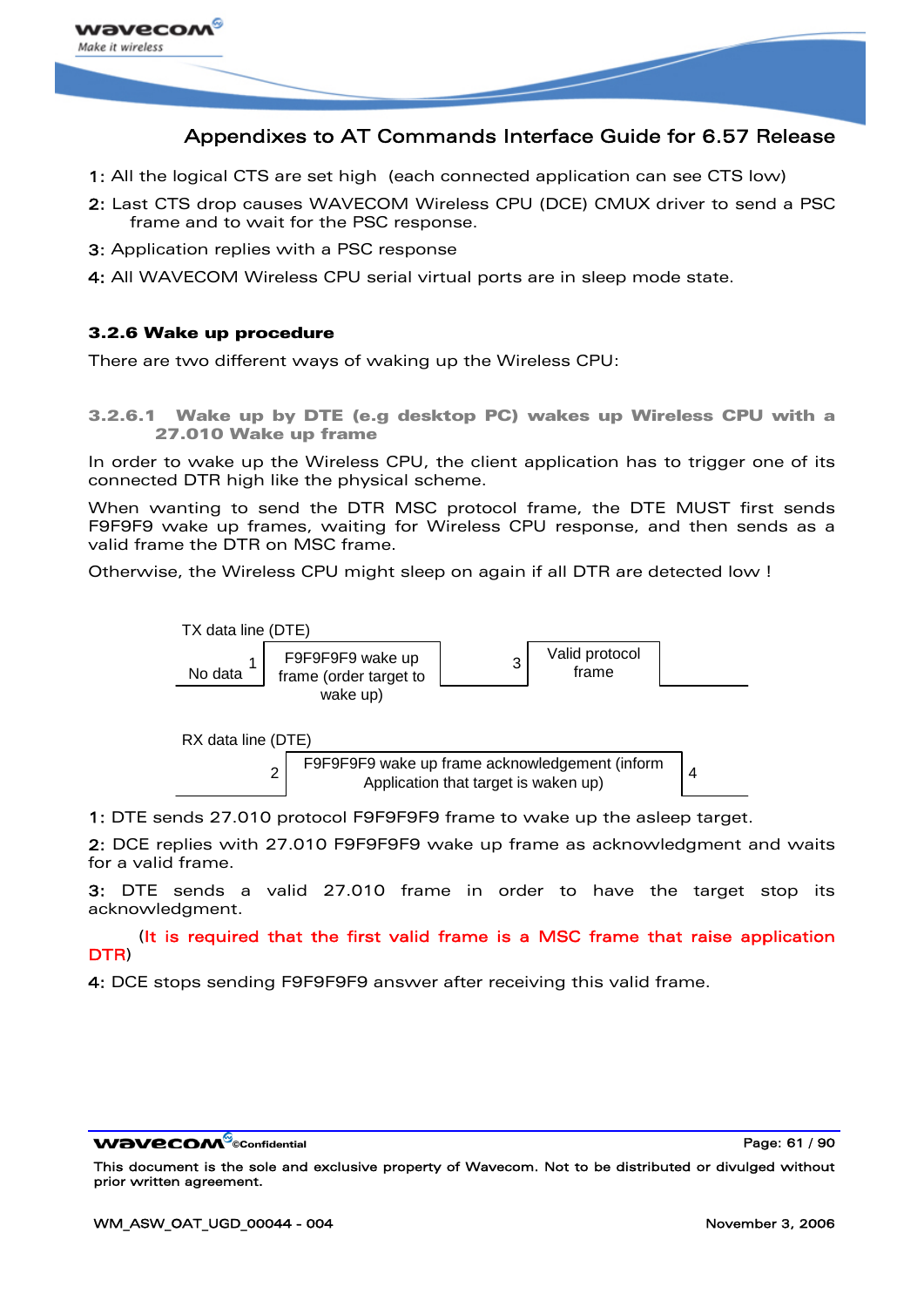**1:** All the logical CTS are set high (each connected application can see CTS low)

**2:** Last CTS drop causes WAVECOM Wireless CPU (DCE) CMUX driver to send a PSC frame and to wait for the PSC response.

**3:** Application replies with a PSC response

**4:** All WAVECOM Wireless CPU serial virtual ports are in sleep mode state.

### 3.2.6 Wake up procedure

There are two different ways of waking up the Wireless CPU:

#### 3.2.6.1 Wake up by DTE (e.g desktop PC) wakes up Wireless CPU with a 27.010 Wake up frame

In order to wake up the Wireless CPU, the client application has to trigger one of its connected DTR high like the physical scheme.

When wanting to send the DTR MSC protocol frame, the DTE MUST first sends F9F9F9 wake up frames, waiting for Wireless CPU response, and then sends as a valid frame the DTR on MSC frame.

Otherwise, the Wireless CPU might sleep on again if all DTR are detected low !

TX data line (DTE)

No data | 1 | F9F9F9F9 wake up frame (order target to wake up) | 3 | Valid protocol frame

RX data line (DTE)

2 | F9F9F9F9 wake up frame acknowledgement (inform Application that target is waken up) | 4

**1:** DTE sends 27.010 protocol F9F9F9F9 frame to wake up the asleep target.

**2:** DCE replies with 27.010 F9F9F9F9 wake up frame as acknowledgment and waits for a valid frame.

**3:** DTE sends a valid 27.010 frame in order to have the target stop its acknowledgment.

(It is required that the first valid frame is a MSC frame that raise application DTR)

**4:** DCE stops sending F9F9F9F9 answer after receiving this valid frame.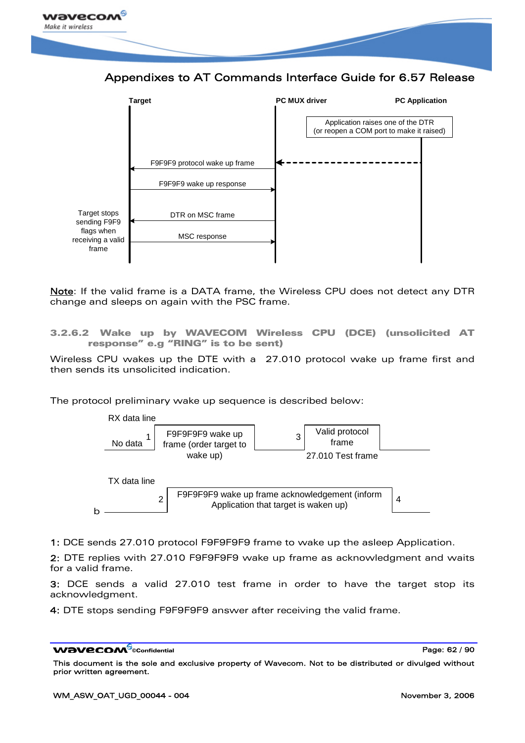Target | PC MUX driver | PC Application

Application raises one of the DTR (or reopen a COM port to make it raised)

F9F9F9 protocol wake up frame

F9F9F9 wake up response

DTR on MSC frame

MSC response

Target stops sending F9F9 flags when receiving a valid frame

Note: If the valid frame is a DATA frame, the Wireless CPU does not detect any DTR change and sleeps on again with the PSC frame.

### 3.2.6.2 Wake up by WAVECOM Wireless CPU (DCE) (unsolicited AT response" e.g "RING" is to be sent)

Wireless CPU wakes up the DTE with a 27.010 protocol wake up frame first and then sends its unsolicited indication.

The protocol preliminary wake up sequence is described below:

RX data line

No data 1 | F9F9F9F9 wake up frame (order target to wake up) | 3 | Valid protocol frame | 27.010 Test frame

TX data line

b 2 | F9F9F9F9 wake up frame acknowledgement (inform Application that target is waken up) | 4

**1:** DCE sends 27.010 protocol F9F9F9F9 frame to wake up the asleep Application.

**2:** DTE replies with 27.010 F9F9F9F9 wake up frame as acknowledgment and waits for a valid frame.

**3:** DCE sends a valid 27.010 test frame in order to have the target stop its acknowledgment.

**4:** DTE stops sending F9F9F9F9 answer after receiving the valid frame.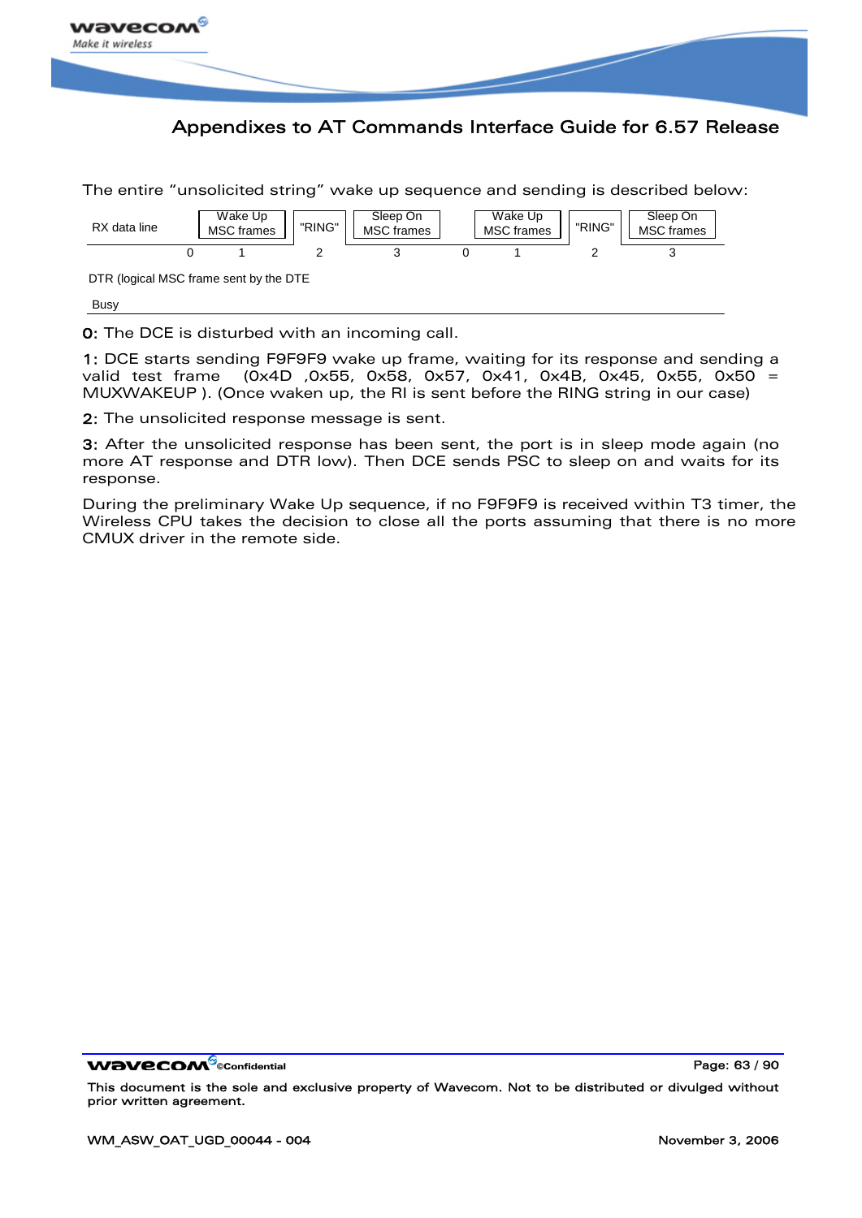The entire "unsolicited string" wake up sequence and sending is described below:

| RX data line | | Wake Up MSC frames | "RING" | Sleep On MSC frames | | Wake Up MSC frames | "RING" | Sleep On MSC frames |
|---|---|---|---|---|---|---|---|---|
| | 0 | 1 | 2 | 3 | 0 | 1 | 2 | 3 |

DTR (logical MSC frame sent by the DTE

Busy

**0:** The DCE is disturbed with an incoming call.

**1:** DCE starts sending F9F9F9 wake up frame, waiting for its response and sending a valid test frame (0x4D ,0x55, 0x58, 0x57, 0x41, 0x4B, 0x45, 0x55, 0x50 = MUXWAKEUP ). (Once waken up, the RI is sent before the RING string in our case)

**2:** The unsolicited response message is sent.

**3:** After the unsolicited response has been sent, the port is in sleep mode again (no more AT response and DTR low). Then DCE sends PSC to sleep on and waits for its response.

During the preliminary Wake Up sequence, if no F9F9F9 is received within T3 timer, the Wireless CPU takes the decision to close all the ports assuming that there is no more CMUX driver in the remote side.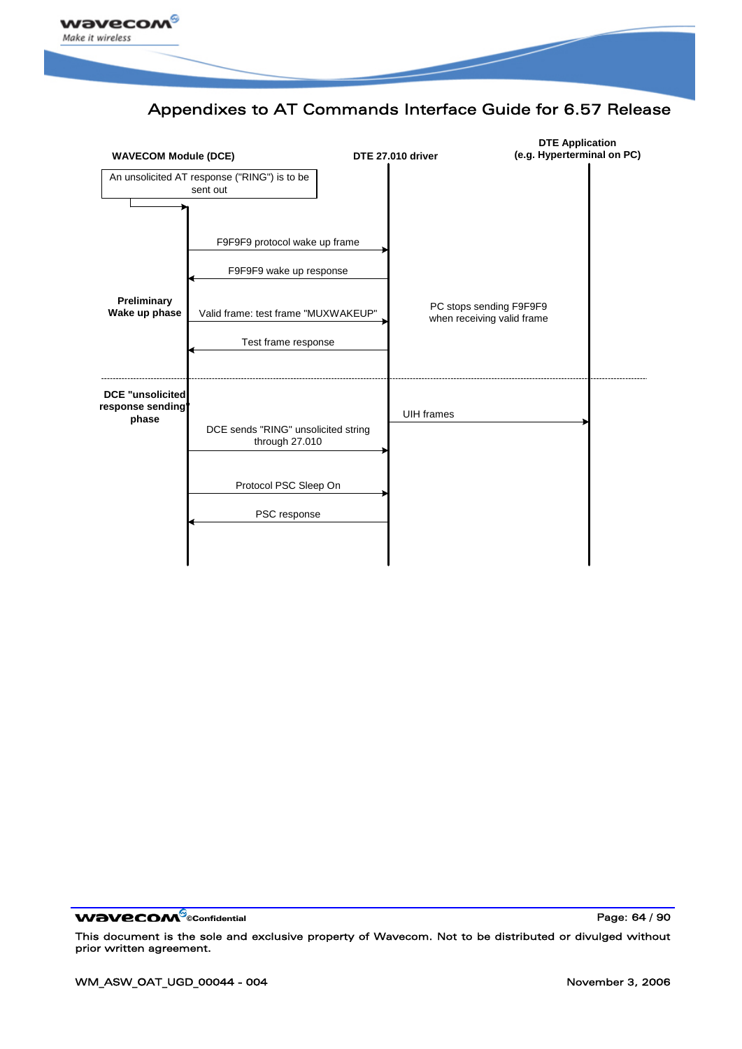| WAVECOM Module (DCE) | DTE 27.010 driver | DTE Application (e.g. Hyperterminal on PC) |
| --- | --- | --- |
| An unsolicited AT response ("RING") is to be sent out | | |
| **Preliminary Wake up phase** — F9F9F9 protocol wake up frame → | | |
| ← F9F9F9 wake up response | | |
| Valid frame: test frame "MUXWAKEUP" → | PC stops sending F9F9F9 when receiving valid frame | |
| ← Test frame response | | |
| **DCE "unsolicited response sending" phase** — DCE sends "RING" unsolicited string through 27.010 → | UIH frames → | |
| Protocol PSC Sleep On → | | |
| ← PSC response | | |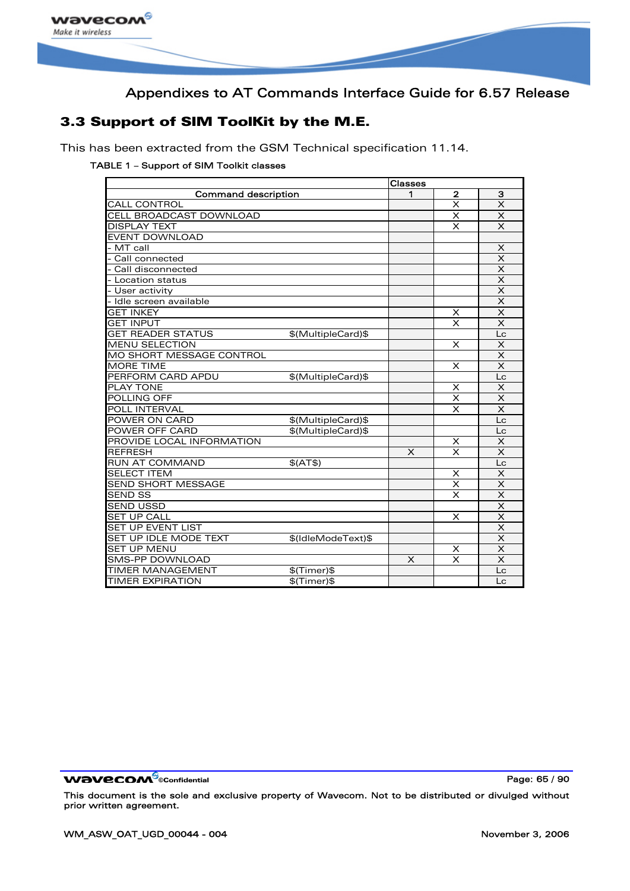## 3.3 Support of SIM ToolKit by the M.E.

This has been extracted from the GSM Technical specification 11.14.

TABLE 1 – Support of SIM Toolkit classes

| Command description | | Classes | | |
|---|---|---|---|---|
| | | 1 | 2 | 3 |
| CALL CONTROL | | | X | X |
| CELL BROADCAST DOWNLOAD | | | X | X |
| DISPLAY TEXT | | | X | X |
| EVENT DOWNLOAD | | | | |
| - MT call | | | | X |
| - Call connected | | | | X |
| - Call disconnected | | | | X |
| - Location status | | | | X |
| - User activity | | | | X |
| - Idle screen available | | | | X |
| GET INKEY | | | X | X |
| GET INPUT | | | X | X |
| GET READER STATUS | $(MultipleCard)$ | | | Lc |
| MENU SELECTION | | | X | X |
| MO SHORT MESSAGE CONTROL | | | | X |
| MORE TIME | | | X | X |
| PERFORM CARD APDU | $(MultipleCard)$ | | | Lc |
| PLAY TONE | | | X | X |
| POLLING OFF | | | X | X |
| POLL INTERVAL | | | X | X |
| POWER ON CARD | $(MultipleCard)$ | | | Lc |
| POWER OFF CARD | $(MultipleCard)$ | | | Lc |
| PROVIDE LOCAL INFORMATION | | | X | X |
| REFRESH | | X | X | X |
| RUN AT COMMAND | $(AT$) | | | Lc |
| SELECT ITEM | | | X | X |
| SEND SHORT MESSAGE | | | X | X |
| SEND SS | | | X | X |
| SEND USSD | | | | X |
| SET UP CALL | | | X | X |
| SET UP EVENT LIST | | | | X |
| SET UP IDLE MODE TEXT | $(IdleModeText)$ | | | X |
| SET UP MENU | | | X | X |
| SMS-PP DOWNLOAD | | X | X | X |
| TIMER MANAGEMENT | $(Timer)$ | | | Lc |
| TIMER EXPIRATION | $(Timer)$ | | | Lc |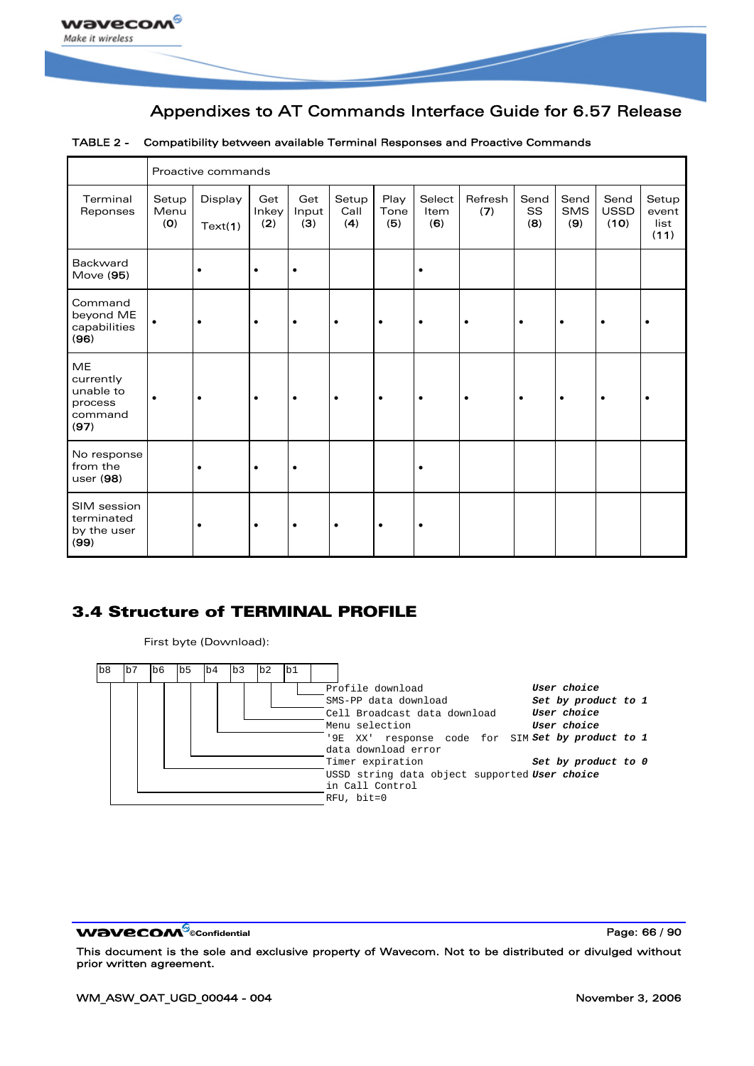TABLE 2 - Compatibility between available Terminal Responses and Proactive Commands

| Terminal Reponses | Proactive commands | | | | | | | | | | | |
|---|---|---|---|---|---|---|---|---|---|---|---|---|
| | Setup Menu (0) | Display Text(1) | Get Inkey (2) | Get Input (3) | Setup Call (4) | Play Tone (5) | Select Item (6) | Refresh (7) | Send SS (8) | Send SMS (9) | Send USSD (10) | Setup event list (11) |
| Backward Move (95) | | • | • | • | | | • | | | | | |
| Command beyond ME capabilities (96) | • | • | • | • | • | • | • | • | • | • | • | • |
| ME currently unable to process command (97) | • | • | • | • | • | • | • | • | • | • | • | • |
| No response from the user (98) | | • | • | • | | | • | | | | | |
| SIM session terminated by the user (99) | | • | • | • | • | • | • | | | | | |

## 3.4 Structure of TERMINAL PROFILE

First byte (Download):

| Bit | Description | |
|---|---|---|
| b1 | Profile download | *User choice* |
| b2 | SMS-PP data download | *Set by product to 1* |
| b3 | Cell Broadcast data download | *User choice* |
| b4 | Menu selection | *User choice* |
| b5 | '9E XX' response code for SIM data download error | *Set by product to 1* |
| b6 | Timer expiration | *Set by product to 0* |
| b7 | USSD string data object supported in Call Control | *User choice* |
| b8 | RFU, bit=0 | |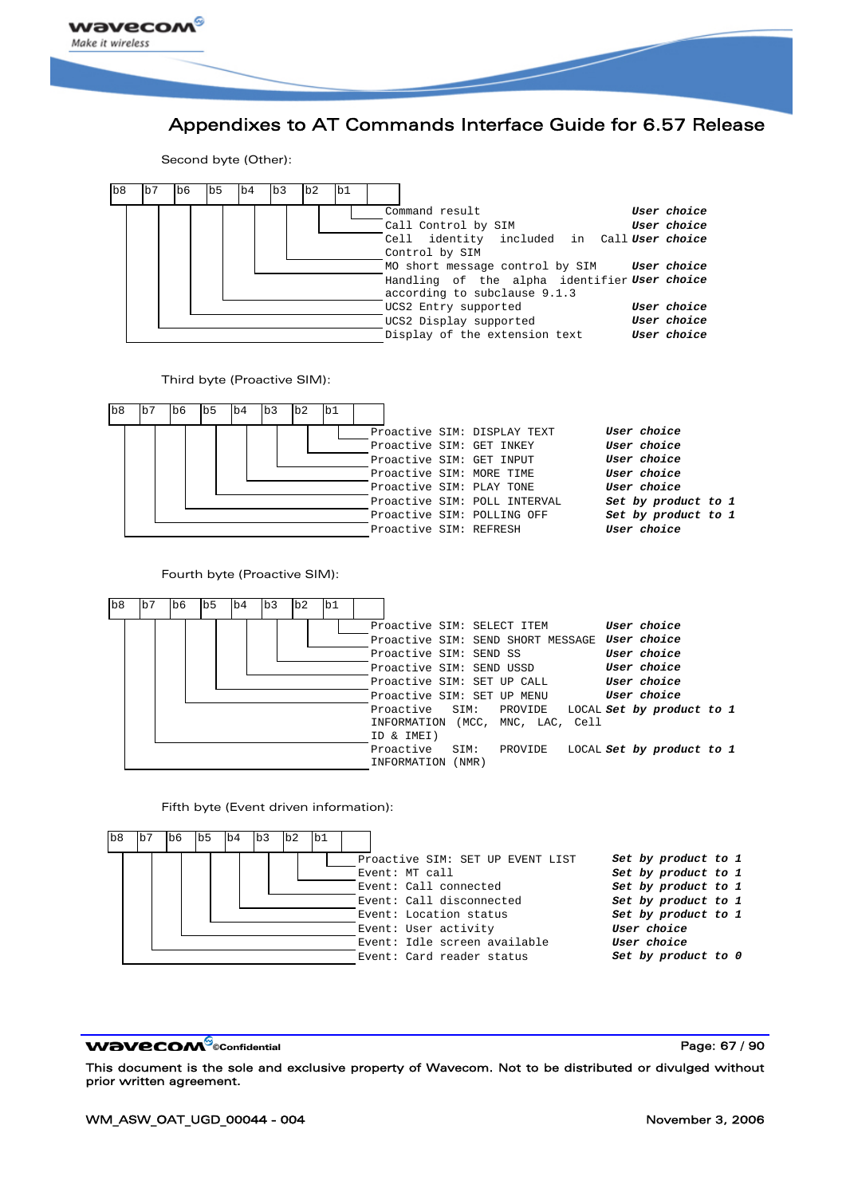Second byte (Other):

| Bit | Description | Setting |
|---|---|---|
| b1 | Command result | *User choice* |
| b2 | Call Control by SIM | *User choice* |
| b3 | Cell identity included in Call Control by SIM | *User choice* |
| b4 | MO short message control by SIM | *User choice* |
| b5 | Handling of the alpha identifier according to subclause 9.1.3 | *User choice* |
| b6 | UCS2 Entry supported | *User choice* |
| b7 | UCS2 Display supported | *User choice* |
| b8 | Display of the extension text | *User choice* |

Third byte (Proactive SIM):

| Bit | Description | Setting |
|---|---|---|
| b1 | Proactive SIM: DISPLAY TEXT | *User choice* |
| b2 | Proactive SIM: GET INKEY | *User choice* |
| b3 | Proactive SIM: GET INPUT | *User choice* |
| b4 | Proactive SIM: MORE TIME | *User choice* |
| b5 | Proactive SIM: PLAY TONE | *User choice* |
| b6 | Proactive SIM: POLL INTERVAL | *Set by product to 1* |
| b7 | Proactive SIM: POLLING OFF | *Set by product to 1* |
| b8 | Proactive SIM: REFRESH | *User choice* |

Fourth byte (Proactive SIM):

| Bit | Description | Setting |
|---|---|---|
| b1 | Proactive SIM: SELECT ITEM | *User choice* |
| b2 | Proactive SIM: SEND SHORT MESSAGE | *User choice* |
| b3 | Proactive SIM: SEND SS | *User choice* |
| b4 | Proactive SIM: SEND USSD | *User choice* |
| b5 | Proactive SIM: SET UP CALL | *User choice* |
| b6 | Proactive SIM: SET UP MENU | *User choice* |
| b7 | Proactive SIM: PROVIDE LOCAL INFORMATION (MCC, MNC, LAC, Cell ID & IMEI) | *Set by product to 1* |
| b8 | Proactive SIM: PROVIDE LOCAL INFORMATION (NMR) | *Set by product to 1* |

Fifth byte (Event driven information):

| Bit | Description | Setting |
|---|---|---|
| b1 | Proactive SIM: SET UP EVENT LIST | *Set by product to 1* |
| b2 | Event: MT call | *Set by product to 1* |
| b3 | Event: Call connected | *Set by product to 1* |
| b4 | Event: Call disconnected | *Set by product to 1* |
| b5 | Event: Location status | *Set by product to 1* |
| b6 | Event: User activity | *User choice* |
| b7 | Event: Idle screen available | *User choice* |
| b8 | Event: Card reader status | *Set by product to 0* |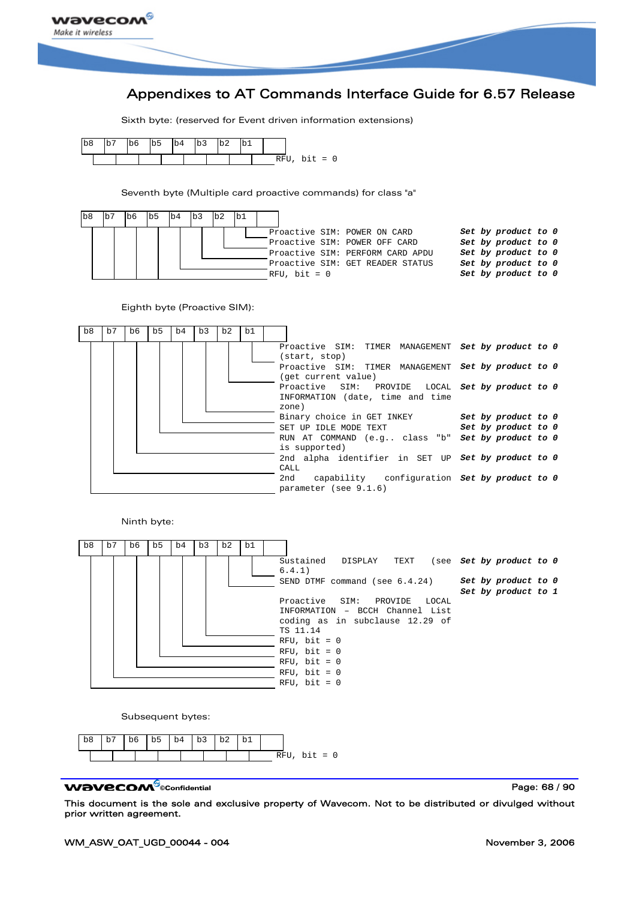Sixth byte: (reserved for Event driven information extensions)

| b8 | b7 | b6 | b5 | b4 | b3 | b2 | b1 | Description |
|---|---|---|---|---|---|---|---|---|
| | | | | | | | | RFU, bit = 0 |

Seventh byte (Multiple card proactive commands) for class "a"

| Bit | Description | Value |
|---|---|---|
| b1 | Proactive SIM: POWER ON CARD | *Set by product to 0* |
| b2 | Proactive SIM: POWER OFF CARD | *Set by product to 0* |
| b3 | Proactive SIM: PERFORM CARD APDU | *Set by product to 0* |
| b4 | Proactive SIM: GET READER STATUS | *Set by product to 0* |
| b5–b8 | RFU, bit = 0 | *Set by product to 0* |

Eighth byte (Proactive SIM):

| Bit | Description | Value |
|---|---|---|
| b1 | Proactive SIM: TIMER MANAGEMENT (start, stop) | *Set by product to 0* |
| b2 | Proactive SIM: TIMER MANAGEMENT (get current value) | *Set by product to 0* |
| b3 | Proactive SIM: PROVIDE LOCAL INFORMATION (date, time and time zone) | *Set by product to 0* |
| b4 | Binary choice in GET INKEY | *Set by product to 0* |
| b5 | SET UP IDLE MODE TEXT | *Set by product to 0* |
| b6 | RUN AT COMMAND (e.g.. class "b" is supported) | *Set by product to 0* |
| b7 | 2nd alpha identifier in SET UP CALL | *Set by product to 0* |
| b8 | 2nd capability configuration parameter (see 9.1.6) | *Set by product to 0* |

Ninth byte:

| Bit | Description | Value |
|---|---|---|
| b1 | Sustained DISPLAY TEXT (see 6.4.1) | *Set by product to 0* |
| b2 | SEND DTMF command (see 6.4.24) | *Set by product to 0* |
| b3 | Proactive SIM: PROVIDE LOCAL INFORMATION – BCCH Channel List coding as in subclause 12.29 of TS 11.14 | *Set by product to 1* |
| b4 | RFU, bit = 0 | |
| b5 | RFU, bit = 0 | |
| b6 | RFU, bit = 0 | |
| b7 | RFU, bit = 0 | |
| b8 | RFU, bit = 0 | |

Subsequent bytes:

| b8 | b7 | b6 | b5 | b4 | b3 | b2 | b1 | Description |
|---|---|---|---|---|---|---|---|---|
| | | | | | | | | RFU, bit = 0 |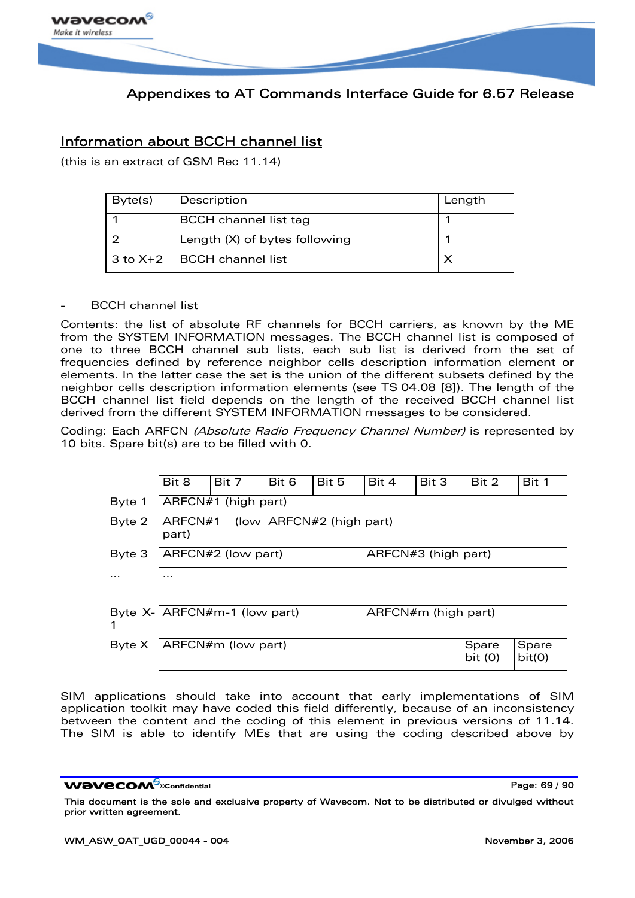## Information about BCCH channel list

(this is an extract of GSM Rec 11.14)

| Byte(s) | Description | Length |
|---|---|---|
| 1 | BCCH channel list tag | 1 |
| 2 | Length (X) of bytes following | 1 |
| 3 to X+2 | BCCH channel list | X |

- BCCH channel list

Contents: the list of absolute RF channels for BCCH carriers, as known by the ME from the SYSTEM INFORMATION messages. The BCCH channel list is composed of one to three BCCH channel sub lists, each sub list is derived from the set of frequencies defined by reference neighbor cells description information element or elements. In the latter case the set is the union of the different subsets defined by the neighbor cells description information elements (see TS 04.08 [8]). The length of the BCCH channel list field depends on the length of the received BCCH channel list derived from the different SYSTEM INFORMATION messages to be considered.

Coding: Each ARFCN *(Absolute Radio Frequency Channel Number)* is represented by 10 bits. Spare bit(s) are to be filled with 0.

| | Bit 8 | Bit 7 | Bit 6 | Bit 5 | Bit 4 | Bit 3 | Bit 2 | Bit 1 |
|---|---|---|---|---|---|---|---|---|
| Byte 1 | ARFCN#1 (high part) | | | | | | | |
| Byte 2 | ARFCN#1 (low part) | | ARFCN#2 (high part) | | | | | |
| Byte 3 | ARFCN#2 (low part) | | | | ARFCN#3 (high part) | | | |
| ... | ... | | | | | | | |
| Byte X-1 | ARFCN#m-1 (low part) | | | | ARFCN#m (high part) | | | |
| Byte X | ARFCN#m (low part) | | | | | | Spare bit (0) | Spare bit(0) |

SIM applications should take into account that early implementations of SIM application toolkit may have coded this field differently, because of an inconsistency between the content and the coding of this element in previous versions of 11.14. The SIM is able to identify MEs that are using the coding described above by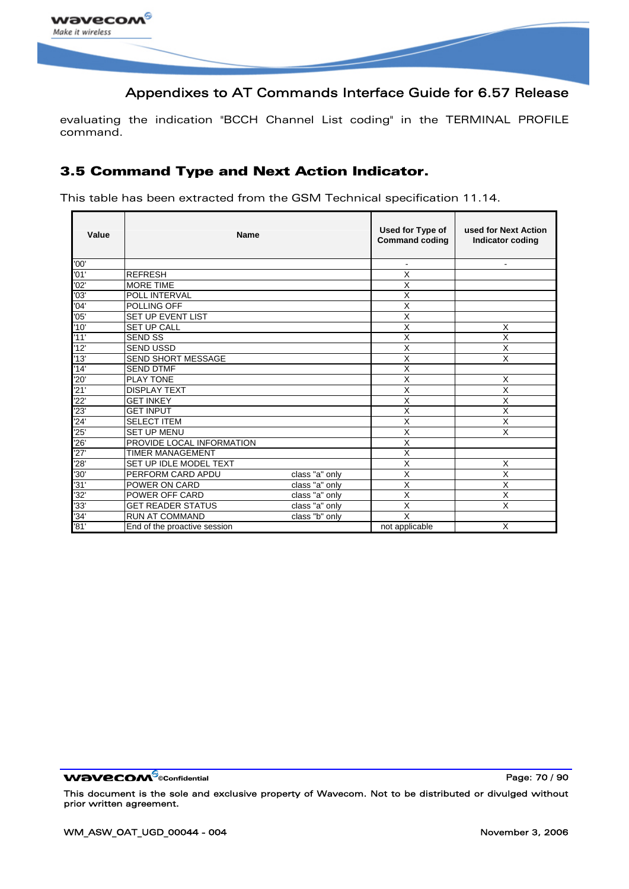evaluating the indication "BCCH Channel List coding" in the TERMINAL PROFILE command.

## 3.5 Command Type and Next Action Indicator.

This table has been extracted from the GSM Technical specification 11.14.

| Value | Name | | Used for Type of Command coding | used for Next Action Indicator coding |
|---|---|---|---|---|
| '00' | | | - | - |
| '01' | REFRESH | | X | |
| '02' | MORE TIME | | X | |
| '03' | POLL INTERVAL | | X | |
| '04' | POLLING OFF | | X | |
| '05' | SET UP EVENT LIST | | X | |
| '10' | SET UP CALL | | X | X |
| '11' | SEND SS | | X | X |
| '12' | SEND USSD | | X | X |
| '13' | SEND SHORT MESSAGE | | X | X |
| '14' | SEND DTMF | | X | |
| '20' | PLAY TONE | | X | X |
| '21' | DISPLAY TEXT | | X | X |
| '22' | GET INKEY | | X | X |
| '23' | GET INPUT | | X | X |
| '24' | SELECT ITEM | | X | X |
| '25' | SET UP MENU | | X | X |
| '26' | PROVIDE LOCAL INFORMATION | | X | |
| '27' | TIMER MANAGEMENT | | X | |
| '28' | SET UP IDLE MODEL TEXT | | X | X |
| '30' | PERFORM CARD APDU | class "a" only | X | X |
| '31' | POWER ON CARD | class "a" only | X | X |
| '32' | POWER OFF CARD | class "a" only | X | X |
| '33' | GET READER STATUS | class "a" only | X | X |
| '34' | RUN AT COMMAND | class "b" only | X | |
| '81' | End of the proactive session | | not applicable | X |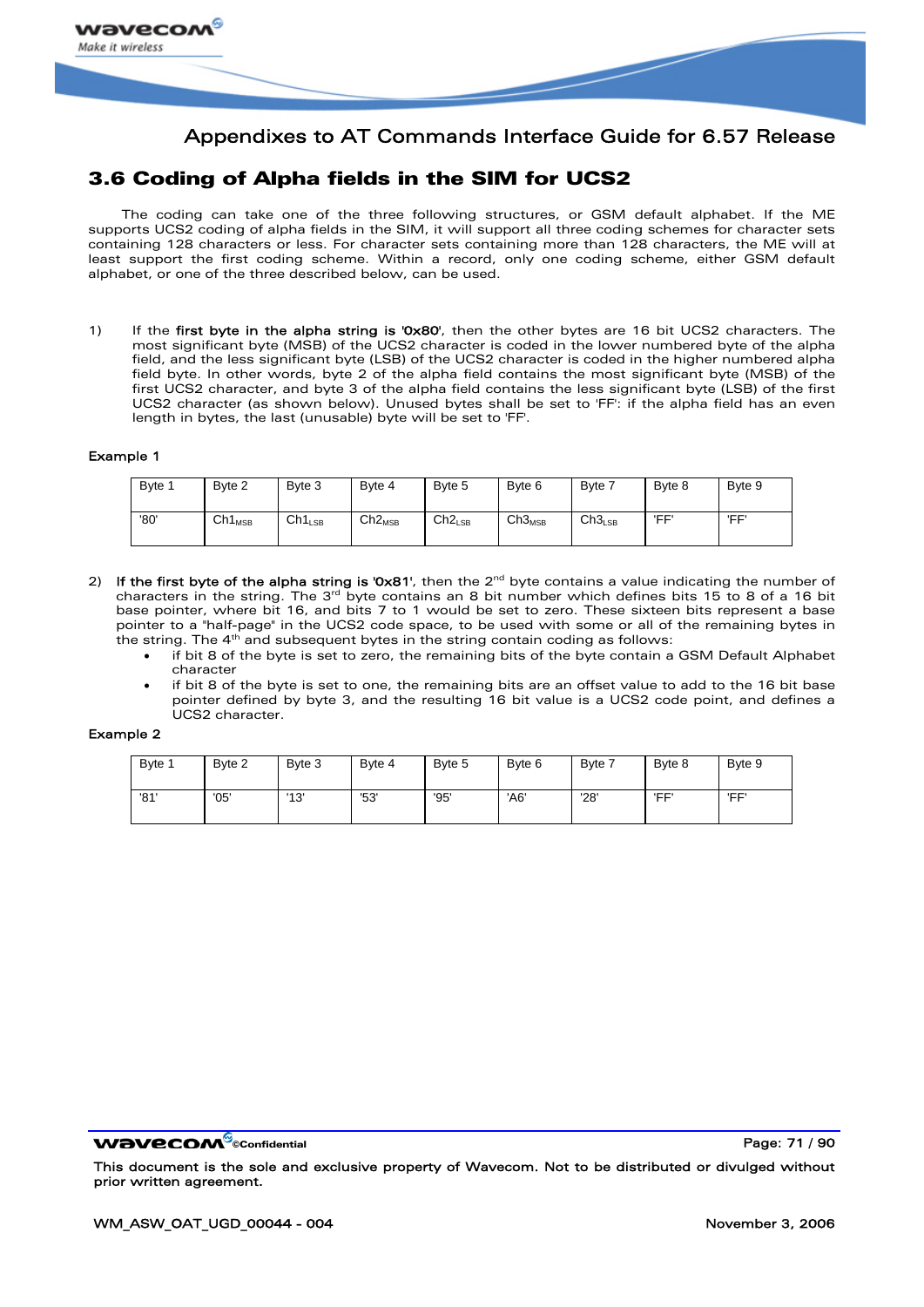## 3.6 Coding of Alpha fields in the SIM for UCS2

The coding can take one of the three following structures, or GSM default alphabet. If the ME supports UCS2 coding of alpha fields in the SIM, it will support all three coding schemes for character sets containing 128 characters or less. For character sets containing more than 128 characters, the ME will at least support the first coding scheme. Within a record, only one coding scheme, either GSM default alphabet, or one of the three described below, can be used.

1) If the **first byte in the alpha string is '0x80'**, then the other bytes are 16 bit UCS2 characters. The most significant byte (MSB) of the UCS2 character is coded in the lower numbered byte of the alpha field, and the less significant byte (LSB) of the UCS2 character is coded in the higher numbered alpha field byte. In other words, byte 2 of the alpha field contains the most significant byte (MSB) of the first UCS2 character, and byte 3 of the alpha field contains the less significant byte (LSB) of the first UCS2 character (as shown below). Unused bytes shall be set to 'FF': if the alpha field has an even length in bytes, the last (unusable) byte will be set to 'FF'.

**Example 1**

| Byte 1 | Byte 2 | Byte 3 | Byte 4 | Byte 5 | Byte 6 | Byte 7 | Byte 8 | Byte 9 |
|---|---|---|---|---|---|---|---|---|
| '80' | $Ch1_{MSB}$ | $Ch1_{LSB}$ | $Ch2_{MSB}$ | $Ch2_{LSB}$ | $Ch3_{MSB}$ | $Ch3_{LSB}$ | 'FF' | 'FF' |

2) **If the first byte of the alpha string is '0x81'**, then the 2nd byte contains a value indicating the number of characters in the string. The 3rd byte contains an 8 bit number which defines bits 15 to 8 of a 16 bit base pointer, where bit 16, and bits 7 to 1 would be set to zero. These sixteen bits represent a base pointer to a "half-page" in the UCS2 code space, to be used with some or all of the remaining bytes in the string. The 4th and subsequent bytes in the string contain coding as follows:
   - if bit 8 of the byte is set to zero, the remaining bits of the byte contain a GSM Default Alphabet character
   - if bit 8 of the byte is set to one, the remaining bits are an offset value to add to the 16 bit base pointer defined by byte 3, and the resulting 16 bit value is a UCS2 code point, and defines a UCS2 character.

**Example 2**

| Byte 1 | Byte 2 | Byte 3 | Byte 4 | Byte 5 | Byte 6 | Byte 7 | Byte 8 | Byte 9 |
|---|---|---|---|---|---|---|---|---|
| '81' | '05' | '13' | '53' | '95' | 'A6' | '28' | 'FF' | 'FF' |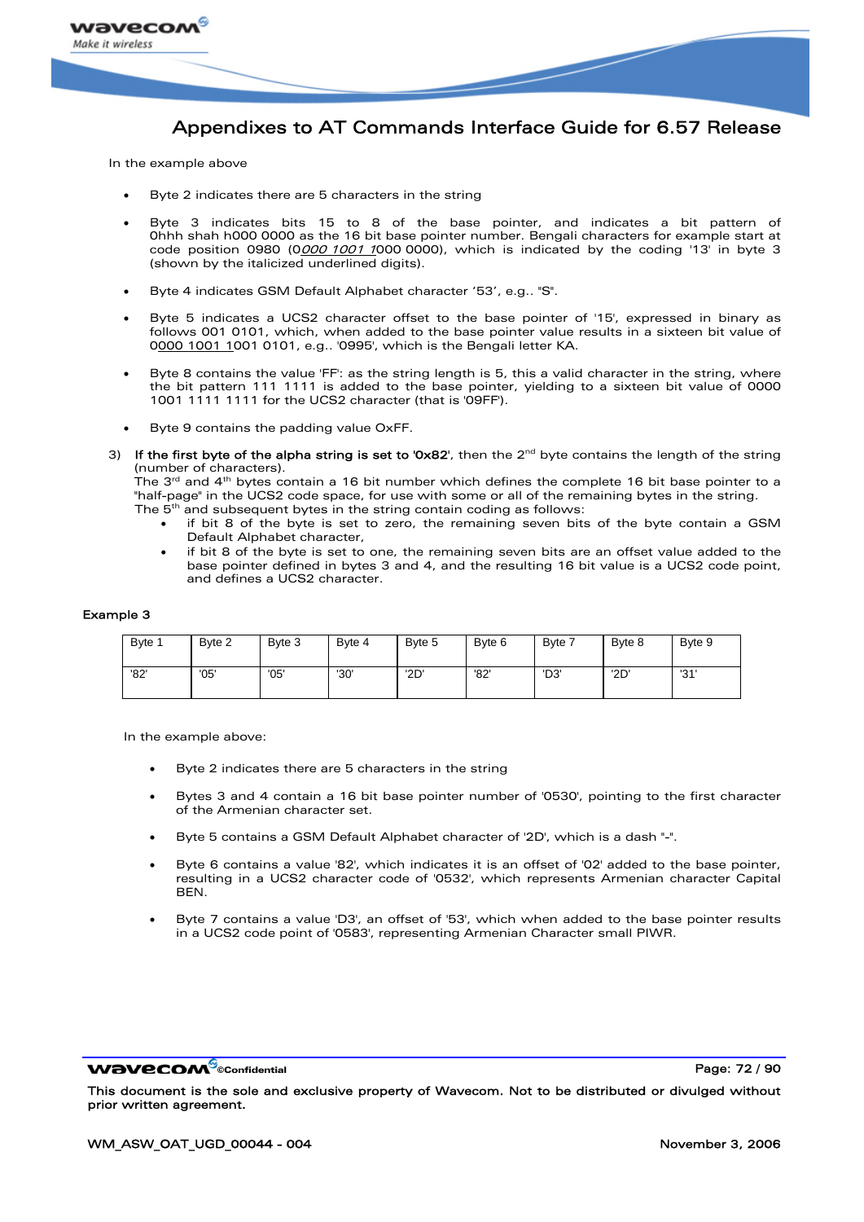In the example above

- Byte 2 indicates there are 5 characters in the string
- Byte 3 indicates bits 15 to 8 of the base pointer, and indicates a bit pattern of 0hhh shah h000 0000 as the 16 bit base pointer number. Bengali characters for example start at code position 0980 (0*<u>000 1001 1</u>*000 0000), which is indicated by the coding '13' in byte 3 (shown by the italicized underlined digits).
- Byte 4 indicates GSM Default Alphabet character '53', e.g.. "S".
- Byte 5 indicates a UCS2 character offset to the base pointer of '15', expressed in binary as follows 001 0101, which, when added to the base pointer value results in a sixteen bit value of 0<u>000 1001 1</u>001 0101, e.g.. '0995', which is the Bengali letter KA.
- Byte 8 contains the value 'FF': as the string length is 5, this a valid character in the string, where the bit pattern 111 1111 is added to the base pointer, yielding to a sixteen bit value of 0000 1001 1111 1111 for the UCS2 character (that is '09FF').
- Byte 9 contains the padding value OxFF.

3) **If the first byte of the alpha string is set to '0x82'**, then the 2nd byte contains the length of the string (number of characters).
The 3rd and 4th bytes contain a 16 bit number which defines the complete 16 bit base pointer to a "half-page" in the UCS2 code space, for use with some or all of the remaining bytes in the string.
The 5th and subsequent bytes in the string contain coding as follows:
   - if bit 8 of the byte is set to zero, the remaining seven bits of the byte contain a GSM Default Alphabet character,
   - if bit 8 of the byte is set to one, the remaining seven bits are an offset value added to the base pointer defined in bytes 3 and 4, and the resulting 16 bit value is a UCS2 code point, and defines a UCS2 character.

**Example 3**

| Byte 1 | Byte 2 | Byte 3 | Byte 4 | Byte 5 | Byte 6 | Byte 7 | Byte 8 | Byte 9 |
|---|---|---|---|---|---|---|---|---|
| '82' | '05' | '05' | '30' | '2D' | '82' | 'D3' | '2D' | '31' |

In the example above:

- Byte 2 indicates there are 5 characters in the string
- Bytes 3 and 4 contain a 16 bit base pointer number of '0530', pointing to the first character of the Armenian character set.
- Byte 5 contains a GSM Default Alphabet character of '2D', which is a dash "-".
- Byte 6 contains a value '82', which indicates it is an offset of '02' added to the base pointer, resulting in a UCS2 character code of '0532', which represents Armenian character Capital BEN.
- Byte 7 contains a value 'D3', an offset of '53', which when added to the base pointer results in a UCS2 code point of '0583', representing Armenian Character small PIWR.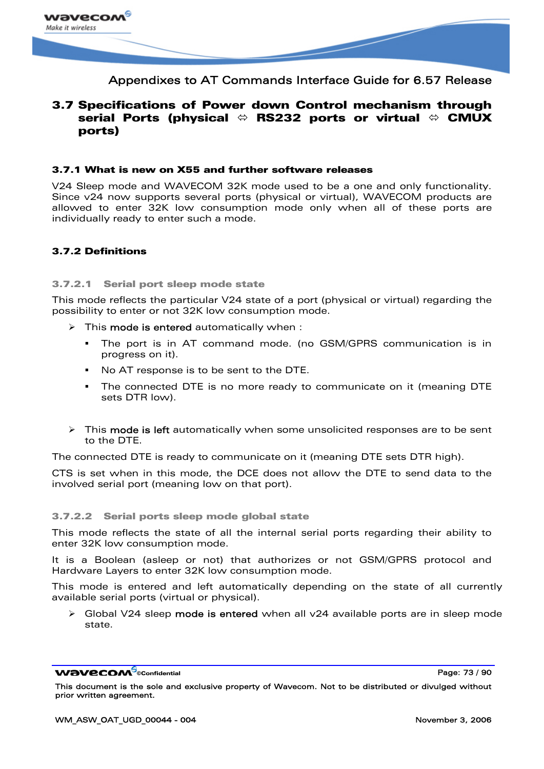## 3.7 Specifications of Power down Control mechanism through serial Ports (physical ⇔ RS232 ports or virtual ⇔ CMUX ports)

### 3.7.1 What is new on X55 and further software releases

V24 Sleep mode and WAVECOM 32K mode used to be a one and only functionality. Since v24 now supports several ports (physical or virtual), WAVECOM products are allowed to enter 32K low consumption mode only when all of these ports are individually ready to enter such a mode.

### 3.7.2 Definitions

#### 3.7.2.1 Serial port sleep mode state

This mode reflects the particular V24 state of a port (physical or virtual) regarding the possibility to enter or not 32K low consumption mode.

- This **mode is entered** automatically when :
  - The port is in AT command mode. (no GSM/GPRS communication is in progress on it).
  - No AT response is to be sent to the DTE.
  - The connected DTE is no more ready to communicate on it (meaning DTE sets DTR low).
- This **mode is left** automatically when some unsolicited responses are to be sent to the DTE.

The connected DTE is ready to communicate on it (meaning DTE sets DTR high).

CTS is set when in this mode, the DCE does not allow the DTE to send data to the involved serial port (meaning low on that port).

#### 3.7.2.2 Serial ports sleep mode global state

This mode reflects the state of all the internal serial ports regarding their ability to enter 32K low consumption mode.

It is a Boolean (asleep or not) that authorizes or not GSM/GPRS protocol and Hardware Layers to enter 32K low consumption mode.

This mode is entered and left automatically depending on the state of all currently available serial ports (virtual or physical).

- Global V24 sleep **mode is entered** when all v24 available ports are in sleep mode state.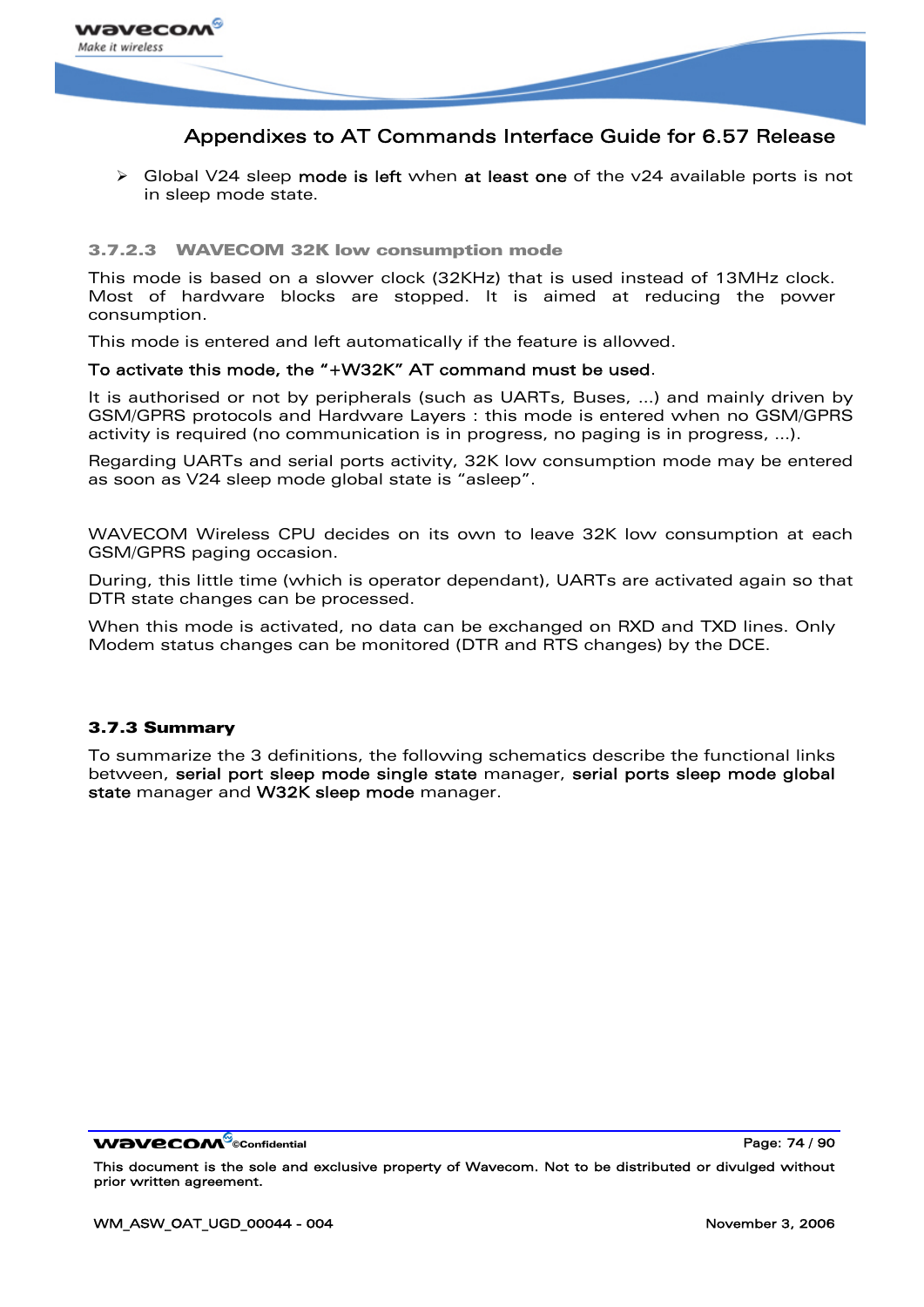- Global V24 sleep **mode is left** when **at least one** of the v24 available ports is not in sleep mode state.

#### 3.7.2.3 WAVECOM 32K low consumption mode

This mode is based on a slower clock (32KHz) that is used instead of 13MHz clock. Most of hardware blocks are stopped. It is aimed at reducing the power consumption.

This mode is entered and left automatically if the feature is allowed.

**To activate this mode, the "+W32K" AT command must be used**.

It is authorised or not by peripherals (such as UARTs, Buses, ...) and mainly driven by GSM/GPRS protocols and Hardware Layers : this mode is entered when no GSM/GPRS activity is required (no communication is in progress, no paging is in progress, ...).

Regarding UARTs and serial ports activity, 32K low consumption mode may be entered as soon as V24 sleep mode global state is "asleep".

WAVECOM Wireless CPU decides on its own to leave 32K low consumption at each GSM/GPRS paging occasion.

During, this little time (which is operator dependant), UARTs are activated again so that DTR state changes can be processed.

When this mode is activated, no data can be exchanged on RXD and TXD lines. Only Modem status changes can be monitored (DTR and RTS changes) by the DCE.

### 3.7.3 Summary

To summarize the 3 definitions, the following schematics describe the functional links between, **serial port sleep mode single state** manager, **serial ports sleep mode global state** manager and **W32K sleep mode** manager.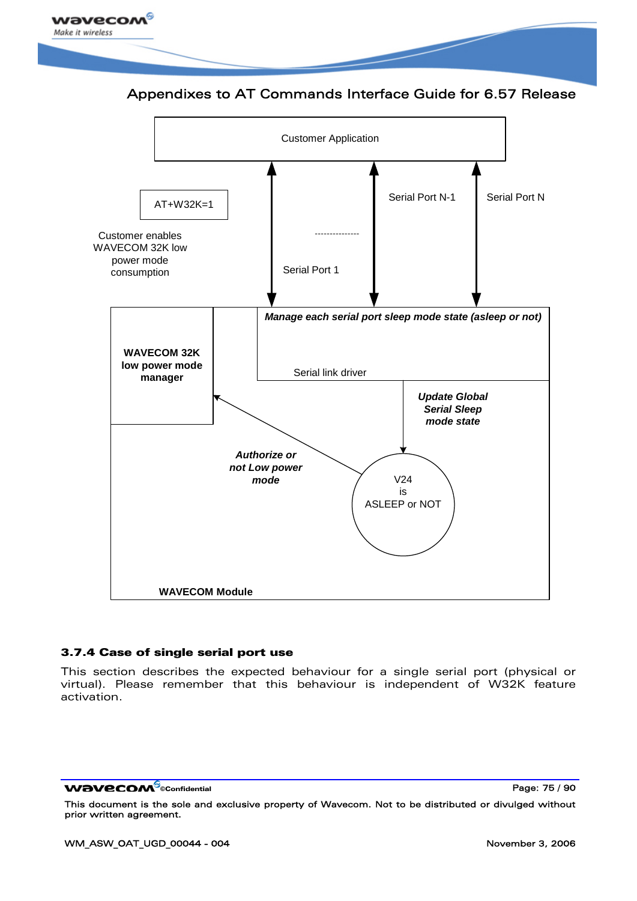Customer Application

AT+W32K=1

Customer enables WAVECOM 32K low power mode consumption

Serial Port 1

---------------

Serial Port N-1

Serial Port N

*Manage each serial port sleep mode state (asleep or not)*

Serial link driver

**WAVECOM 32K low power mode manager**

*Update Global Serial Sleep mode state*

*Authorize or not Low power mode*

V24 is ASLEEP or NOT

**WAVECOM Module**

### 3.7.4 Case of single serial port use

This section describes the expected behaviour for a single serial port (physical or virtual). Please remember that this behaviour is independent of W32K feature activation.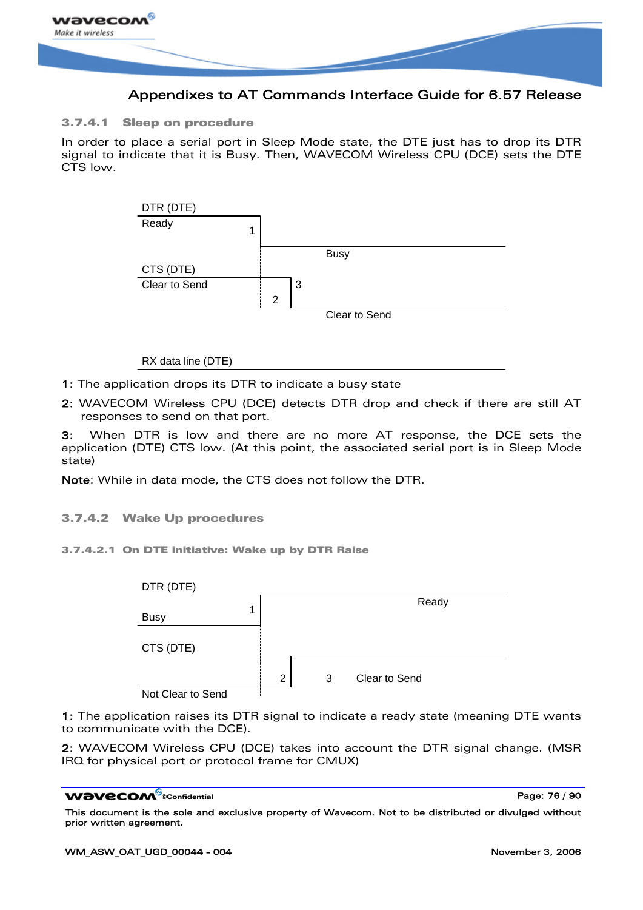#### 3.7.4.1 Sleep on procedure

In order to place a serial port in Sleep Mode state, the DTE just has to drop its DTR signal to indicate that it is Busy. Then, WAVECOM Wireless CPU (DCE) sets the DTE CTS low.

DTR (DTE)

Ready 1

Busy

CTS (DTE)

Clear to Send 2 3

Clear to Send

RX data line (DTE)

**1**: The application drops its DTR to indicate a busy state

**2**: WAVECOM Wireless CPU (DCE) detects DTR drop and check if there are still AT responses to send on that port.

**3**: When DTR is low and there are no more AT response, the DCE sets the application (DTE) CTS low. (At this point, the associated serial port is in Sleep Mode state)

<u>Note</u>: While in data mode, the CTS does not follow the DTR.

#### 3.7.4.2 Wake Up procedures

##### 3.7.4.2.1 On DTE initiative: Wake up by DTR Raise

DTR (DTE)

Ready

Busy 1

CTS (DTE)

2 3 Clear to Send

Not Clear to Send

**1**: The application raises its DTR signal to indicate a ready state (meaning DTE wants to communicate with the DCE).

**2**: WAVECOM Wireless CPU (DCE) takes into account the DTR signal change. (MSR IRQ for physical port or protocol frame for CMUX)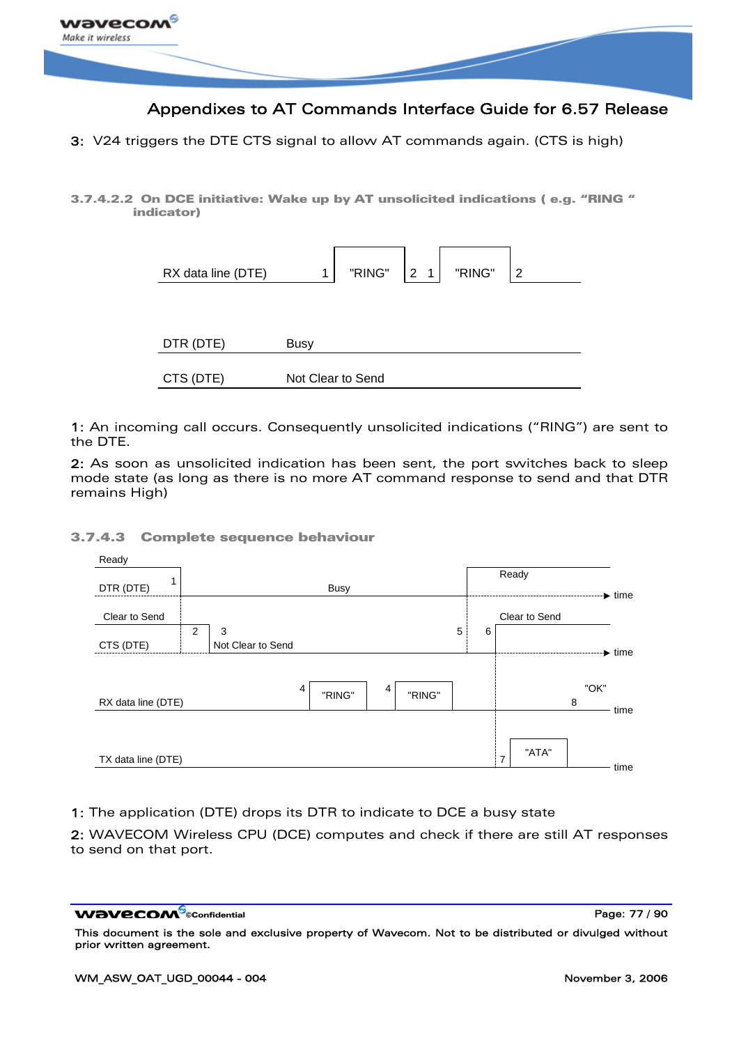**3:** V24 triggers the DTE CTS signal to allow AT commands again. (CTS is high)

#### 3.7.4.2.2 On DCE initiative: Wake up by AT unsolicited indications ( e.g. “RING “ indicator)

RX data line (DTE) 1 "RING" 2 1 "RING" 2

DTR (DTE) Busy

CTS (DTE) Not Clear to Send

**1:** An incoming call occurs. Consequently unsolicited indications (“RING”) are sent to the DTE.

**2:** As soon as unsolicited indication has been sent, the port switches back to sleep mode state (as long as there is no more AT command response to send and that DTR remains High)

### 3.7.4.3 Complete sequence behaviour

Ready
DTR (DTE) 1 Busy Ready time

Clear to Send
CTS (DTE) 2 3 Not Clear to Send 5 6 Clear to Send time

RX data line (DTE) 4 "RING" 4 "RING" "OK" 8 time

TX data line (DTE) 7 "ATA" time

**1:** The application (DTE) drops its DTR to indicate to DCE a busy state

**2:** WAVECOM Wireless CPU (DCE) computes and check if there are still AT responses to send on that port.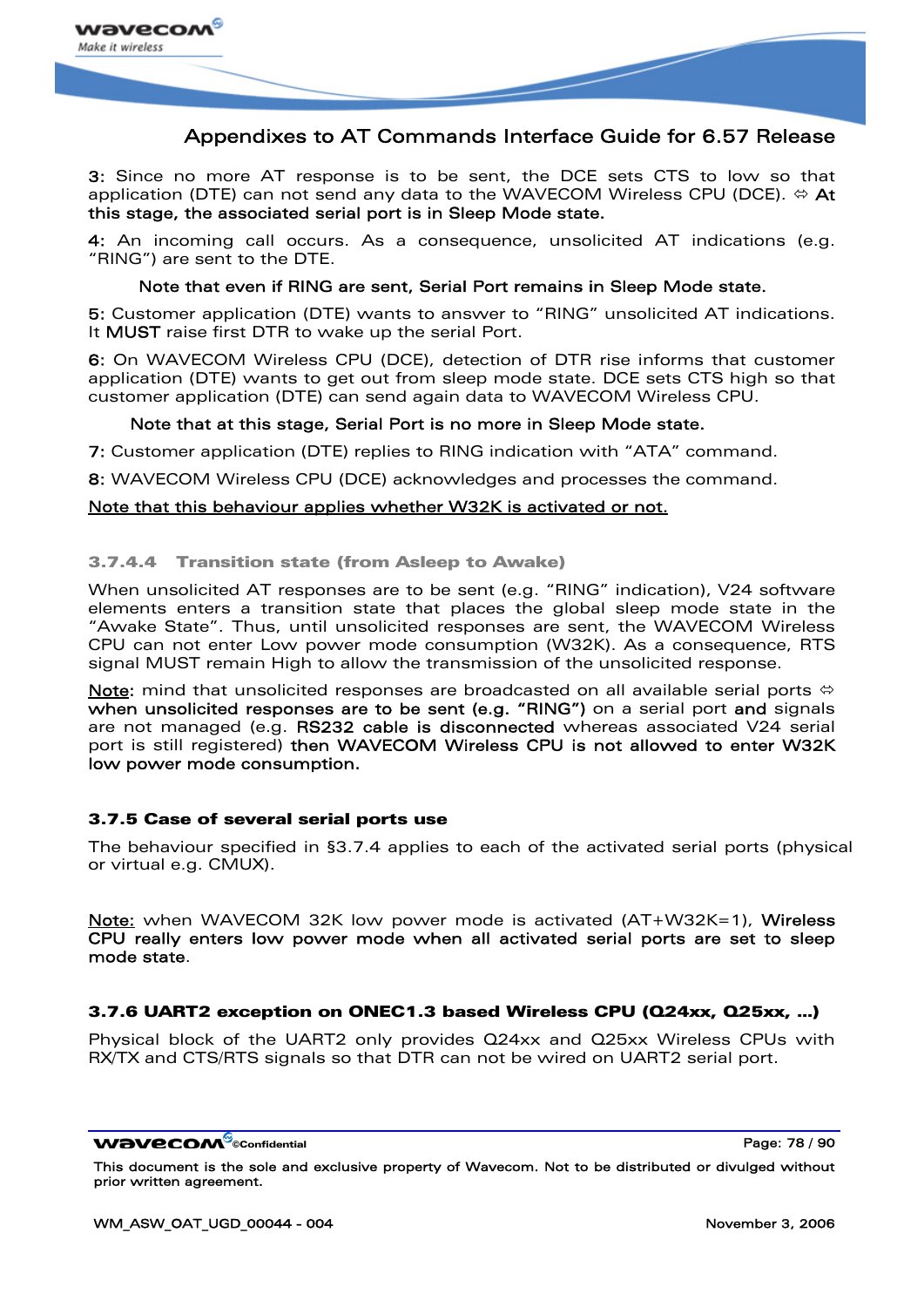**3:** Since no more AT response is to be sent, the DCE sets CTS to low so that application (DTE) can not send any data to the WAVECOM Wireless CPU (DCE). ⇔ **At this stage, the associated serial port is in Sleep Mode state.**

**4:** An incoming call occurs. As a consequence, unsolicited AT indications (e.g. "RING") are sent to the DTE.

**Note that even if RING are sent, Serial Port remains in Sleep Mode state.**

**5:** Customer application (DTE) wants to answer to "RING" unsolicited AT indications. It **MUST** raise first DTR to wake up the serial Port.

**6:** On WAVECOM Wireless CPU (DCE), detection of DTR rise informs that customer application (DTE) wants to get out from sleep mode state. DCE sets CTS high so that customer application (DTE) can send again data to WAVECOM Wireless CPU.

**Note that at this stage, Serial Port is no more in Sleep Mode state.**

**7:** Customer application (DTE) replies to RING indication with "ATA" command.

**8:** WAVECOM Wireless CPU (DCE) acknowledges and processes the command.

<u>Note that this behaviour applies whether W32K is activated or not.</u>

#### 3.7.4.4 Transition state (from Asleep to Awake)

When unsolicited AT responses are to be sent (e.g. "RING" indication), V24 software elements enters a transition state that places the global sleep mode state in the "Awake State". Thus, until unsolicited responses are sent, the WAVECOM Wireless CPU can not enter Low power mode consumption (W32K). As a consequence, RTS signal MUST remain High to allow the transmission of the unsolicited response.

<u>Note</u>: mind that unsolicited responses are broadcasted on all available serial ports ⇔ **when unsolicited responses are to be sent (e.g. "RING")** on a serial port **and** signals are not managed (e.g. **RS232 cable is disconnected** whereas associated V24 serial port is still registered) **then WAVECOM Wireless CPU is not allowed to enter W32K low power mode consumption.**

### 3.7.5 Case of several serial ports use

The behaviour specified in §3.7.4 applies to each of the activated serial ports (physical or virtual e.g. CMUX).

<u>Note:</u> when WAVECOM 32K low power mode is activated (AT+W32K=1), **Wireless CPU really enters low power mode when all activated serial ports are set to sleep mode state**.

### 3.7.6 UART2 exception on ONEC1.3 based Wireless CPU (Q24xx, Q25xx, ...)

Physical block of the UART2 only provides Q24xx and Q25xx Wireless CPUs with RX/TX and CTS/RTS signals so that DTR can not be wired on UART2 serial port.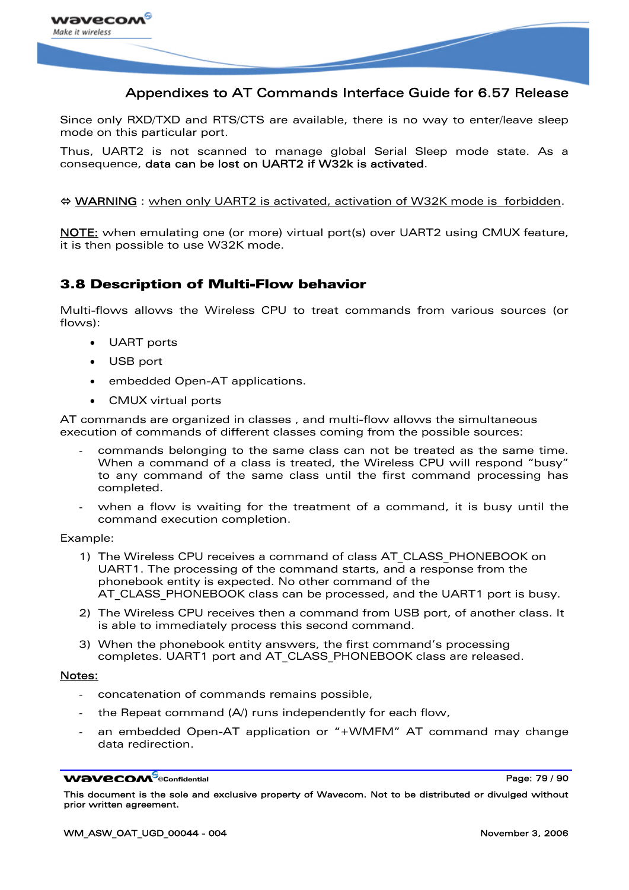Since only RXD/TXD and RTS/CTS are available, there is no way to enter/leave sleep mode on this particular port.

Thus, UART2 is not scanned to manage global Serial Sleep mode state. As a consequence, **data can be lost on UART2 if W32k is activated**.

⇔ <u>WARNING</u> : <u>when only UART2 is activated, activation of W32K mode is forbidden</u>.

<u>NOTE:</u> when emulating one (or more) virtual port(s) over UART2 using CMUX feature, it is then possible to use W32K mode.

### 3.8 Description of Multi-Flow behavior

Multi-flows allows the Wireless CPU to treat commands from various sources (or flows):

- UART ports
- USB port
- embedded Open-AT applications.
- CMUX virtual ports

AT commands are organized in classes , and multi-flow allows the simultaneous execution of commands of different classes coming from the possible sources:

- commands belonging to the same class can not be treated as the same time. When a command of a class is treated, the Wireless CPU will respond "busy" to any command of the same class until the first command processing has completed.
- when a flow is waiting for the treatment of a command, it is busy until the command execution completion.

Example:

1) The Wireless CPU receives a command of class AT_CLASS_PHONEBOOK on UART1. The processing of the command starts, and a response from the phonebook entity is expected. No other command of the AT_CLASS_PHONEBOOK class can be processed, and the UART1 port is busy.
2) The Wireless CPU receives then a command from USB port, of another class. It is able to immediately process this second command.
3) When the phonebook entity answers, the first command's processing completes. UART1 port and AT_CLASS_PHONEBOOK class are released.

<u>Notes:</u>

- concatenation of commands remains possible,
- the Repeat command (A/) runs independently for each flow,
- an embedded Open-AT application or "+WMFM" AT command may change data redirection.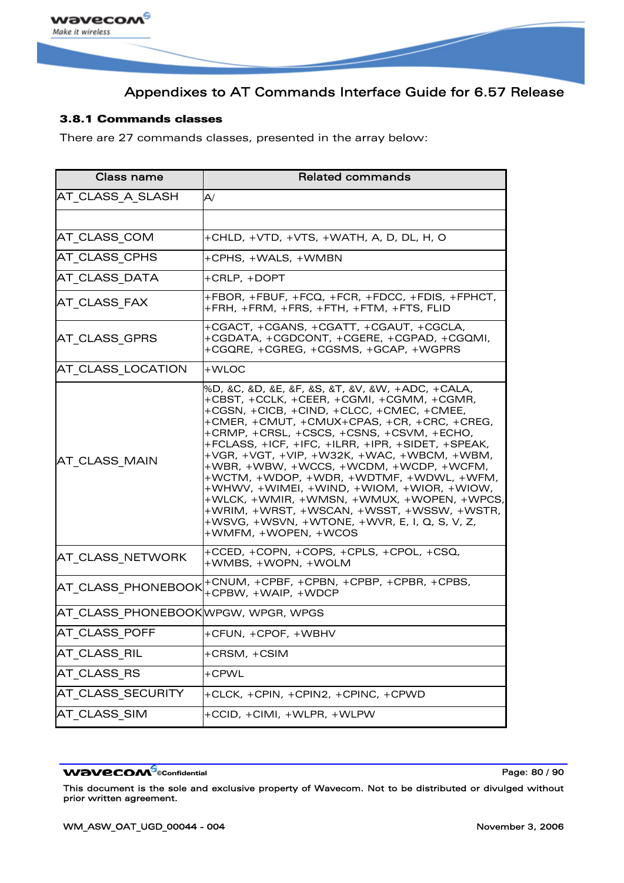### 3.8.1 Commands classes

There are 27 commands classes, presented in the array below:

| Class name | Related commands |
|---|---|
| AT_CLASS_A_SLASH | A/ |
| | |
| AT_CLASS_COM | +CHLD, +VTD, +VTS, +WATH, A, D, DL, H, O |
| AT_CLASS_CPHS | +CPHS, +WALS, +WMBN |
| AT_CLASS_DATA | +CRLP, +DOPT |
| AT_CLASS_FAX | +FBOR, +FBUF, +FCQ, +FCR, +FDCC, +FDIS, +FPHCT, +FRH, +FRM, +FRS, +FTH, +FTM, +FTS, FLID |
| AT_CLASS_GPRS | +CGACT, +CGANS, +CGATT, +CGAUT, +CGCLA, +CGDATA, +CGDCONT, +CGERE, +CGPAD, +CGQMI, +CGQRE, +CGREG, +CGSMS, +GCAP, +WGPRS |
| AT_CLASS_LOCATION | +WLOC |
| AT_CLASS_MAIN | %D, &C, &D, &E, &F, &S, &T, &V, &W, +ADC, +CALA, +CBST, +CCLK, +CEER, +CGMI, +CGMM, +CGMR, +CGSN, +CICB, +CIND, +CLCC, +CMEC, +CMEE, +CMER, +CMUT, +CMUX+CPAS, +CR, +CRC, +CREG, +CRMP, +CRSL, +CSCS, +CSNS, +CSVM, +ECHO, +FCLASS, +ICF, +IFC, +ILRR, +IPR, +SIDET, +SPEAK, +VGR, +VGT, +VIP, +W32K, +WAC, +WBCM, +WBM, +WBR, +WBW, +WCCS, +WCDM, +WCDP, +WCFM, +WCTM, +WDOP, +WDR, +WDTMF, +WDWL, +WFM, +WHWV, +WIMEI, +WIND, +WIOM, +WIOR, +WIOW, +WLCK, +WMIR, +WMSN, +WMUX, +WOPEN, +WPCS, +WRIM, +WRST, +WSCAN, +WSST, +WSSW, +WSTR, +WSVG, +WSVN, +WTONE, +WVR, E, I, Q, S, V, Z, +WMFM, +WOPEN, +WCOS |
| AT_CLASS_NETWORK | +CCED, +COPN, +COPS, +CPLS, +CPOL, +CSQ, +WMBS, +WOPN, +WOLM |
| AT_CLASS_PHONEBOOK | +CNUM, +CPBF, +CPBN, +CPBP, +CPBR, +CPBS, +CPBW, +WAIP, +WDCP |
| AT_CLASS_PHONEBOOK | WPGW, WPGR, WPGS |
| AT_CLASS_POFF | +CFUN, +CPOF, +WBHV |
| AT_CLASS_RIL | +CRSM, +CSIM |
| AT_CLASS_RS | +CPWL |
| AT_CLASS_SECURITY | +CLCK, +CPIN, +CPIN2, +CPINC, +CPWD |
| AT_CLASS_SIM | +CCID, +CIMI, +WLPR, +WLPW |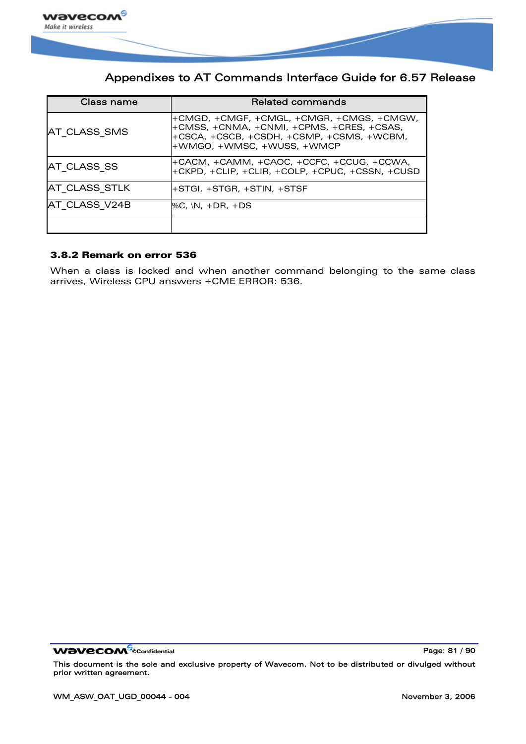| Class name | Related commands |
|---|---|
| AT_CLASS_SMS | +CMGD, +CMGF, +CMGL, +CMGR, +CMGS, +CMGW, +CMSS, +CNMA, +CNMI, +CPMS, +CRES, +CSAS, +CSCA, +CSCB, +CSDH, +CSMP, +CSMS, +WCBM, +WMGO, +WMSC, +WUSS, +WMCP |
| AT_CLASS_SS | +CACM, +CAMM, +CAOC, +CCFC, +CCUG, +CCWA, +CKPD, +CLIP, +CLIR, +COLP, +CPUC, +CSSN, +CUSD |
| AT_CLASS_STLK | +STGI, +STGR, +STIN, +STSF |
| AT_CLASS_V24B | %C, \N, +DR, +DS |
| | |

### 3.8.2 Remark on error 536

When a class is locked and when another command belonging to the same class arrives, Wireless CPU answers +CME ERROR: 536.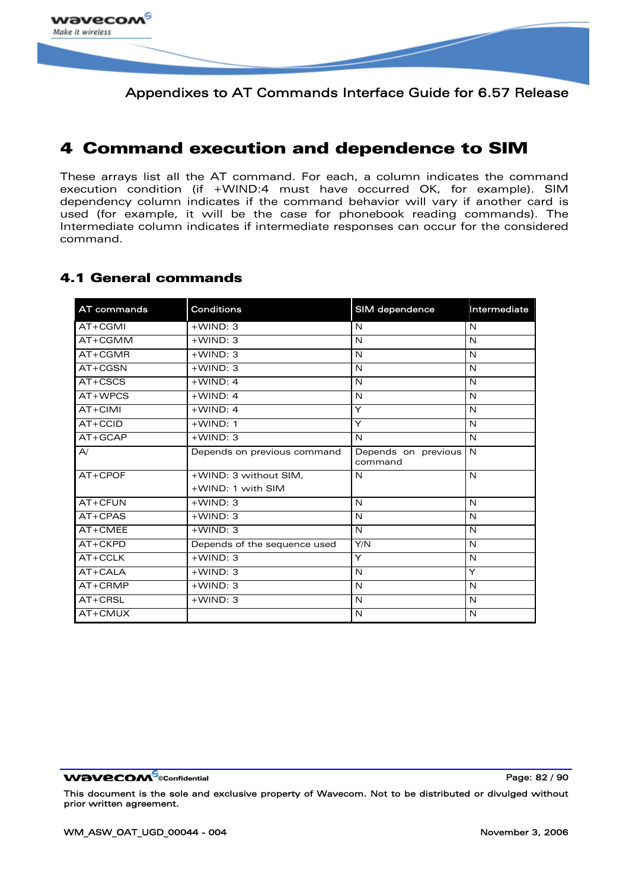# 4 Command execution and dependence to SIM

These arrays list all the AT command. For each, a column indicates the command execution condition (if +WIND:4 must have occurred OK, for example). SIM dependency column indicates if the command behavior will vary if another card is used (for example, it will be the case for phonebook reading commands). The Intermediate column indicates if intermediate responses can occur for the considered command.

## 4.1 General commands

| AT commands | Conditions | SIM dependence | Intermediate |
|---|---|---|---|
| AT+CGMI | +WIND: 3 | N | N |
| AT+CGMM | +WIND: 3 | N | N |
| AT+CGMR | +WIND: 3 | N | N |
| AT+CGSN | +WIND: 3 | N | N |
| AT+CSCS | +WIND: 4 | N | N |
| AT+WPCS | +WIND: 4 | N | N |
| AT+CIMI | +WIND: 4 | Y | N |
| AT+CCID | +WIND: 1 | Y | N |
| AT+GCAP | +WIND: 3 | N | N |
| A/ | Depends on previous command | Depends on previous command | N |
| AT+CPOF | +WIND: 3 without SIM, +WIND: 1 with SIM | N | N |
| AT+CFUN | +WIND: 3 | N | N |
| AT+CPAS | +WIND: 3 | N | N |
| AT+CMEE | +WIND: 3 | N | N |
| AT+CKPD | Depends of the sequence used | Y/N | N |
| AT+CCLK | +WIND: 3 | Y | N |
| AT+CALA | +WIND: 3 | N | Y |
| AT+CRMP | +WIND: 3 | N | N |
| AT+CRSL | +WIND: 3 | N | N |
| AT+CMUX | | N | N |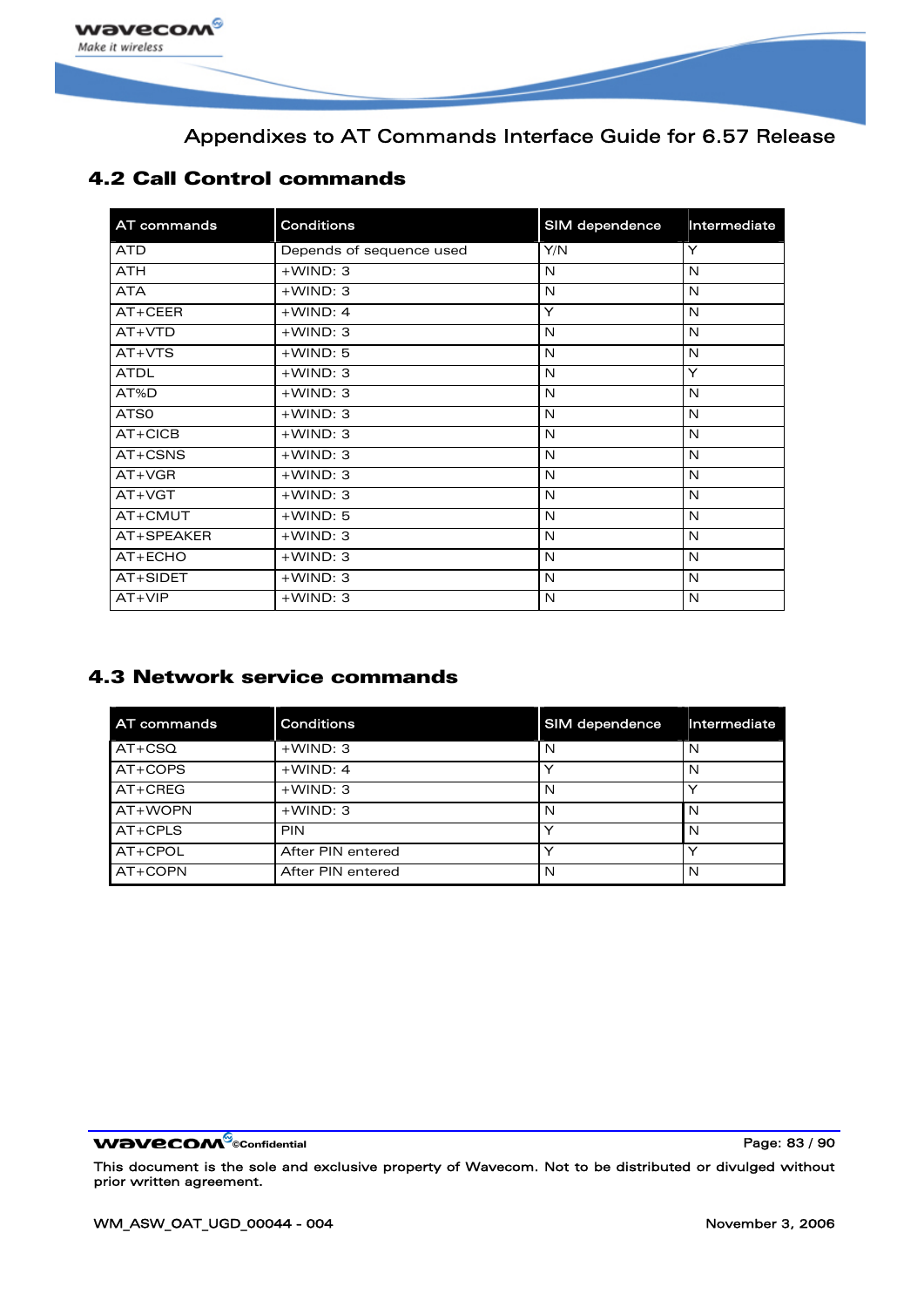## 4.2 Call Control commands

| AT commands | Conditions | SIM dependence | Intermediate |
|---|---|---|---|
| ATD | Depends of sequence used | Y/N | Y |
| ATH | +WIND: 3 | N | N |
| ATA | +WIND: 3 | N | N |
| AT+CEER | +WIND: 4 | Y | N |
| AT+VTD | +WIND: 3 | N | N |
| AT+VTS | +WIND: 5 | N | N |
| ATDL | +WIND: 3 | N | Y |
| AT%D | +WIND: 3 | N | N |
| ATS0 | +WIND: 3 | N | N |
| AT+CICB | +WIND: 3 | N | N |
| AT+CSNS | +WIND: 3 | N | N |
| AT+VGR | +WIND: 3 | N | N |
| AT+VGT | +WIND: 3 | N | N |
| AT+CMUT | +WIND: 5 | N | N |
| AT+SPEAKER | +WIND: 3 | N | N |
| AT+ECHO | +WIND: 3 | N | N |
| AT+SIDET | +WIND: 3 | N | N |
| AT+VIP | +WIND: 3 | N | N |

## 4.3 Network service commands

| AT commands | Conditions | SIM dependence | Intermediate |
|---|---|---|---|
| AT+CSQ | +WIND: 3 | N | N |
| AT+COPS | +WIND: 4 | Y | N |
| AT+CREG | +WIND: 3 | N | Y |
| AT+WOPN | +WIND: 3 | N | N |
| AT+CPLS | PIN | Y | N |
| AT+CPOL | After PIN entered | Y | Y |
| AT+COPN | After PIN entered | N | N |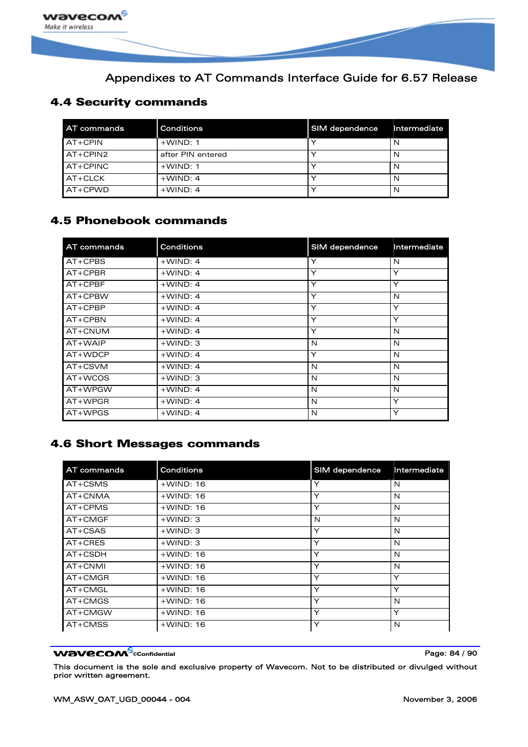## 4.4 Security commands

| AT commands | Conditions | SIM dependence | Intermediate |
|---|---|---|---|
| AT+CPIN | +WIND: 1 | Y | N |
| AT+CPIN2 | after PIN entered | Y | N |
| AT+CPINC | +WIND: 1 | Y | N |
| AT+CLCK | +WIND: 4 | Y | N |
| AT+CPWD | +WIND: 4 | Y | N |

## 4.5 Phonebook commands

| AT commands | Conditions | SIM dependence | Intermediate |
|---|---|---|---|
| AT+CPBS | +WIND: 4 | Y | N |
| AT+CPBR | +WIND: 4 | Y | Y |
| AT+CPBF | +WIND: 4 | Y | Y |
| AT+CPBW | +WIND: 4 | Y | N |
| AT+CPBP | +WIND: 4 | Y | Y |
| AT+CPBN | +WIND: 4 | Y | Y |
| AT+CNUM | +WIND: 4 | Y | N |
| AT+WAIP | +WIND: 3 | N | N |
| AT+WDCP | +WIND: 4 | Y | N |
| AT+CSVM | +WIND: 4 | N | N |
| AT+WCOS | +WIND: 3 | N | N |
| AT+WPGW | +WIND: 4 | N | N |
| AT+WPGR | +WIND: 4 | N | Y |
| AT+WPGS | +WIND: 4 | N | Y |

## 4.6 Short Messages commands

| AT commands | Conditions | SIM dependence | Intermediate |
|---|---|---|---|
| AT+CSMS | +WIND: 16 | Y | N |
| AT+CNMA | +WIND: 16 | Y | N |
| AT+CPMS | +WIND: 16 | Y | N |
| AT+CMGF | +WIND: 3 | N | N |
| AT+CSAS | +WIND: 3 | Y | N |
| AT+CRES | +WIND: 3 | Y | N |
| AT+CSDH | +WIND: 16 | Y | N |
| AT+CNMI | +WIND: 16 | Y | N |
| AT+CMGR | +WIND: 16 | Y | Y |
| AT+CMGL | +WIND: 16 | Y | Y |
| AT+CMGS | +WIND: 16 | Y | N |
| AT+CMGW | +WIND: 16 | Y | Y |
| AT+CMSS | +WIND: 16 | Y | N |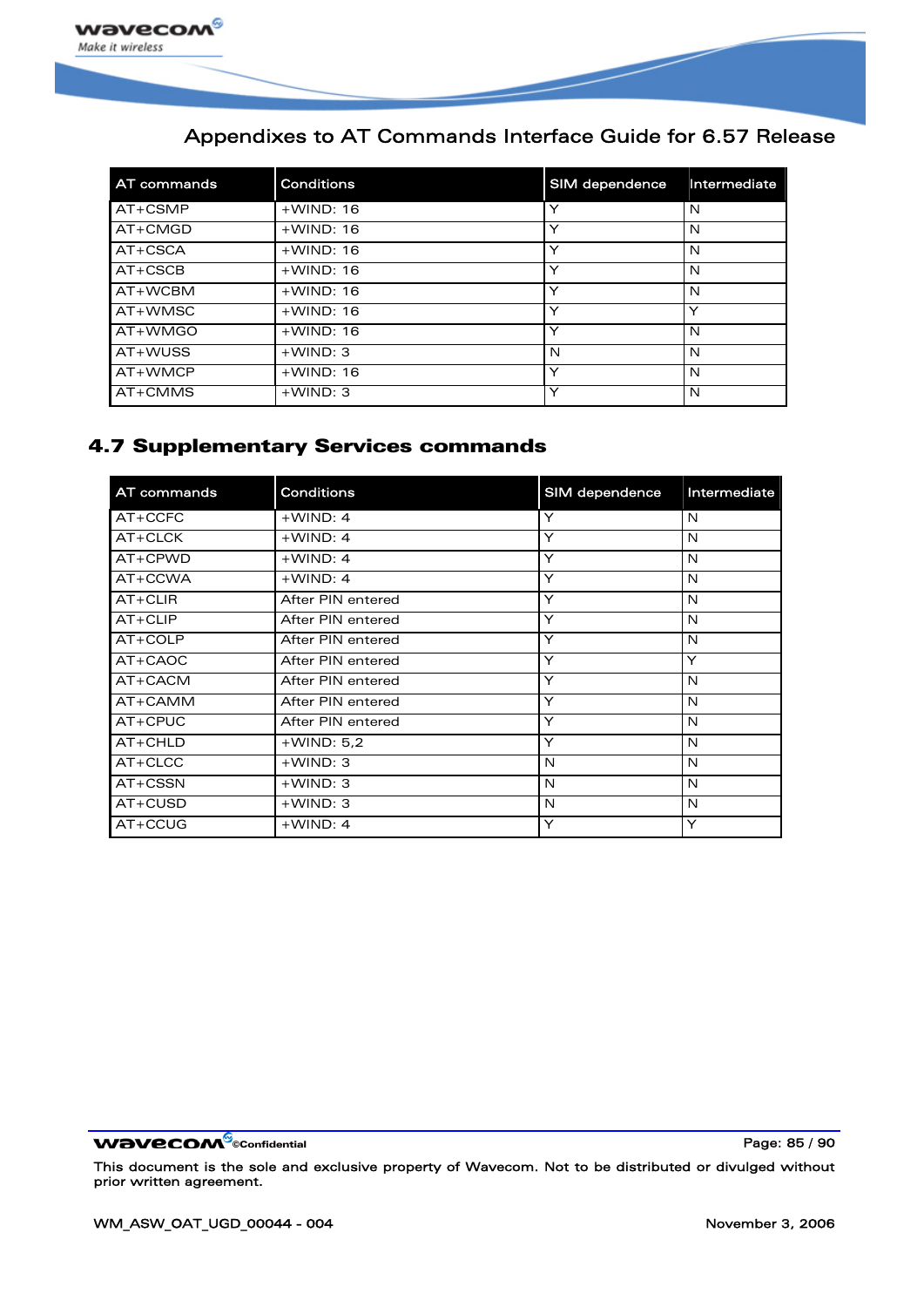| AT commands | Conditions | SIM dependence | Intermediate |
|---|---|---|---|
| AT+CSMP | +WIND: 16 | Y | N |
| AT+CMGD | +WIND: 16 | Y | N |
| AT+CSCA | +WIND: 16 | Y | N |
| AT+CSCB | +WIND: 16 | Y | N |
| AT+WCBM | +WIND: 16 | Y | N |
| AT+WMSC | +WIND: 16 | Y | Y |
| AT+WMGO | +WIND: 16 | Y | N |
| AT+WUSS | +WIND: 3 | N | N |
| AT+WMCP | +WIND: 16 | Y | N |
| AT+CMMS | +WIND: 3 | Y | N |

## 4.7 Supplementary Services commands

| AT commands | Conditions | SIM dependence | Intermediate |
|---|---|---|---|
| AT+CCFC | +WIND: 4 | Y | N |
| AT+CLCK | +WIND: 4 | Y | N |
| AT+CPWD | +WIND: 4 | Y | N |
| AT+CCWA | +WIND: 4 | Y | N |
| AT+CLIR | After PIN entered | Y | N |
| AT+CLIP | After PIN entered | Y | N |
| AT+COLP | After PIN entered | Y | N |
| AT+CAOC | After PIN entered | Y | Y |
| AT+CACM | After PIN entered | Y | N |
| AT+CAMM | After PIN entered | Y | N |
| AT+CPUC | After PIN entered | Y | N |
| AT+CHLD | +WIND: 5,2 | Y | N |
| AT+CLCC | +WIND: 3 | N | N |
| AT+CSSN | +WIND: 3 | N | N |
| AT+CUSD | +WIND: 3 | N | N |
| AT+CCUG | +WIND: 4 | Y | Y |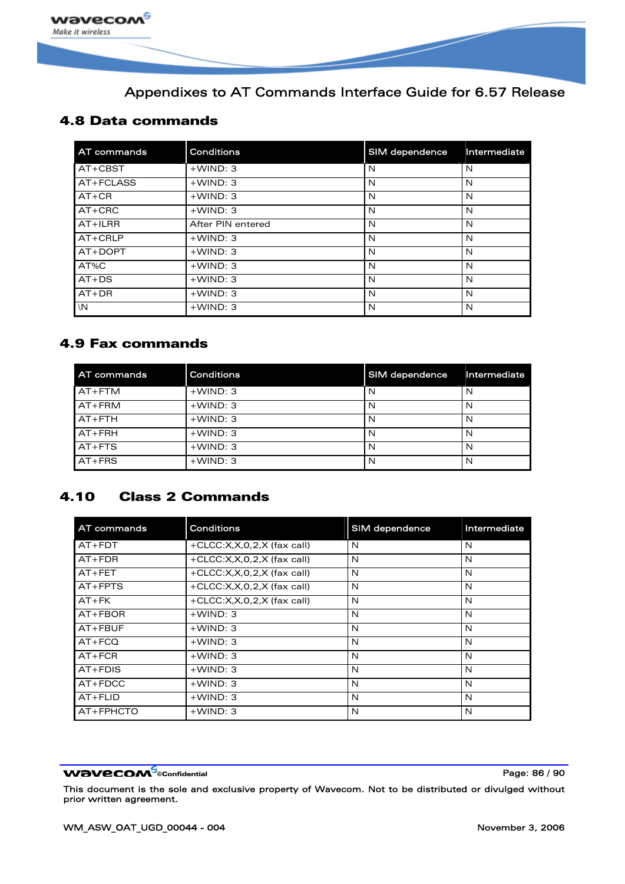## 4.8 Data commands

| AT commands | Conditions | SIM dependence | Intermediate |
|---|---|---|---|
| AT+CBST | +WIND: 3 | N | N |
| AT+FCLASS | +WIND: 3 | N | N |
| AT+CR | +WIND: 3 | N | N |
| AT+CRC | +WIND: 3 | N | N |
| AT+ILRR | After PIN entered | N | N |
| AT+CRLP | +WIND: 3 | N | N |
| AT+DOPT | +WIND: 3 | N | N |
| AT%C | +WIND: 3 | N | N |
| AT+DS | +WIND: 3 | N | N |
| AT+DR | +WIND: 3 | N | N |
| \N | +WIND: 3 | N | N |

## 4.9 Fax commands

| AT commands | Conditions | SIM dependence | Intermediate |
|---|---|---|---|
| AT+FTM | +WIND: 3 | N | N |
| AT+FRM | +WIND: 3 | N | N |
| AT+FTH | +WIND: 3 | N | N |
| AT+FRH | +WIND: 3 | N | N |
| AT+FTS | +WIND: 3 | N | N |
| AT+FRS | +WIND: 3 | N | N |

## 4.10 Class 2 Commands

| AT commands | Conditions | SIM dependence | Intermediate |
|---|---|---|---|
| AT+FDT | +CLCC:X,X,0,2,X (fax call) | N | N |
| AT+FDR | +CLCC:X,X,0,2,X (fax call) | N | N |
| AT+FET | +CLCC:X,X,0,2,X (fax call) | N | N |
| AT+FPTS | +CLCC:X,X,0,2,X (fax call) | N | N |
| AT+FK | +CLCC:X,X,0,2,X (fax call) | N | N |
| AT+FBOR | +WIND: 3 | N | N |
| AT+FBUF | +WIND: 3 | N | N |
| AT+FCQ | +WIND: 3 | N | N |
| AT+FCR | +WIND: 3 | N | N |
| AT+FDIS | +WIND: 3 | N | N |
| AT+FDCC | +WIND: 3 | N | N |
| AT+FLID | +WIND: 3 | N | N |
| AT+FPHCTO | +WIND: 3 | N | N |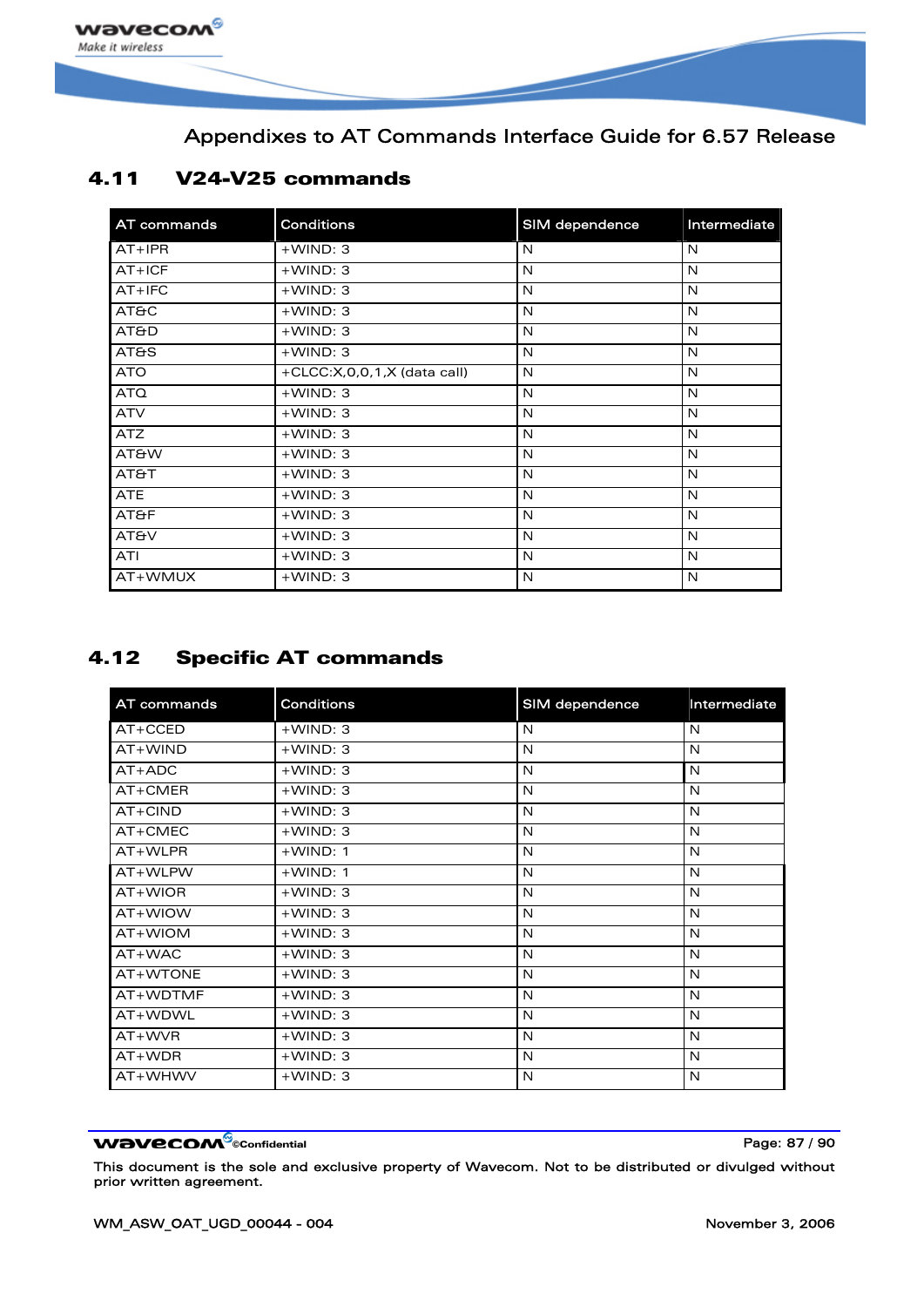## 4.11 V24-V25 commands

| AT commands | Conditions | SIM dependence | Intermediate |
|---|---|---|---|
| AT+IPR | +WIND: 3 | N | N |
| AT+ICF | +WIND: 3 | N | N |
| AT+IFC | +WIND: 3 | N | N |
| AT&C | +WIND: 3 | N | N |
| AT&D | +WIND: 3 | N | N |
| AT&S | +WIND: 3 | N | N |
| ATO | +CLCC:X,0,0,1,X (data call) | N | N |
| ATQ | +WIND: 3 | N | N |
| ATV | +WIND: 3 | N | N |
| ATZ | +WIND: 3 | N | N |
| AT&W | +WIND: 3 | N | N |
| AT&T | +WIND: 3 | N | N |
| ATE | +WIND: 3 | N | N |
| AT&F | +WIND: 3 | N | N |
| AT&V | +WIND: 3 | N | N |
| ATI | +WIND: 3 | N | N |
| AT+WMUX | +WIND: 3 | N | N |

## 4.12 Specific AT commands

| AT commands | Conditions | SIM dependence | Intermediate |
|---|---|---|---|
| AT+CCED | +WIND: 3 | N | N |
| AT+WIND | +WIND: 3 | N | N |
| AT+ADC | +WIND: 3 | N | N |
| AT+CMER | +WIND: 3 | N | N |
| AT+CIND | +WIND: 3 | N | N |
| AT+CMEC | +WIND: 3 | N | N |
| AT+WLPR | +WIND: 1 | N | N |
| AT+WLPW | +WIND: 1 | N | N |
| AT+WIOR | +WIND: 3 | N | N |
| AT+WIOW | +WIND: 3 | N | N |
| AT+WIOM | +WIND: 3 | N | N |
| AT+WAC | +WIND: 3 | N | N |
| AT+WTONE | +WIND: 3 | N | N |
| AT+WDTMF | +WIND: 3 | N | N |
| AT+WDWL | +WIND: 3 | N | N |
| AT+WVR | +WIND: 3 | N | N |
| AT+WDR | +WIND: 3 | N | N |
| AT+WHWV | +WIND: 3 | N | N |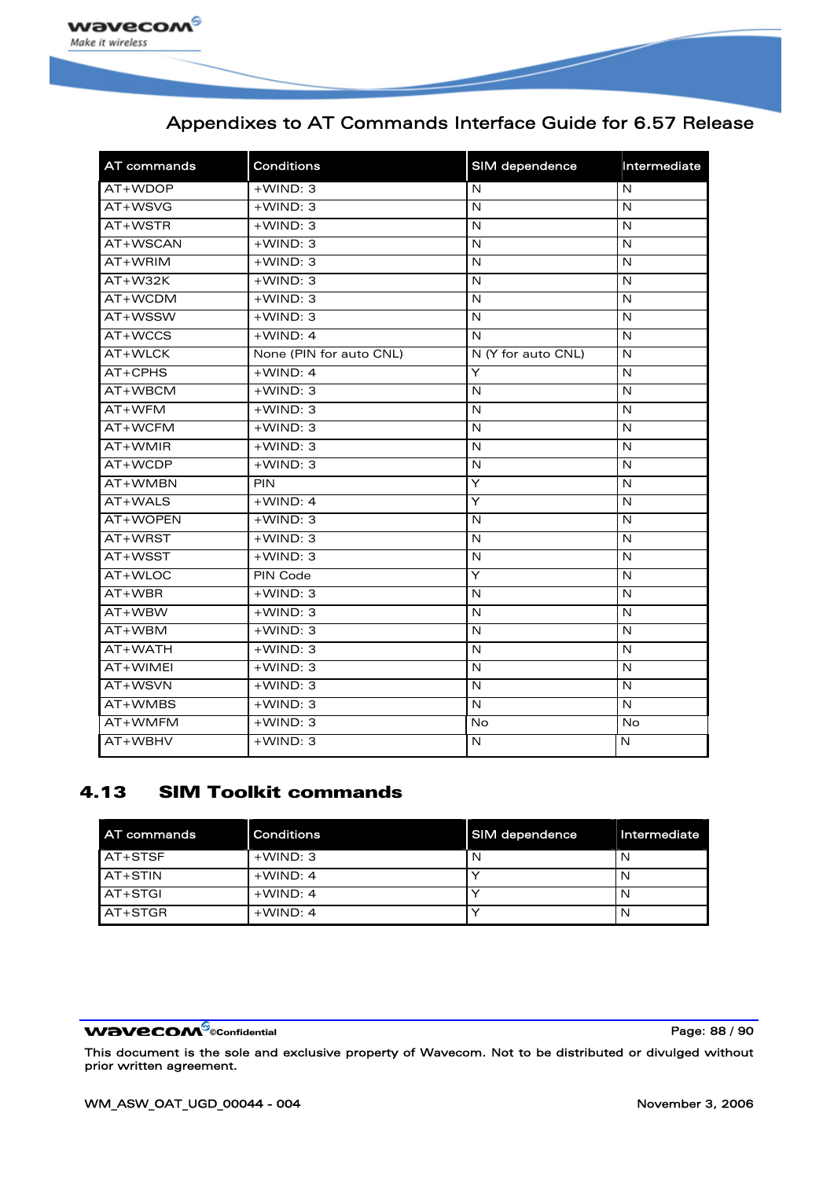| AT commands | Conditions | SIM dependence | Intermediate |
|---|---|---|---|
| AT+WDOP | +WIND: 3 | N | N |
| AT+WSVG | +WIND: 3 | N | N |
| AT+WSTR | +WIND: 3 | N | N |
| AT+WSCAN | +WIND: 3 | N | N |
| AT+WRIM | +WIND: 3 | N | N |
| AT+W32K | +WIND: 3 | N | N |
| AT+WCDM | +WIND: 3 | N | N |
| AT+WSSW | +WIND: 3 | N | N |
| AT+WCCS | +WIND: 4 | N | N |
| AT+WLCK | None (PIN for auto CNL) | N (Y for auto CNL) | N |
| AT+CPHS | +WIND: 4 | Y | N |
| AT+WBCM | +WIND: 3 | N | N |
| AT+WFM | +WIND: 3 | N | N |
| AT+WCFM | +WIND: 3 | N | N |
| AT+WMIR | +WIND: 3 | N | N |
| AT+WCDP | +WIND: 3 | N | N |
| AT+WMBN | PIN | Y | N |
| AT+WALS | +WIND: 4 | Y | N |
| AT+WOPEN | +WIND: 3 | N | N |
| AT+WRST | +WIND: 3 | N | N |
| AT+WSST | +WIND: 3 | N | N |
| AT+WLOC | PIN Code | Y | N |
| AT+WBR | +WIND: 3 | N | N |
| AT+WBW | +WIND: 3 | N | N |
| AT+WBM | +WIND: 3 | N | N |
| AT+WATH | +WIND: 3 | N | N |
| AT+WIMEI | +WIND: 3 | N | N |
| AT+WSVN | +WIND: 3 | N | N |
| AT+WMBS | +WIND: 3 | N | N |
| AT+WMFM | +WIND: 3 | No | No |
| AT+WBHV | +WIND: 3 | N | N |

## 4.13 SIM Toolkit commands

| AT commands | Conditions | SIM dependence | Intermediate |
|---|---|---|---|
| AT+STSF | +WIND: 3 | N | N |
| AT+STIN | +WIND: 4 | Y | N |
| AT+STGI | +WIND: 4 | Y | N |
| AT+STGR | +WIND: 4 | Y | N |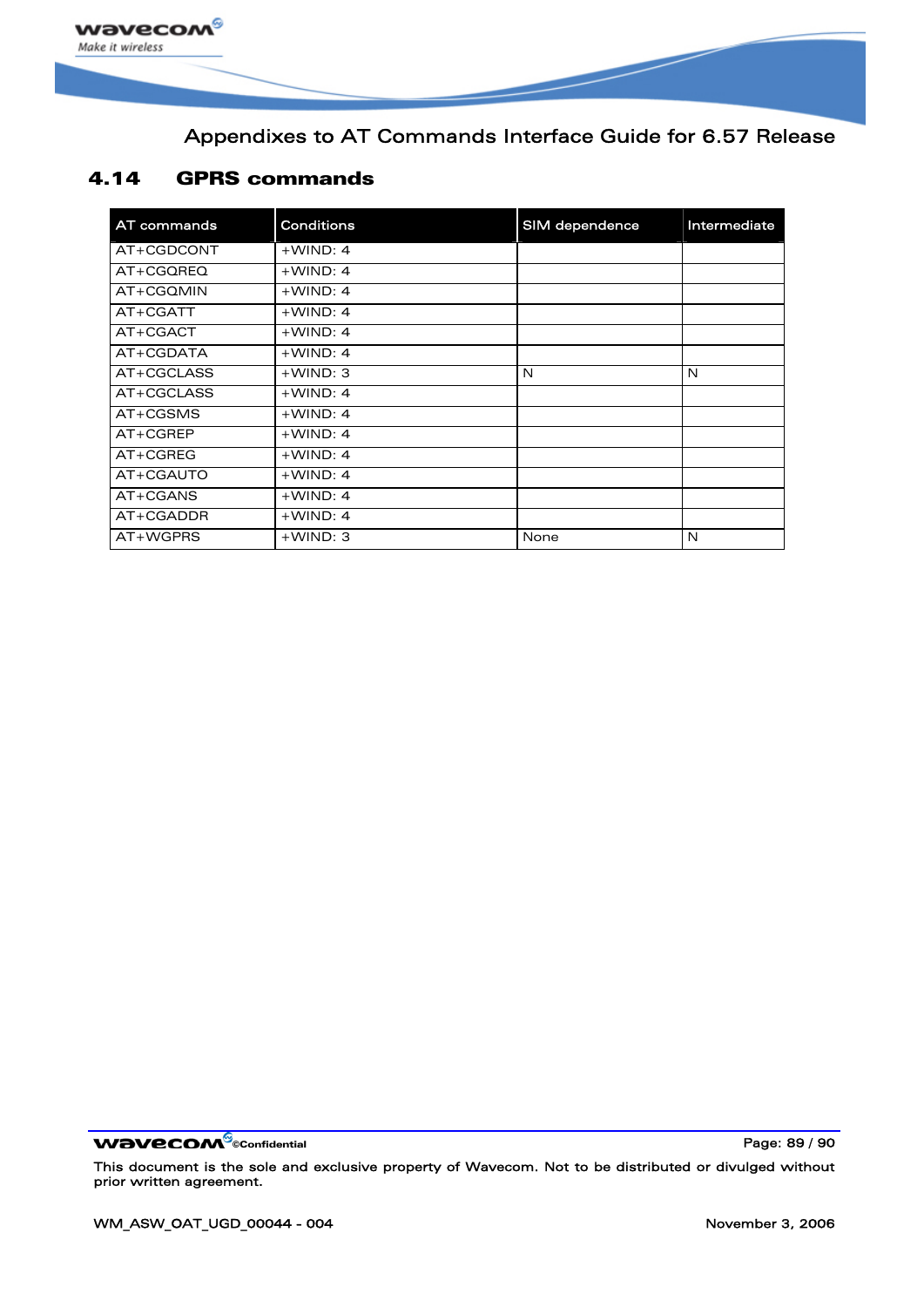## 4.14 GPRS commands

| AT commands | Conditions | SIM dependence | Intermediate |
|---|---|---|---|
| AT+CGDCONT | +WIND: 4 | | |
| AT+CGQREQ | +WIND: 4 | | |
| AT+CGQMIN | +WIND: 4 | | |
| AT+CGATT | +WIND: 4 | | |
| AT+CGACT | +WIND: 4 | | |
| AT+CGDATA | +WIND: 4 | | |
| AT+CGCLASS | +WIND: 3 | N | N |
| AT+CGCLASS | +WIND: 4 | | |
| AT+CGSMS | +WIND: 4 | | |
| AT+CGREP | +WIND: 4 | | |
| AT+CGREG | +WIND: 4 | | |
| AT+CGAUTO | +WIND: 4 | | |
| AT+CGANS | +WIND: 4 | | |
| AT+CGADDR | +WIND: 4 | | |
| AT+WGPRS | +WIND: 3 | None | N |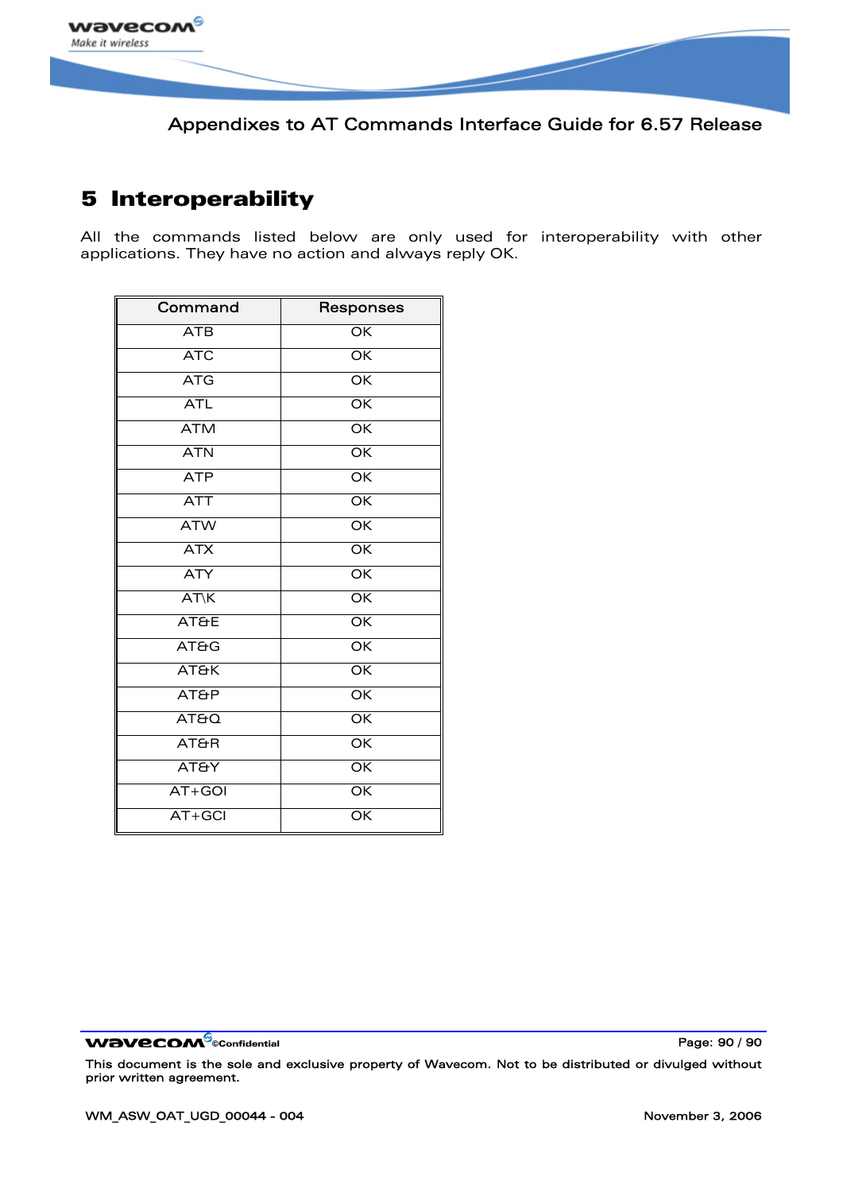# 5 Interoperability

All the commands listed below are only used for interoperability with other applications. They have no action and always reply OK.

| Command | Responses |
|---|---|
| ATB | OK |
| ATC | OK |
| ATG | OK |
| ATL | OK |
| ATM | OK |
| ATN | OK |
| ATP | OK |
| ATT | OK |
| ATW | OK |
| ATX | OK |
| ATY | OK |
| AT\K | OK |
| AT&E | OK |
| AT&G | OK |
| AT&K | OK |
| AT&P | OK |
| AT&Q | OK |
| AT&R | OK |
| AT&Y | OK |
| AT+GOI | OK |
| AT+GCI | OK |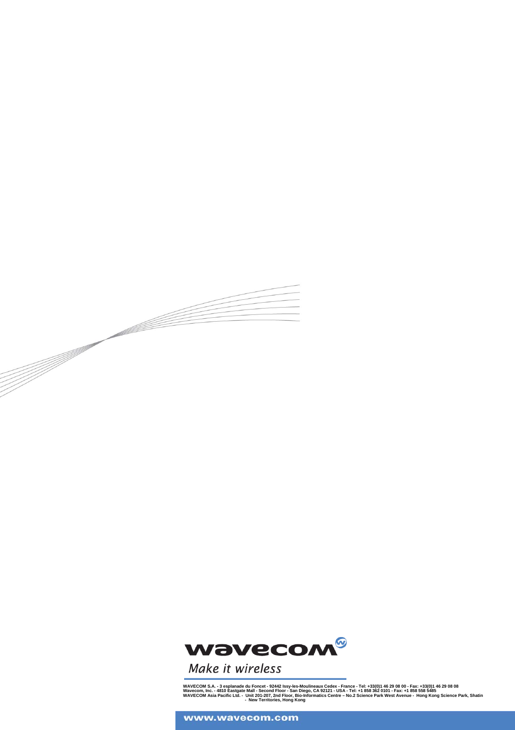Make it wireless

WAVECOM S.A. - 3 esplanade du Foncet - 92442 Issy-les-Moulineaux Cedex - France - Tel: +33(0)1 46 29 08 00 - Fax: +33(0)1 46 29 08 08
Wavecom, Inc. - 4810 Eastgate Mall - Second Floor - San Diego, CA 92121 - USA - Tel: +1 858 362 0101 - Fax: +1 858 558 5485
WAVECOM Asia Pacific Ltd. - Unit 201-207, 2nd Floor, Bio-Informatics Centre – No.2 Science Park West Avenue - Hong Kong Science Park, Shatin - New Territories, Hong Kong

www.wavecom.com